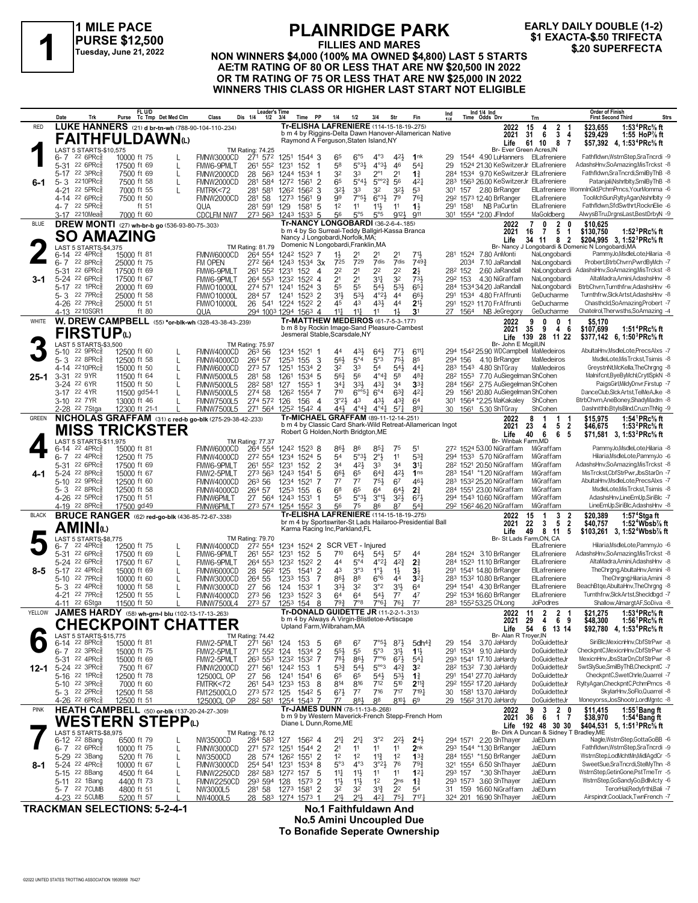# 1 MILE PACE — PURSE $12,500 — Tuesday, June 21, 2022

## PLAINRIDGE PARK

**FILLIES AND MARES**

**NON WINNERS $4,000 (100% MA OWNED $4,800) LAST 5 STARTS AE:TM RATING OF 80 OR LESS THAT ARE NW $20,500 IN 2022 OR TM RATING OF 75 OR LESS THAT ARE NW $25,000 IN 2022 WINNERS THIS CLASS OR HIGHER LAST START NOT ELIGIBLE**

**EARLY DAILY DOUBLE (1-2) $1 EXACTA-$.50 TRIFECTA $.20 SUPERFECTA**

---

### RED — 1 — FAITHFULDAWN(L) — 6-1

**LUKE HANNERS** (21) d br-tn-wh (788-90-104-110-.234)

Tr-ELISHA LAFRENIERE (114-15-18-19-.275)
b m 4 by Riggins-Delta Dawn Hanover-Allamerican Native
Raymond A Ferguson,Staten Island,NY

| Year | Starts | 1st | 2nd | 3rd | Earnings | Best |
|---|---|---|---|---|---|---|
| 2022 | 15 | 4 | 2 | 1 | $23,655 | 1:53⁴PRc⅝ ft |
| 2021 | 31 | 6 | 3 | 4 | $29,429 | 1:55 HoP⅞ ft |
| Life | 61 | 10 | 8 | 7 | $57,392 | 4, 1:53⁴PRc⅝ ft |

Br- Ever Green Acres,IN

LAST 5 STARTS-$10,575 — TM Rating: 74.25

| Date | Trk | Purse | FL U/D | Class | Leader's Time | PP | 1/4 | 1/2 | 3/4 | Str | Fin | Ind Time | Odds | Drv | Trn | Order of Finish |
|---|---|---|---|---|---|---|---|---|---|---|---|---|---|---|---|---|
| 6-7 22 6PRc⅝ | | 10000 ft 75 | L | FMNW3000CD | 27¹ 57² 125¹ 154⁴ | 3 | 6⁵ | 6°⁵ | 4°³ | 4²½ | 1nk | 29 154⁴ | 4.90 | LuHanners | ElLafreniere | Fathfldwn,WstrnStep,SraTncrdi -9 |
| 5-31 22 6PRc⅝ | | 17500 ft 69 | L | FMW6-9PMLT | 26¹ 55² 123¹ 152 | 1 | 5⁸ | 5°³½ | 4°³½ | 4⁶ | 5⁴¼ | 29 152⁴ | 21.30 | KeSwitzerJr | ElLafreniere | AdashsHnv,SoAmazing,MisTrckst -8 |
| 5-17 22 3PRc⅝ | | 7500 ft 69 | L | FMNW2000CD | 28 56³ 124⁴ 153⁴ | 1 | 3² | 3³ | 2°¹ | 2¹ | 1¾ | 28⁴ 153⁴ | 9.70 | KeSwitzerJr | ElLafreniere | Fathfldwn,SraTncrdi,SmilByThB -8 |
| 5-3 22 10PRc⅝ | | 7500 ft 58 | L | FMNW2000CD | 28¹ 58⁴ 127² 156¹ | 2 | 6⁵ | 5°⁴½ | 5°°²½ | 5⁶ | 4²½ | 28³ 156³ | 26.00 | KeSwitzerJr | ElLafreniere | Patanjali,Nshrlblty,SmilByThB -8 |
| 4-21 22 5PRc⅝ | | 7000 ft 55 | L | FMTRK<72 | 28¹ 58¹ 126² 156² | 3 | 3²½ | 3³ | 3² | 3²½ | 5³ | 30¹ 157 | 2.80 | BrRanger | ElLafreniere | WomnInGld,PchmPrncs,YourMomma -6 |
| 4-14 22 6PRc⅝ | | 7500 ft 50 | | FMNW2000CD | 28¹ 58 127³ 156¹ | 9 | 9⁹ | 7°⁵½ | 6°³½ | 7⁹ | 7⁶¾ | 29² 157³ | 12.40 | BrRanger | ElLafreniere | TooMchSun,RyltyAgan,Nshrlblty -9 |
| 4-7 22 5PRc⅝ | | ft 51 | | QUA | 28¹ 59¹ 129 158¹ | 5 | 1² | 1¹ | 1½ | 1¹ | 1½ | 29¹ 158¹ | NB | PaCurtin | ElLafreniere | Fathfldwn,SfdSwthrt,RocknElie -6 |
| 3-17 22 10Mea⅝ | | 7000 ft 60 | | CDCLFM NW7 | 27³ 56³ 124³ 153³ | 5 | 5⁶ | 5°⁵ | 5°⁵ | 9¹²½ | 9¹¹ | 30¹ 155⁴ | *2.00 | JFlndof | MaGoldberg | AlwysBTru,DrgnsLast,BestDrbyN -9 |

---

### BLUE — 2 — SO AMAZING — 3-1

**DREW MONTI** (27) wh-br-b go (536-93-80-75-.303)

Tr-NANCY LONGOBARDI (36-2-6-4-.185)
b m 4 by So Surreal-Teddy Ballgirl-Kassa Branca
Nancy J Longobardi,Norfolk,MA;
Domenic N Longobardi,Franklin,MA

| Year | Starts | 1st | 2nd | 3rd | Earnings | Best |
|---|---|---|---|---|---|---|
| 2022 | 7 | 0 | 2 | 0 | $10,625 | |
| 2021 | 16 | 7 | 5 | 1 | $130,750 | 1:52³PRc⅝ ft |
| Life | 34 | 11 | 8 | 2 | $204,995 | 3, 1:52³PRc⅝ ft |

Br- Nancy J Longobardi & Domenic N Longobardi,MA

LAST 5 STARTS-$4,375 — TM Rating: 81.79

| Date | Trk | Purse | FL U/D | Class | Leader's Time | PP | 1/4 | 1/2 | 3/4 | Str | Fin | Ind Time | Odds | Drv | Trn | Order of Finish |
|---|---|---|---|---|---|---|---|---|---|---|---|---|---|---|---|---|
| 6-14 22 4PRc⅝ | | 15000 ft 81 | | FMNW6000CD | 26⁴ 55⁴ 124² 152³ | 7 | 1½ | 2¹ | 2¹ | 2¹ | 7¹½ | 28¹ 152⁴ | 7.80 | AnMonti | NaLongobardi | PammyJo,MsdleLote,Hilaria -8 |
| 6-7 22 8PRc⅝ | | 25000 ft 75 | | FM OPEN | 27² 56⁴ 124³ 153⁴ | 3x | 7²⁵ | 7²⁹ | 7dis | 7dis | 7⁴⁹³ | 203⁴ | 7.10 | JaRandall | NaLongobardi | Probert,BtrbChvrn,PwrdByMch -7 |
| 5-31 22 6PRc⅝ | | 17500 ft 69 | | FMW6-9PMLT | 26¹ 55² 123¹ 152 | 4 | 2² | 2¹ | 2² | 2² | 2½ | 28² 152 | 2.60 | JaRandall | NaLongobardi | AdashsHnv,SoAmazing,MisTrckst -8 |
| 5-24 22 6PRc⅝ | | 17500 ft 67 | | FMW6-9PMLT | 26⁴ 55³ 123² 152² | 4 | 2¹ | 2¹ | 3¹¾ | 3² | 7³½ | 29² 153 | 4.30 | NiGraffam | NaLongobardi | AltaMadra,Amini,AdashsHnv -8 |
| 5-17 22 1PRc⅝ | | 20000 ft 69 | | FMWO10000L | 27⁴ 57¹ 124¹ 152⁴ | 3 | 5⁵ | 5⁵ | 5⁴½ | 5³½ | 6⁵¼ | 28⁴ 153⁴ | 34.20 | JaRandall | NaLongobardi | BtrbChvrn,Turnthfrw,AdashsHnv -6 |
| 5-3 22 7PRc⅝ | | 25000 ft 58 | | FMWO10000L | 28⁴ 57 124¹ 152³ | 2 | 3¹½ | 5³½ | 4°²½ | 4⁴ | 6⁵½ | 29¹ 153⁴ | 4.80 | FrAffrunti | GeDucharme | Turnthfrw,SlckArtst,AdashsHnv -8 |
| 4-26 22 7PRc⅝ | | 25000 ft 51 | | FMWO10000L | 26 54¹ 122⁴ 152² | 2 | 4⁵ | 4³ | 4³½ | 4⁴ | 2½ | 29¹ 152³ | 11.70 | FrAffrunti | GeDucharme | Chasthcld,SoAmazing,Probert -7 |
| 4-13 22 10SGR1 | | ft 80 | | QUA | 29⁴ 100³ 129⁴ 156³ | 4 | 1½ | 1½ | 1¹ | 1½ | 3¹ | 27 156⁴ | NB | JeGregory | GeDucharme | Chatelrol,Therwsths,SoAmazing -4 |

---

### WHITE — 3 — FIRSTUP(L) — 25-1

**W. DREW CAMPBELL** (55) *or-blk-wh (328-43-38-43-.239)

Tr-MATTHEW MEDEIROS (61-7-5-3-.177)
b m 8 by Rockin Image-Sand Pleasure-Cambest
Jesmeral Stable,Scarsdale,NY

| Year | Starts | 1st | 2nd | 3rd | Earnings | Best |
|---|---|---|---|---|---|---|
| 2022 | 9 | 0 | 0 | 1 | $5,170 | |
| 2021 | 35 | 9 | 4 | 6 | $107,699 | 1:51⁴PRc⅝ ft |
| Life | 139 | 28 | 11 | 22 | $377,142 | 6, 1:50³PRc⅝ ft |

Br- John E Mcgill,IN

LAST 5 STARTS-$3,500 — TM Rating: 75.97

| Date | Trk | Purse | FL U/D | Class | Leader's Time | PP | 1/4 | 1/2 | 3/4 | Str | Fin | Ind Time | Odds | Drv | Trn | Order of Finish |
|---|---|---|---|---|---|---|---|---|---|---|---|---|---|---|---|---|
| 5-10 22 9PRc⅝ | | 12500 ft 60 | L | FMNW4000CD | 26³ 56 123⁴ 152¹ | 1 | 4⁴ | 4³½ | 6⁴½ | 7⁷½ | 6¹¹½ | 29⁴ 154² | 25.90 | WDCampbell | MaMedeiros | AbultaHnv,MsdleLote,PrecsAlxs -7 |
| 5-3 22 8PRc⅝ | | 12500 ft 58 | L | FMNW4000CD | 26⁴ 57 125³ 155 | 3 | 5⁶½ | 5°⁴ | 5°³ | 7⁵½ | 8⁵ | 29⁴ 156 | 4.10 | BrRanger | MaMedeiros | MsdleLote,MisTrckst,Tsimis -8 |
| 4-14 22 10PRc⅝ | | 15000 ft 50 | L | FMNW6000CD | 27³ 57 125¹ 153⁴ | 2 | 3² | 3³ | 5⁴ | 5⁴½ | 4⁴½ | 28³ 154³ | 4.80 | ShTGray | MaMedeiros | GreystnNt,McKella,TheChrgng -8 |
| 3-31 22 9YR | | 11500 ft 64 | L | FMNW5000L5 | 28¹ 58 126¹ 153⁴ | 5 | 5⁶½ | 5⁶ | 4°⁴¾ | 5⁸ | 4⁸¾ | 28² 155³ | 7.70 | AuSiegelman | ShCohen | Malnifcnt,ByeByMch,CrytlSpkN -8 |
| 3-24 22 6YR | | 11500 ft 50 | L | FMNW5000L5 | 28² 58¹ 127 155³ | 1 | 3⁴½ | 3³½ | 4³¼ | 3⁴ | 3³¾ | 28⁴ 156² | 2.75 | AuSiegelman | ShCohen | PaigsGirl,MildyDnvr,Firstup -7 |
| 3-17 22 4YR | | 11500 gd54-1 | L | FMNW5000L5 | 27⁴ 58 126² 155⁴ | 7 | 7¹⁰ | 6°°⁵½ | 6°⁴ | 6³¾ | 4²½ | 29 156¹ | 20.80 | AuSiegelman | ShCohen | DanceClub,SlckArtst,TelMeAJke -8 |
| 3-10 22 7YR | | 13000 ft 46 | L | FMNW7500L5 | 27⁴ 57² 126 156 | 4 | 3°²½ | 4³ | 4³½ | 4³¾ | 6⁴ | 30¹ 156⁴ | *2.25 | MaKakaley | ShCohen | BtrbChvrn,AneBoney,ShadyMadm -8 |
| 2-28 22 7Stga | | 12300 ft 21-1 | L | FMNW7500L5 | 27¹ 56⁴ 125² 154² | 4 | 4⁴½ | 4°⁴¾ | 4°⁴½ | 5⁷½ | 8⁹½ | 30 156¹ | 5.30 | ShTGray | ShCohen | Dashntthb,BtylsBlnd,CruznThNg -9 |

---

### GREEN — 4 — MISS TRICKSTER — 4-1

**NICHOLAS GRAFFAM** (31) c red-b go-blk (275-29-38-42-.233)

Tr-MICHAEL GRAFFAM (89-11-12-14-.251)
b m 4 by Classic Card Shark-Wild Retreat-Allamerican Ingot
Robert G Holden,North Bridgton,ME

| Year | Starts | 1st | 2nd | 3rd | Earnings | Best |
|---|---|---|---|---|---|---|
| 2022 | 8 | 1 | 1 | 1 | $15,975 | 1:54¹PRc⅝ ft |
| 2021 | 23 | 4 | 5 | 2 | $46,675 | 1:53²PRc⅝ ft |
| Life | 40 | 6 | 6 | 5 | $71,581 | 3, 1:53²PRc⅝ ft |

Br- Winbak Farm,MD

LAST 5 STARTS-$11,975 — TM Rating: 77.37

| Date | Trk | Purse | FL U/D | Class | Leader's Time | PP | 1/4 | 1/2 | 3/4 | Str | Fin | Ind Time | Odds | Drv | Trn | Order of Finish |
|---|---|---|---|---|---|---|---|---|---|---|---|---|---|---|---|---|
| 6-14 22 4PRc⅝ | | 15000 ft 81 | | FMNW6000CD | 26⁴ 55⁴ 124² 152³ | 8 | 8⁶½ | 8⁶ | 8⁵¼ | 7⁵ | 5¹ | 27² 152⁴ | 53.00 | NiGraffam | MiGraffam | PammyJo,MsdleLote,Hilaria -8 |
| 6-7 22 4PRc⅝ | | 12500 ft 75 | | FMNW4000CD | 27² 55⁴ 123⁴ 152⁴ | 5 | 5⁴ | 5°³½ | 2°½ | 1¹ | 5³¾ | 29⁴ 153³ | 5.70 | NiGraffam | MiGraffam | Hilaria,MsdleLote,PammyJo -6 |
| 5-31 22 6PRc⅝ | | 17500 ft 69 | | FMW6-9PMLT | 26¹ 55² 123¹ 152 | 2 | 3⁴ | 4²½ | 3³ | 3⁴ | 3¹¾ | 28² 152¹ | 20.50 | NiGraffam | MiGraffam | AdashsHnv,SoAmazing,MisTrckst -8 |
| 5-24 22 8PRc⅝ | | 15000 ft 67 | | FMW2-5PMLT | 27³ 56³ 124³ 154¹ | 5 | 6⁶½ | 6⁵ | 6⁴¾ | 4²½ | 1ns | 28³ 154¹ | *1.20 | NiGraffam | MiGraffam | MisTrckst,CbfStrPwr,JbsStarDn -7 |
| 5-10 22 9PRc⅝ | | 12500 ft 60 | | FMNW4000CD | 26³ 56 123⁴ 152¹ | 7 | 7⁷ | 7⁷ | 7⁵½ | 6⁷ | 4⁶½ | 28³ 153² | 25.20 | NiGraffam | MiGraffam | AbultaHnv,MsdleLote,PrecsAlxs -7 |
| 5-3 22 8PRc⅝ | | 12500 ft 58 | | FMNW4000CD | 26⁴ 57 125³ 155 | 6 | 6⁸ | 6⁵ | 6⁴ | 6⁴½ | 2¾ | 28⁴ 155¹ | 23.00 | NiGraffam | MiGraffam | MsdleLote,MisTrckst,Tsimis -8 |
| 4-26 22 5PRc⅝ | | 17500 ft 51 | | FMNW6PMLT | 27 56⁴ 124³ 153¹ | 1 | 5⁵ | 5°³½ | 3°¹½ | 3²½ | 6⁷½ | 29⁴ 154³ | 10.60 | NiGraffam | MiGraffam | AdashsHnv,LineEmUp,SiriBlc -7 |
| 4-19 22 8PRc⅝ | | 17500 gd49 | | FMNW6PMLT | 27³ 57⁴ 125⁴ 155² | 3 | 5⁶ | 7⁵ | 8⁶ | 8⁷ | 5⁴¾ | 29² 156² | 46.20 | NiGraffam | MiGraffam | LineEmUp,SiriBlc,AdashsHnv -8 |

---

### BLACK — 5 — AMINI(L) — 8-5

**BRUCE RANGER** (62) red-go-blk (436-85-72-67-.338)

Tr-ELISHA LAFRENIERE (114-15-18-19-.275)
br m 4 by Sportswriter-St Lads Hailaroo-Presidential Ball
Karma Racing Inc,Parkland,FL

| Year | Starts | 1st | 2nd | 3rd | Earnings | Best |
|---|---|---|---|---|---|---|
| 2022 | 15 | 1 | 3 | 2 | $20,389 | 1:57⁴Stga ft |
| 2021 | 22 | 3 | 5 | 2 | $40,757 | 1:52⁴Wbsb⅞ ft |
| Life | 49 | 8 | 11 | 5 | $103,261 | 3, 1:52⁴Wbsb⅞ ft |

Br- St Lads Farm,ON, CA

LAST 5 STARTS-$8,775 — TM Rating: 79.70

| Date | Trk | Purse | FL U/D | Class | Leader's Time | PP | 1/4 | 1/2 | 3/4 | Str | Fin | Ind Time | Odds | Drv | Trn | Order of Finish |
|---|---|---|---|---|---|---|---|---|---|---|---|---|---|---|---|---|
| 6-7 22 4PRc⅝ | | 12500 ft 75 | L | FMNW4000CD | 27² 55⁴ 123⁴ 152⁴ | 2 | SCR VET - Injured | | | | | | | | ElLafreniere | Hilaria,MsdleLote,PammyJo -6 |
| 5-31 22 6PRc⅝ | | 17500 ft 69 | L | FMW6-9PMLT | 26¹ 55² 123¹ 152 | 5 | 7¹⁰ | 6⁴½ | 5⁴½ | 5⁷ | 4⁴ | 28⁴ 152⁴ | 3.10 | BrRanger | ElLafreniere | AdashsHnv,SoAmazing,MisTrckst -8 |
| 5-24 22 6PRc⅝ | | 17500 ft 67 | L | FMW6-9PMLT | 26⁴ 55³ 123² 152² | 4 | 4⁴ | 5°⁴ | 4°²½ | 4²¾ | 2¾ | 28⁴ 152³ | 11.10 | BrRanger | ElLafreniere | AltaMadra,Amini,AdashsHnv -8 |
| 5-17 22 4PRc⅝ | | 15000 ft 69 | L | FMNW6000CD | 28 56² 125 154¹ | 2 | 4³ | 3°³ | 1°½ | 1½ | 3½ | 29¹ 154¹ | 14.80 | BrRanger | ElLafreniere | TheChrgng,AbultaHnv,Amini -8 |
| 5-10 22 7PRc⅝ | | 10000 ft 60 | L | FMNW3000CD | 26⁴ 55 123³ 153 | 7 | 8⁶½ | 8⁸ | 6°⁶ | 4⁴ | 3²¼ | 28³ 153² | 10.80 | BrRanger | ElLafreniere | TheChrgng,Hilaria,Amini -8 |
| 5-3 22 4PRc⅝ | | 10000 ft 58 | L | FMNW3000CD | 27 56 124 153² | 1 | 3³½ | 3² | 3°² | 3¹½ | 6⁴ | 29⁴ 154¹ | 4.30 | BrRanger | ElLafreniere | BeachBtqe,AbultaHnv,TheChrgng -8 |
| 4-21 22 7PRc⅝ | | 12500 ft 55 | L | FMNW4000CD | 27³ 56 123³ 152² | 3 | 6⁴ | 6⁴ | 5⁴½ | 7⁷ | 4⁷ | 29² 153⁴ | 16.60 | BrRanger | ElLafreniere | Turnthfrw,SlckArtst,Shecldbgd -7 |
| 4-11 22 6Stga | | 11500 ft 50 | L | FMNW7500L4 | 27³ 57 125³ 154 | 8 | 7⁹½ | 7°⁸ | 7°⁶½ | 7⁶½ | 7⁷ | 28³ 155² | 53.25 | ChLong | JoPodres | Shallow,AlmargtAF,SoDiva -8 |

---

### YELLOW — 6 — CHECKPOINT CHATTER — 12-1

**JAMES HARDY** (58) wh-grn-l blu (102-13-17-13-.263)

Tr-DONALD GUIDETTE JR (11-2-2-1-.313)
b m 4 by Always A Virgin-Blistletoe-Artiscape
Upland Farm,Wilbraham,MA

| Year | Starts | 1st | 2nd | 3rd | Earnings | Best |
|---|---|---|---|---|---|---|
| 2022 | 11 | 2 | 2 | 1 | $21,275 | 1:53⁴PRc⅝ ft |
| 2021 | 29 | 4 | 6 | 9 | $48,300 | 1:56¹PRc⅝ ft |
| Life | 54 | 6 | 13 | 14 | $92,780 | 4, 1:53⁴PRc⅝ ft |

Br- Alan R Troyer,IN

LAST 5 STARTS-$15,775 — TM Rating: 74.42

| Date | Trk | Purse | FL U/D | Class | Leader's Time | PP | 1/4 | 1/2 | 3/4 | Str | Fin | Ind Time | Odds | Drv | Trn | Order of Finish |
|---|---|---|---|---|---|---|---|---|---|---|---|---|---|---|---|---|
| 6-14 22 8PRc⅝ | | 15000 ft 81 | | FMW2-5PMLT | 27¹ 56¹ 124 153 | 5 | 6⁸ | 6⁷ | 7°⁵½ | 8⁷½ | 5dh⁴¾ | 29 154 | 3.70 | JaHardy | DoGuidetteJr | SiriBlc,MexicnHnv,CbfStrPwr -8 |
| 6-7 22 3PRc⅝ | | 15000 ft 75 | | FMW2-5PMLT | 27¹ 55² 124 153⁴ | 2 | 5⁵½ | 5⁵ | 5°³ | 3¹½ | 1½ | 29¹ 153⁴ | 9.10 | JaHardy | DoGuidetteJr | CheckpntC,MexicnHnv,CbfStrPwr -8 |
| 5-31 22 4PRc⅝ | | 15000 ft 69 | | FMW2-5PMLT | 26³ 55³ 123² 153² | 7 | 7⁸½ | 8⁶½ | 7°°⁶ | 6⁷½ | 5⁴¼ | 29³ 154¹ | 17.10 | JaHardy | DoGuidetteJr | MexicnHnv,JbsStarDn,CbfStrPwr -8 |
| 5-24 22 3PRc⅝ | | 7500 ft 67 | | FMNW2000CD | 27¹ 56¹ 124² 153 | 1 | 5³¾ | 5⁴½ | 5°°³ | 4²¾ | 3² | 28² 153² | 7.30 | JaHardy | DoGuidetteJr | SwtSlySue,SmilByThB,CheckpntC -7 |
| 5-16 22 1PRc⅝ | | 12500 ft 78 | | 12500CL OP | 27 56 124¹ 154¹ | 6 | 6⁵ | 6⁵ | 5⁴½ | 5³½ | 1¾ | 29¹ 154¹ | 27.70 | JaHardy | DoGuidetteJr | CheckpntC,SwetChrle,Quarrel -7 |
| 5-10 22 3PRc⅝ | | 7000 ft 60 | | FMTRK<72 | 26¹ 54³ 123³ 153 | 8 | 8¹⁴ | 8¹⁶ | 7¹² | 5¹⁰ | 2¹¹¾ | 29² 155² | 17.20 | JaHardy | DoGuidetteJr | RyltyAgan,CheckpntC,PchmPrncs -8 |
| 5-3 22 2PRc⅝ | | 12500 ft 58 | | FM12500CLO | 27³ 57² 125 154² | 5 | 6⁷½ | 7⁷ | 7¹⁶ | 7¹⁷ | 7¹⁹¼ | 30 158¹ | 13.70 | JaHardy | DoGuidetteJr | SkylarHnv,SoFlo,Quarrel -8 |
| 4-26 22 6PRc⅝ | | 12500 ft 51 | | 12500CL OP | 28² 58¹ 125⁴ 154³ | 7 | 7⁷ | 8⁸½ | 8⁸ | 8¹⁰½ | 6⁹ | 29 156² | 31.70 | JaHardy | DoGuidetteJr | Moneyorss,JosShootr,LordMgntc -8 |

---

### PINK — 7 — WESTERN STEPP(L) — 8-1

**HEATH CAMPBELL** (50) or-blk (137-20-24-27-.309)

Tr-JAMES DUNN (78-11-13-8-.268)
b m 9 by Western Maverick-French Stepp-French Horn
Diane L Dunn,Rome,ME

| Year | Starts | 1st | 2nd | 3rd | Earnings | Best |
|---|---|---|---|---|---|---|
| 2022 | 9 | 3 | 2 | 0 | $11,415 | 1:55¹Bang ft |
| 2021 | 36 | 6 | 1 | 7 | $38,970 | 1:54⁴Bang ft |
| Life | 192 | 48 | 30 | 30 | $404,531 | 5, 1:51³PRc⅝ ft |

Br- Dirk A Duncan & Sidney T Bradley,ME

LAST 5 STARTS-$8,975 — TM Rating: 76.12

| Date | Trk | Purse | FL U/D | Class | Leader's Time | PP | 1/4 | 1/2 | 3/4 | Str | Fin | Ind Time | Odds | Drv | Trn | Order of Finish |
|---|---|---|---|---|---|---|---|---|---|---|---|---|---|---|---|---|
| 6-12 22 8Bang | | 6500 ft 79 | L | NW3500CD | 28⁴ 58³ 127 156² | 4 | 2¹¾ | 2¹¾ | 3°² | 2²½ | 2⁴½ | 29⁴ 157¹ | 2.20 | ShThayer | JaEDunn | Nagle,WstrnStep,GottaGoBB -6 |
| 6-7 22 6PRc⅝ | | 10000 ft 75 | L | FMNW3000CD | 27¹ 57² 125¹ 154⁴ | 2 | 2¹ | 1¹ | 1¹ | 1¹ | 2nk | 29³ 154⁴ | *1.30 | BrRanger | JaEDunn | Fathfldwn,WstrnStep,SraTncrdi -9 |
| 5-29 22 3Bang | | 5200 ft 76 | L | NW3500CD | 28 57⁴ 126² 155¹ | 2 | 1² | 1² | 1¹¾ | 1² | 1³¾ | 28⁴ 155¹ | *1.50 | BrRanger | JaEDunn | WstrnStep,LodMchtMn,MidlAgdCr -5 |
| 5-24 22 4PRc⅝ | | 10000 ft 67 | L | FMNW3000CD | 25⁴ 54¹ 123¹ 153⁴ | 8 | 5°³ | 4°³ | 3°²½ | 7⁶ | 7⁹¾ | 32¹ 155⁴ | 6.50 | ShThayer | JaEDunn | SweetSue,SraTncrdi,SmilByThn -8 |
| 5-15 22 8Bang | | 4500 ft 64 | L | FMNW2250CD | 28² 58³ 127² 157 | 5 | 1¹½ | 1¹½ | 1¹ | 1¹ | 1²½ | 29³ 157 | *.30 | ShThayer | JaEDunn | WstrnStep,GetinGone,PstTmeTrr -5 |
| 5-11 22 1Bang | | 4400 ft 73 | L | FMNW2250CD | 29³ 59⁴ 128 157³ | 2 | 1¹½ | 1¹½ | 1² | 2ns | 1¾ | 29³ 157³ | 3.60 | ShThayer | JaEDunn | WstrnStep,GoSandyGo,Bdlvlcty -6 |
| 5-7 22 7CUMB | | 4800 ft 51 | L | NW3000L5 | 28¹ 58 127³ 158¹ | 2 | 3² | 3² | 3¹¾ | 2² | 5⁴ | 31 159 | 16.60 | NiGraffam | JaEDunn | TerorHal,Redyfrthl,Bali -7 |
| 4-23 22 5CUMB | | 5200 ft 57 | L | NW4000L5 | 28 58³ 127⁴ 157³ | 1 | 2¹½ | 2¹½ | 4²½ | 7⁵½ | 7¹⁷½ | 32⁴ 201 | 16.90 | ShThayer | JaEDunn | Airspindr,CoolJack,TwnFrench -7 |

---

**TRACKMAN SELECTIONS: 5-2-4-1**

**No.1 Faithfuldawn And No.5 Amini Uncoupled Due To Bonafide Seperate Ownership**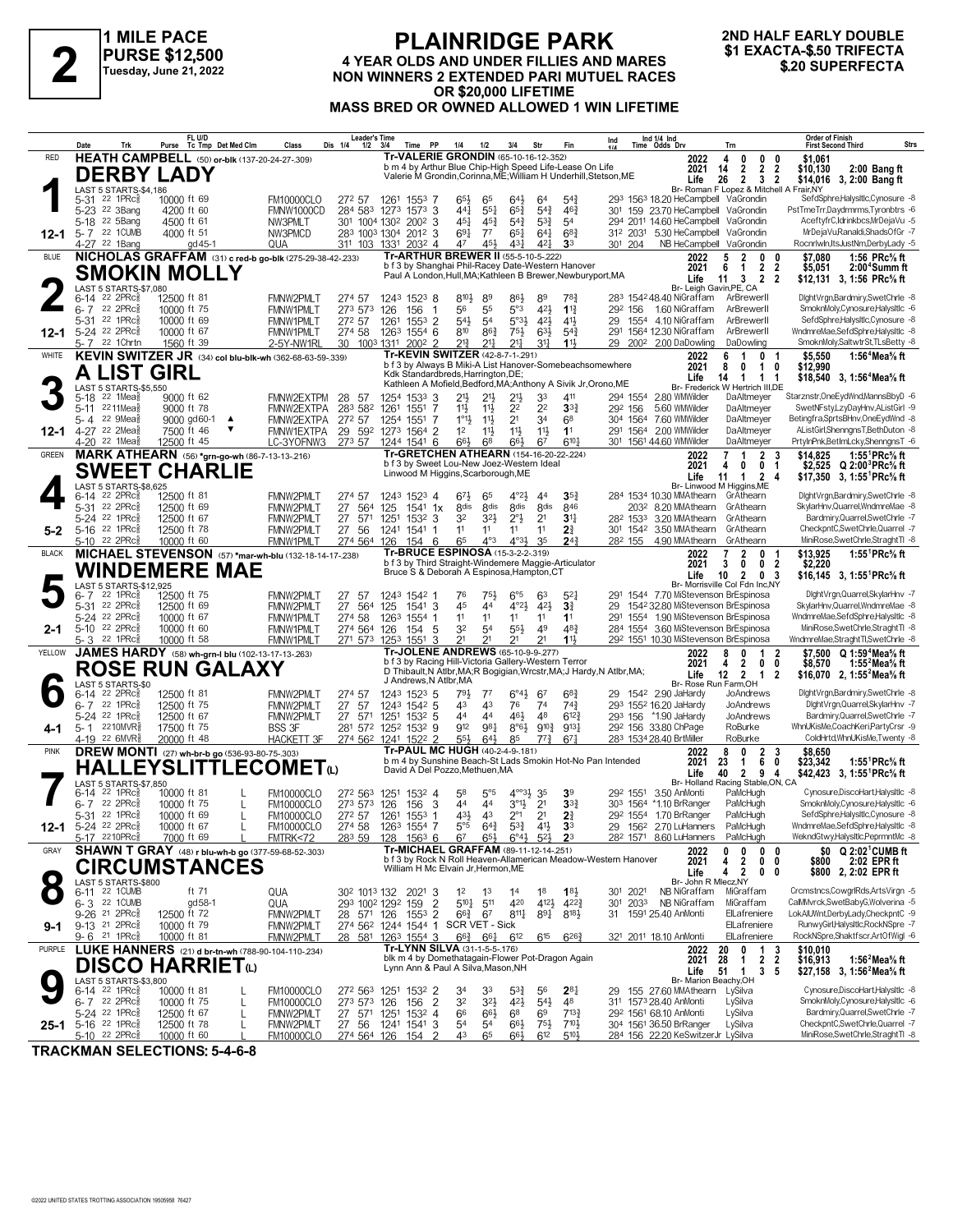# 2

**1 MILE PACE**
**PURSE $12,500**
**Tuesday, June 21, 2022**

## PLAINRIDGE PARK

**4 YEAR OLDS AND UNDER FILLIES AND MARES NON WINNERS 2 EXTENDED PARI MUTUEL RACES OR $20,000 LIFETIME MASS BRED OR OWNED ALLOWED 1 WIN LIFETIME**

**2ND HALF EARLY DOUBLE**
**$1 EXACTA-$.50 TRIFECTA**
**$.20 SUPERFECTA**

---

### RED — 1 — DERBY LADY (12-1)
**HEATH CAMPBELL** (50) or-blk (137-20-24-27-.309)
Tr-VALERIE GRONDIN (65-10-16-12-.352)
b m 4 by Arthur Blue Chip-High Speed Life-Lease On Life
Valerie M Grondin,Corinna,ME;William H Underhill,Stetson,ME
Br- Roman F Lopez & Mitchell A Frair,NY

| | Starts | 1st | 2nd | 3rd | Earnings | Record |
|---|---|---|---|---|---|---|
| 2022 | 4 | 0 | 0 | 0 | $1,061 | |
| 2021 | 14 | 2 | 2 | 2 | $10,130 | 2:00 Bang ft |
| Life | 26 | 2 | 3 | 2 | $14,016 | 3, 2:00 Bang ft |

LAST 5 STARTS-$4,186

| Date | Trk | Purse | Cond | Class | 1/4 | 1/2 | 3/4 | Time | PP | 1/4 | 1/2 | 3/4 | Str | Fin | Ind | Odds Drv | Trn | Order of Finish |
|---|---|---|---|---|---|---|---|---|---|---|---|---|---|---|---|---|---|---|
| 5-31 22 | 1PRc⅝ | 10000 | ft 69 | FM10000CLO | 27² 57 | 126¹ | 155³ | | 7 | 6⁵½ | 6⁵ | 6⁴½ | 6⁴ | 5⁴¾ | 29³ 156³ | 18.20 HeCampbell | VaGrondin | SefdSphre,Halysltlc,Cynosure -8 |
| 5-23 22 | 3Bang | 4200 | ft 60 | FMNW1000CD | 28⁴ 58³ | 127³ | 157³ | | 3 | 4⁴¾ | 5⁵¼ | 6⁵¾ | 5⁴¾ | 4⁶¾ | 30¹ 159 | 23.70 HeCampbell | VaGrondin | PstTmeTrr,Daydmrms,Tyronbtrs -6 |
| 5-18 22 | 5Bang | 4500 | ft 61 | NW3PMLT | 30¹ 100⁴ | 130² | 200² | | 3 | 4⁵¼ | 4⁵¾ | 5⁴¾ | 5³¾ | 5⁴ | 29⁴ 201¹ | 14.60 HeCampbell | VaGrondin | AceftyfrC,Idrinkbcs,MrDejaVu -5 |
| 5-7 22 | 1CUMB | 4000 | ft 51 | NW3PMCD | 28³ 100³ | 130⁴ | 201² | | 3 | 6⁹¼ | 7⁷ | 6⁵¼ | 6⁴¼ | 6⁸¾ | 31² 203¹ | 5.30 HeCampbell | VaGrondin | MrDejaVu,Ranaldi,ShadsOfGr -7 |
| 4-27 22 | 1Bang | | gd 45-1 | QUA | 31¹ 103 | 133¹ | 203² | | 4 | 4⁷ | 4⁵½ | 4³¼ | 4²¼ | 3³ | 30¹ 204 | NB HeCampbell | VaGrondin | Rocnrlwln,ItsJustNm,DerbyLady -5 |

---

### BLUE — 2 — SMOKIN MOLLY (12-1)
**NICHOLAS GRAFFAM** (31) c red-b go-blk (275-29-38-42-.233)
Tr-ARTHUR BREWER II (55-5-10-5-.222)
b f 3 by Shanghai Phil-Racey Date-Western Hanover
Paul A London,Hull,MA;Kathleen B Brewer,Newburyport,MA
Br- Leigh Gavin,PE, CA

| | Starts | 1st | 2nd | 3rd | Earnings | Record |
|---|---|---|---|---|---|---|
| 2022 | 5 | 2 | 0 | 0 | $7,080 | 1:56 PRc⅝ ft |
| 2021 | 6 | 1 | 2 | 2 | $5,051 | 2:00⁴Summ ft |
| Life | 11 | 3 | 2 | 2 | $12,131 | 3, 1:56 PRc⅝ ft |

LAST 5 STARTS-$7,080

| Date | Trk | Purse | Cond | Class | 1/4 | 1/2 | 3/4 | Time | PP | 1/4 | 1/2 | 3/4 | Str | Fin | Ind | Odds Drv | Trn | Order of Finish |
|---|---|---|---|---|---|---|---|---|---|---|---|---|---|---|---|---|---|---|
| 6-14 22 | 2PRc⅝ | 12500 | ft 81 | FMNW2PMLT | 27⁴ 57 | 124³ | 152³ | | 8 | 8¹⁰½ | 8⁹ | 8⁶½ | 8⁹ | 7⁸¾ | 28³ 154² | 48.40 NiGraffam | ArBrewerII | DlghtVrgn,Bardmiry,SwetChrle -8 |
| 6-7 22 | 2PRc⅝ | 10000 | ft 75 | FMNW1PMLT | 27³ 57³ | 126 | 156 | | 1 | 5⁶ | 5⁵ | 5°³ | 4²½ | 1¹¾ | 29² 156 | 1.60 NiGraffam | ArBrewerII | SmoknMoly,Cynosure,Halysltlc -6 |
| 5-31 22 | 1PRc⅝ | 10000 | ft 69 | FMNW1PMLT | 27² 57 | 126¹ | 155³ | | 2 | 5⁴½ | 5⁴ | 5°³½ | 4²½ | 4¹½ | 29 155⁴ | 4.10 NiGraffam | ArBrewerII | SefdSphre,Halysltlc,Cynosure -8 |
| 5-24 22 | 2PRc⅝ | 10000 | ft 67 | FMNW2PMLT | 27⁴ 58 | 126³ | 155⁴ | | 6 | 8¹⁰ | 8⁶¾ | 7⁵½ | 6³½ | 5⁴¾ | 29¹ 156⁴ | 12.30 NiGraffam | ArBrewerII | WndmreMae,SefdSphre,Halysltlc -8 |
| 5-7 22 | 1Chrtn | 1560 | ft 39 | 2-5Y-NW1RL | 30 100³ | 131¹ | 200² | | 2 | 2¹¾ | 2¹½ | 2¹½ | 3¹¼ | 1¹½ | 29 200² | 2.00 DaDowling | DaDowling | SmoknMoly,SaltwtrSt,TLsBetty -8 |

---

### WHITE — 3 — A LIST GIRL (12-1)
**KEVIN SWITZER JR** (34) col blu-blk-wh (362-68-63-59-.339)
Tr-KEVIN SWITZER (42-8-7-1-.291)
b f 3 by Always B Miki-A List Hanover-Somebeachsomewhere
Kdk Standardbreds,Harrington,DE;
Kathleen A Mofield,Bedford,MA;Anthony A Sivik Jr,Orono,ME
Br- Frederick W Hertrich III,DE

| | Starts | 1st | 2nd | 3rd | Earnings | Record |
|---|---|---|---|---|---|---|
| 2022 | 6 | 1 | 0 | 1 | $5,550 | 1:56⁴Mea⅝ ft |
| 2021 | 8 | 0 | 1 | 0 | $12,990 | |
| Life | 14 | 1 | 1 | 1 | $18,540 | 3, 1:56⁴Mea⅝ ft |

LAST 5 STARTS-$5,550

| Date | Trk | Purse | Cond | Class | 1/4 | 1/2 | 3/4 | Time | PP | 1/4 | 1/2 | 3/4 | Str | Fin | Ind | Odds Drv | Trn | Order of Finish |
|---|---|---|---|---|---|---|---|---|---|---|---|---|---|---|---|---|---|---|
| 5-18 22 | 1Mea⅝ | 9000 | ft 62 | FMNW2EXTPM | 28 57 | 125⁴ | 153³ | | 3 | 2¹½ | 2¹½ | 2¹½ | 3³ | 4¹¹ | 29⁴ 155⁴ | 2.80 WMWilder | DaAltmeyer | Starznstr,OneEydWnd,MannsBbyD -6 |
| 5-11 22 | 11Mea⅝ | 9000 | ft 78 | FMNW2EXTPA | 28³ 58² | 126¹ | 155¹ | | 7 | 1¹½ | 1¹½ | 2² | 2² | 3³¾ | 29² 156 | 5.60 WMWilder | DaAltmeyer | SwetNFsty,LzyDayHnv,AListGirl -9 |
| 5-4 22 | 9Mea⅝ | 9000 | gd 60-1 ▲ | FMNW2EXTPA | 27² 57 | 125⁴ | 155¹ | | 7 | 1°¹½ | 1¹½ | 2¹ | 3⁴ | 6⁸ | 30⁴ 156⁴ | 7.60 WMWilder | DaAltmeyer | Betingfra,SprtsBHnv,OneEydWnd -8 |
| 4-27 22 | 2Mea⅝ | 7500 | ft 46 ▼ | FMNW1EXTPA | 29 59² | 127³ | 156⁴ | | 2 | 1² | 1¹½ | 1¹½ | 1¹½ | 1¹ | 29¹ 156⁴ | 2.00 WMWilder | DaAltmeyer | AListGirl,ShenngnsT,BethDuton -8 |
| 4-20 22 | 1Mea⅝ | 12500 | ft 45 | LC-3YOFNW3 | 27³ 57 | 124⁴ | 154¹ | | 6 | 6⁶½ | 6⁶ | 6⁶½ | 6⁷ | 6¹⁰¼ | 30¹ 156¹ | 44.60 WMWilder | DaAltmeyer | PrtylnPnk,BetImLcky,ShenngnsT -6 |

---

### GREEN — 4 — SWEET CHARLIE (5-2)
**MARK ATHEARN** (56) *grn-go-wh (86-7-13-13-.216)
Tr-GRETCHEN ATHEARN (154-16-20-22-.224)
b f 3 by Sweet Lou-New Joez-Western Ideal
Linwood M Higgins,Scarborough,ME
Br- Linwood M Higgins,ME

| | Starts | 1st | 2nd | 3rd | Earnings | Record |
|---|---|---|---|---|---|---|
| 2022 | 7 | 1 | 2 | 3 | $14,825 | 1:55¹PRc⅝ ft |
| 2021 | 4 | 0 | 0 | 1 | $2,525 | Q 2:00³PRc⅝ ft |
| Life | 11 | 1 | 2 | 4 | $17,350 | 3, 1:55¹PRc⅝ ft |

LAST 5 STARTS-$8,625

| Date | Trk | Purse | Cond | Class | 1/4 | 1/2 | 3/4 | Time | PP | 1/4 | 1/2 | 3/4 | Str | Fin | Ind | Odds Drv | Trn | Order of Finish |
|---|---|---|---|---|---|---|---|---|---|---|---|---|---|---|---|---|---|---|
| 6-14 22 | 2PRc⅝ | 12500 | ft 81 | FMNW2PMLT | 27⁴ 57 | 124³ | 152³ | | 4 | 6⁷½ | 6⁵ | 4°²½ | 4⁴ | 3⁵¾ | 28⁴ 153⁴ | 10.30 MMAthearn | GrAthearn | DlghtVrgn,Bardmiry,SwetChrle -8 |
| 5-31 22 | 2PRc⅝ | 12500 | ft 69 | FMNW2PMLT | 27 56⁴ | 125 | 154¹ | | 1x | 8dis | 8dis | 8dis | 8dis | 8⁴⁶ | 203² | 8.20 MMAthearn | GrAthearn | SkylarHnv,Quarrel,WndmreMae -8 |
| 5-24 22 | 1PRc⅝ | 12500 | ft 67 | FMNW2PMLT | 27 57¹ | 125¹ | 153² | | 3 | 3² | 3²½ | 2°½ | 2¹ | 3¹½ | 28² 153³ | 3.20 MMAthearn | GrAthearn | Bardmiry,Quarrel,SwetChrle -7 |
| 5-16 22 | 1PRc⅝ | 12500 | ft 78 | FMNW2PMLT | 27 56 | 124¹ | 154¹ | | 1 | 1¹ | 1¹ | 1¹ | 1¹ | 2½ | 30¹ 154² | 3.50 MMAthearn | GrAthearn | CheckpntC,SwetChrle,Quarrel -7 |
| 5-10 22 | 2PRc⅝ | 10000 | ft 60 | FMNW1PMLT | 27⁴ 56⁴ | 126 | 154 | | 6 | 6⁵ | 4°³ | 4°³½ | 3⁵ | 2⁴¾ | 28² 155 | 4.90 MMAthearn | GrAthearn | MiniRose,SwetChrle,StraghtTl -8 |

---

### BLACK — 5 — WINDEMERE MAE (2-1)
**MICHAEL STEVENSON** (57) *mar-wh-blu (132-18-14-17-.238)
Tr-BRUCE ESPINOSA (15-3-2-2-.319)
b f 3 by Third Straight-Windemere Maggie-Articulator
Bruce S & Deborah A Espinosa,Hampton,CT
Br- Morrisville Col Fdn Inc,NY

| | Starts | 1st | 2nd | 3rd | Earnings | Record |
|---|---|---|---|---|---|---|
| 2022 | 7 | 2 | 0 | 1 | $13,925 | 1:55¹PRc⅝ ft |
| 2021 | 3 | 0 | 0 | 2 | $2,220 | |
| Life | 10 | 2 | 0 | 3 | $16,145 | 3, 1:55¹PRc⅝ ft |

LAST 5 STARTS-$12,925

| Date | Trk | Purse | Cond | Class | 1/4 | 1/2 | 3/4 | Time | PP | 1/4 | 1/2 | 3/4 | Str | Fin | Ind | Odds Drv | Trn | Order of Finish |
|---|---|---|---|---|---|---|---|---|---|---|---|---|---|---|---|---|---|---|
| 6-7 22 | 1PRc⅝ | 12500 | ft 75 | FMNW2PMLT | 27 57 | 124³ | 154² | | 1 | 7⁶ | 7⁵½ | 6°⁵ | 6³ | 5²¼ | 29¹ 154⁴ | 7.70 MiStevenson | BrEspinosa | DlghtVrgn,Quarrel,SkylarHnv -7 |
| 5-31 22 | 2PRc⅝ | 12500 | ft 69 | FMNW2PMLT | 27 56⁴ | 125 | 154¹ | | 3 | 4⁵ | 4⁴ | 4°²½ | 4²½ | 3¾ | 29 154² | 32.80 MiStevenson | BrEspinosa | SkylarHnv,Quarrel,WndmreMae -8 |
| 5-24 22 | 2PRc⅝ | 10000 | ft 67 | FMNW1PMLT | 27⁴ 58 | 126³ | 155⁴ | | 1 | 1¹ | 1¹ | 1¹ | 1¹ | 1¹ | 29¹ 155⁴ | 1.90 MiStevenson | BrEspinosa | WndmreMae,SefdSphre,Halysltlc -8 |
| 5-10 22 | 2PRc⅝ | 10000 | ft 60 | FMNW1PMLT | 27⁴ 56⁴ | 126 | 154 | | 5 | 3² | 5⁴ | 5⁵½ | 4⁹ | 4⁸¾ | 28⁴ 155⁴ | 3.60 MiStevenson | BrEspinosa | MiniRose,SwetChrle,StraghtTl -8 |
| 5-3 22 | 1PRc⅝ | 10000 | ft 58 | FMNW1PMLT | 27¹ 57³ | 125³ | 155¹ | | 3 | 2¹ | 2¹ | 2¹ | 2¹ | 1¹½ | 29² 155¹ | 10.30 MiStevenson | BrEspinosa | WndmreMae,StraghtTl,SwetChrle -8 |

---

### YELLOW — 6 — ROSE RUN GALAXY (4-1)
**JAMES HARDY** (58) wh-grn-l blu (102-13-17-13-.263)
Tr-JOLENE ANDREWS (65-10-9-9-.277)
b f 3 by Racing Hill-Victoria Gallery-Western Terror
D Thibault,N Atlbr,MA;R Bogigian,Wrcstr,MA;J Hardy,N Atlbr,MA;
J Andrews,N Atlbr,MA
Br- Rose Run Farm,OH

| | Starts | 1st | 2nd | 3rd | Earnings | Record |
|---|---|---|---|---|---|---|
| 2022 | 8 | 0 | 1 | 2 | $7,500 | Q 1:59⁴Mea⅝ ft |
| 2021 | 4 | 2 | 0 | 0 | $8,570 | 1:55²Mea⅝ ft |
| Life | 12 | 2 | 1 | 2 | $16,070 | 2, 1:55²Mea⅝ ft |

LAST 5 STARTS-$0

| Date | Trk | Purse | Cond | Class | 1/4 | 1/2 | 3/4 | Time | PP | 1/4 | 1/2 | 3/4 | Str | Fin | Ind | Odds Drv | Trn | Order of Finish |
|---|---|---|---|---|---|---|---|---|---|---|---|---|---|---|---|---|---|---|
| 6-14 22 | 2PRc⅝ | 12500 | ft 81 | FMNW2PMLT | 27⁴ 57 | 124³ | 152³ | | 5 | 7⁹½ | 7⁷ | 6°⁴½ | 6⁷ | 6⁸¾ | 29 154² | 2.90 JaHardy | JoAndrews | DlghtVrgn,Bardmiry,SwetChrle -8 |
| 6-7 22 | 1PRc⅝ | 12500 | ft 75 | FMNW2PMLT | 27 57 | 124³ | 154² | | 5 | 4³ | 4³ | 7⁶ | 7⁴ | 7⁴¾ | 29³ 155² | 16.20 JaHardy | JoAndrews | DlghtVrgn,Quarrel,SkylarHnv -7 |
| 5-24 22 | 1PRc⅝ | 12500 | ft 67 | FMNW2PMLT | 27 57¹ | 125¹ | 153² | | 5 | 4⁴ | 4⁴ | 4⁶½ | 4⁸ | 6¹²¾ | 29³ 156 | *1.90 JaHardy | JoAndrews | Bardmiry,Quarrel,SwetChrle -7 |
| 5-1 22 | 10MVR⅝ | 17500 | ft 75 | BSS 3F | 28¹ 57² | 125² | 153² | | 9 | 9¹² | 9⁸½ | 8°⁶½ | 9¹⁰¾ | 9¹³¼ | 29² 156 | 33.80 ChPage | RoBurke | WhnUKisMe,CoachKeri,PartyCrsr -9 |
| 4-19 22 | 6MVR⅝ | 20000 | ft 48 | HACKETT 3F | 27⁴ 56² | 124¹ | 152² | | 2 | 5⁵½ | 6⁴½ | 8⁵ | 7⁷¾ | 6⁷¼ | 28³ 153⁴ | 28.40 BrtMiller | RoBurke | ColdHrtd,WhnUKisMe,Twenty -8 |

---

### PINK — 7 — HALLEYSLITTLECOMET(L) (12-1)
**DREW MONTI** (27) wh-br-b go (536-93-80-75-.303)
Tr-PAUL MC HUGH (40-2-4-9-.181)
b m 4 by Sunshine Beach-St Lads Smokin Hot-No Pan Intended
David A Del Pozzo,Methuen,MA
Br- Holland Racing Stable,ON, CA

| | Starts | 1st | 2nd | 3rd | Earnings | Record |
|---|---|---|---|---|---|---|
| 2022 | 8 | 0 | 0 | 2 | 3 | $8,650 |
| 2021 | 23 | 1 | 6 | 0 | $23,342 | 1:55¹PRc⅝ ft |
| Life | 40 | 2 | 9 | 4 | $42,423 | 3, 1:55¹PRc⅝ ft |

LAST 5 STARTS-$7,850

| Date | Trk | Purse | Cond | Med | Class | 1/4 | 1/2 | 3/4 | Time | PP | 1/4 | 1/2 | 3/4 | Str | Fin | Ind | Odds Drv | Trn | Order of Finish |
|---|---|---|---|---|---|---|---|---|---|---|---|---|---|---|---|---|---|---|---|
| 6-14 22 | 1PRc⅝ | 10000 | ft 81 | L | FM10000CLO | 27² 56³ | 125¹ | 153² | | 4 | 5⁸ | 5°⁵ | 4°°³½ | 3⁵ | 3⁹ | 29² 155¹ | 3.50 AnMonti | PaMcHugh | Cynosure,DiscoHart,Halysltlc -8 |
| 6-7 22 | 2PRc⅝ | 10000 | ft 75 | L | FM10000CLO | 27³ 57³ | 126 | 156 | | 3 | 4⁴ | 4⁴ | 3°¹½ | 2¹ | 3³¾ | 30³ 156⁴ | *1.10 BrRanger | PaMcHugh | SmoknMoly,Cynosure,Halysltlc -6 |
| 5-31 22 | 1PRc⅝ | 10000 | ft 69 | L | FM10000CLO | 27² 57 | 126¹ | 155³ | | 1 | 4³½ | 4³ | 2°¹ | 2¹ | 2¾ | 29² 155⁴ | 1.70 BrRanger | PaMcHugh | SefdSphre,Halysltlc,Cynosure -8 |
| 5-24 22 | 2PRc⅝ | 10000 | ft 67 | L | FM10000CLO | 27⁴ 58 | 126³ | 155⁴ | | 7 | 5°⁵ | 6⁴¾ | 5³¾ | 4¹½ | 3³ | 29 156² | 2.70 LuHanners | PaMcHugh | WndmreMae,SefdSphre,Halysltlc -8 |
| 5-17 22 | 10PRc⅝ | 7000 | ft 69 | L | FMTRK<72 | 28³ 59 | 128 | 156³ | | 6 | 6⁷ | 6⁵½ | 6°⁴½ | 5²½ | 2³ | 28² 157¹ | 8.60 LuHanners | PaMcHugh | WekndGtwy,Halysltlc,PeprmntMc -8 |

---

### GRAY — 8 — CIRCUMSTANCES (9-1)
**SHAWN T GRAY** (48) r blu-wh-b go (377-59-68-52-.303)
Tr-MICHAEL GRAFFAM (89-11-12-14-.251)
b f 3 by Rock N Roll Heaven-Allamerican Meadow-Western Hanover
William H Mc Elvain Jr,Hermon,ME
Br- John R Mlecz,NY

| | Starts | 1st | 2nd | 3rd | Earnings | Record |
|---|---|---|---|---|---|---|
| 2022 | 0 | 0 | 0 | 0 | $0 | Q 2:02¹CUMB ft |
| 2021 | 4 | 2 | 0 | 0 | $800 | 2:02 EPR ft |
| Life | 4 | 2 | 0 | 0 | $800 | 2, 2:02 EPR ft |

LAST 5 STARTS-$800

| Date | Trk | Purse | Cond | Class | 1/4 | 1/2 | 3/4 | Time | PP | 1/4 | 1/2 | 3/4 | Str | Fin | Ind | Odds Drv | Trn | Order of Finish |
|---|---|---|---|---|---|---|---|---|---|---|---|---|---|---|---|---|---|---|
| 6-11 22 | 1CUMB | | ft 71 | QUA | 30² 101³ | 132 | 202¹ | | 3 | 1² | 1³ | 1⁴ | 1⁸ | 1⁸½ | 30¹ 202¹ | NB NiGraffam | MiGraffam | Crcmstncs,CowgrlRds,ArtsVirgn -5 |
| 6-3 22 | 1CUMB | | gd 58-1 | QUA | 29³ 100² | 129² | 159 | | 2 | 5¹⁰½ | 4²⁰ | 4²⁰ | 4¹²½ | 4²²¾ | 30¹ 203³ | NB NiGraffam | MiGraffam | CalMMvrck,SwetBabyG,Wolverina -5 |
| 9-26 21 | 2PRc⅝ | 12500 | ft 72 | FMNW2PMLT | 28 57¹ | 126 | 155³ | | 2 | 6⁶¾ | 6⁷ | 8¹¹¼ | 8⁹¼ | 8¹⁸½ | 31 159¹ | 25.40 AnMonti | ElLafreniere | LokAllWnt,DerbyLady,CheckpntC -9 |
| 9-13 21 | 2PRc⅝ | 10000 | ft 79 | FMNW2PMLT | 27⁴ 56² | 124⁴ | 154⁴ | | 1 | SCR VET - Sick | | | | | | | ElLafreniere | RunwyGirl,Halysltlc,RockNSpre -7 |
| 9-6 21 | 1PRc⅝ | 10000 | ft 81 | FMNW2PMLT | 28 58¹ | 126³ | 155⁴ | | 3 | 6⁶¾ | 6⁶¼ | 6¹² | 6¹⁵ | 6²⁶¾ | 32¹ 201¹ | 18.10 AnMonti | ElLafreniere | RockNSpre,ShaktFscr,ArtOfWigl -6 |

---

### PURPLE — 9 — DISCO HARRIET(L) (25-1)
**LUKE HANNERS** (21) d br-tn-wh (788-90-104-110-.234)
Tr-LYNN SILVA (31-1-5-5-.176)
blk m 4 by Domethatagain-Flower Pot-Dragon Again
Lynn Ann & Paul A Silva,Mason,NH
Br- Marion Beachy,OH

| | Starts | 1st | 2nd | 3rd | Earnings | Record |
|---|---|---|---|---|---|---|
| 2022 | 20 | 0 | 1 | 3 | $10,010 | |
| 2021 | 28 | 1 | 2 | 2 | $16,913 | 1:56²Mea⅝ ft |
| Life | 51 | 1 | 3 | 5 | $27,158 | 3, 1:56²Mea⅝ ft |

LAST 5 STARTS-$3,800

| Date | Trk | Purse | Cond | Med | Class | 1/4 | 1/2 | 3/4 | Time | PP | 1/4 | 1/2 | 3/4 | Str | Fin | Ind | Odds Drv | Trn | Order of Finish |
|---|---|---|---|---|---|---|---|---|---|---|---|---|---|---|---|---|---|---|---|
| 6-14 22 | 1PRc⅝ | 10000 | ft 81 | L | FM10000CLO | 27² 56³ | 125¹ | 153² | | 2 | 3⁴ | 3³ | 5³¾ | 5⁶ | 2⁸¼ | 29 155 | 27.60 MMAthearn | LySilva | Cynosure,DiscoHart,Halysltlc -8 |
| 6-7 22 | 2PRc⅝ | 10000 | ft 75 | L | FM10000CLO | 27³ 57³ | 126 | 156 | | 2 | 3² | 3²½ | 4²½ | 5⁴½ | 4⁸ | 31¹ 157³ | 28.40 AnMonti | LySilva | SmoknMoly,Cynosure,Halysltlc -6 |
| 5-24 22 | 1PRc⅝ | 12500 | ft 67 | L | FMNW2PMLT | 27 57¹ | 125¹ | 153² | | 4 | 6⁶ | 6⁶½ | 6⁸ | 6⁹ | 7¹³¾ | 29² 156¹ | 68.10 AnMonti | LySilva | Bardmiry,Quarrel,SwetChrle -7 |
| 5-16 22 | 1PRc⅝ | 12500 | ft 78 | L | FMNW2PMLT | 27 56 | 124¹ | 154¹ | | 3 | 5⁴ | 5⁴ | 6⁶½ | 7⁵½ | 7¹⁰½ | 30¹ 156¹ | 36.50 BrRanger | LySilva | CheckpntC,SwetChrle,Quarrel -7 |
| 5-10 22 | 2PRc⅝ | 10000 | ft 60 | L | FM10000CLO | 27⁴ 56⁴ | 126 | 154 | | 2 | 4³ | 6⁵ | 6⁶½ | 6¹² | 5¹⁰¼ | 28⁴ 156 | 22.20 KeSwitzerJr | LySilva | MiniRose,SwetChrle,StraghtTl -8 |

---

**TRACKMAN SELECTIONS: 5-4-6-8**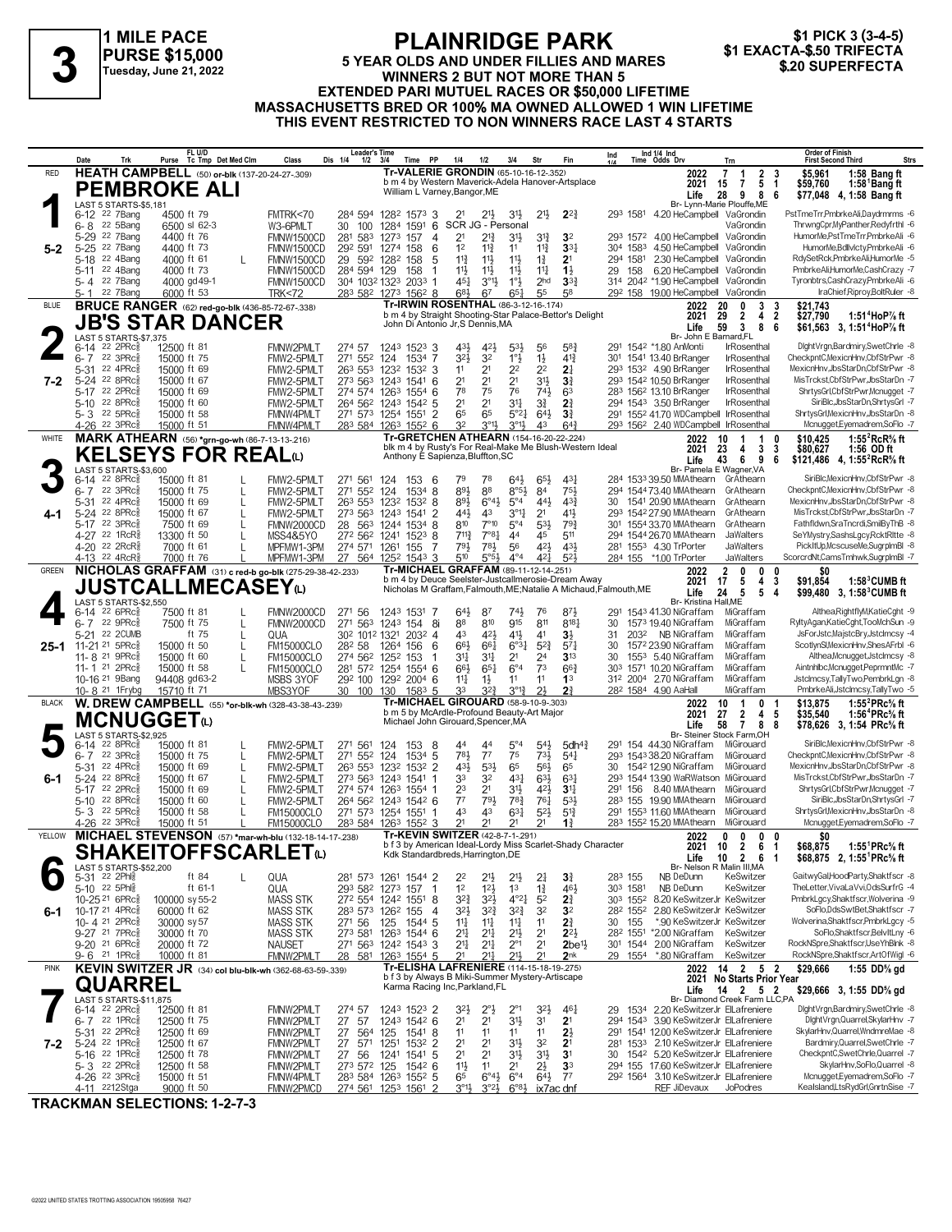# 3

**1 MILE PACE**
**PURSE $15,000**
**Tuesday, June 21, 2022**

## PLAINRIDGE PARK

**5 YEAR OLDS AND UNDER FILLIES AND MARES**
**WINNERS 2 BUT NOT MORE THAN 5**
**EXTENDED PARI MUTUEL RACES OR $50,000 LIFETIME**
**MASSACHUSETTS BRED OR 100% MA OWNED ALLOWED 1 WIN LIFETIME**
**THIS EVENT RESTRICTED TO NON WINNERS RACE LAST 4 STARTS**

**$1 PICK 3 (3-4-5)**
**$1 EXACTA-$.50 TRIFECTA**
**$.20 SUPERFECTA**

---

### 1 — RED — PEMBROKE ALI (5-2)
**HEATH CAMPBELL** (50) or-blk (137-20-24-27-.309)
Tr-VALERIE GRONDIN (65-10-16-12-.352)
b m 4 by Western Maverick-Adela Hanover-Artsplace
William L Varney,Bangor,ME
Br- Lynn-Marie Plouffe,ME

| | Starts | 1st | 2nd | 3rd | Earnings | Record |
|---|---|---|---|---|---|---|
| 2022 | 7 | 1 | 2 | 3 | $5,961 | 1:58 Bang ft |
| 2021 | 15 | 7 | 5 | 1 | $59,760 | 1:58¹Bang ft |
| Life | 28 | 9 | 8 | 6 | $77,048 | 4, 1:58 Bang ft |

LAST 5 STARTS-$5,181

| Date | Trk | Purse/Cond | Class | Leader's Time | PP | 1/4 | 1/2 | 3/4 | Str | Fin | Ind Time | Odds Drv | Trn | Order of Finish |
|---|---|---|---|---|---|---|---|---|---|---|---|---|---|---|
| 6-12 22 7Bang | | 4500 ft 79 | FMTRK<70 | 28⁴ 59⁴ 128² 157³ | 3 | 2¹ | 2¹½ | 3¹½ | 2¹½ | 2²¾ | 29³ 158¹ 4.20 HeCampbell | VaGrondin | PstTmeTrr,PmbrkeAli,Daydrmrms -6 |
| 6-8 22 5Bang | | 6500 sl 62-3 | W3-6PMLT | 30 100 128⁴ 159¹ | 6 | SCR JG - Personal | | | | | | VaGrondin | ThrwngCpr,MyPanther,Redyfrthl -6 |
| 5-29 22 7Bang | | 4400 ft 76 | FMNW1500CD | 28¹ 58³ 127³ 157 | 4 | 2¹ | 2¹¾ | 3¹½ | 3¹¾ | 3² | 29³ 157² 4.00 HeCampbell | VaGrondin | HumorMe,PstTmeTrr,PmbrkeAli -6 |
| 5-25 22 7Bang | | 4400 ft 73 | FMNW1500CD | 29² 59¹ 127⁴ 158 | 6 | 1² | 1¹¾ | 1¹ | 1¹¾ | 3³¼ | 30⁴ 158³ 4.50 HeCampbell | VaGrondin | HumorMe,Bdlvlcty,PmbrkeAli -6 |
| 5-18 22 4Bang | | 4000 ft 61 L | FMNW1500CD | 29 59² 128² 158 | 5 | 1¹¾ | 1¹½ | 1¹½ | 1¾ | 2¹ | 29⁴ 158¹ 2.30 HeCampbell | VaGrondin | RdySetRck,PmbrkeAli,HumorMe -5 |
| 5-11 22 4Bang | | 4000 ft 73 | FMNW1500CD | 28⁴ 59⁴ 129 158 | 1 | 1¹½ | 1¹½ | 1¹½ | 1¹¼ | 1½ | 29 158 6.20 HeCampbell | VaGrondin | PmbrkeAli,HumorMe,CashCrazy -7 |
| 5-4 22 7Bang | | 4000 gd49-1 | FMNW1500CD | 30⁴ 103² 132³ 203³ | 1 | 4⁵¼ | 3°¹½ | 1°½ | 2hd | 3³¾ | 31⁴ 204² *1.90 HeCampbell | VaGrondin | Tyronbtrs,CashCrazy,PmbrkeAli -6 |
| 5-1 22 7Bang | | 6000 ft 53 | TRK<72 | 28³ 58² 127³ 156² | 8 | 6⁸½ | 6⁷ | 6⁵¼ | 5⁵ | 5⁸ | 29² 158 19.00 HeCampbell | VaGrondin | IraChief,Riproy,BoltRuler -8 |

### 2 — BLUE — JB'S STAR DANCER (7-2)
**BRUCE RANGER** (62) red-go-blk (436-85-72-67-.338)
Tr-IRWIN ROSENTHAL (86-3-12-16-.174)
b m 4 by Straight Shooting-Star Palace-Bettor's Delight
John Di Antonio Jr,S Dennis,MA
Br- John E Barnard,FL

| | Starts | 1st | 2nd | 3rd | Earnings | Record |
|---|---|---|---|---|---|---|
| 2022 | 20 | 0 | 3 | 3 | $21,743 | |
| 2021 | 29 | 2 | 4 | 2 | $27,790 | 1:51⁴HoP⅞ ft |
| Life | 59 | 3 | 8 | 6 | $61,563 | 3, 1:51⁴HoP⅞ ft |

LAST 5 STARTS-$7,375

| Date | Trk | Purse/Cond | Class | Leader's Time | PP | 1/4 | 1/2 | 3/4 | Str | Fin | Ind Time | Odds Drv | Trn | Order of Finish |
|---|---|---|---|---|---|---|---|---|---|---|---|---|---|---|
| 6-14 22 2PRc⅝ | | 12500 ft 81 | FMNW2PMLT | 27⁴ 57 124³ 152³ | 3 | 4³½ | 4²½ | 5³½ | 5⁶ | 5⁸¾ | 29¹ 154² *1.80 AnMonti | IrRosenthal | DlghtVrgn,Bardmiry,SwetChrle -8 |
| 6-7 22 3PRc⅝ | | 15000 ft 75 | FMW2-5PMLT | 27¹ 55² 124 153⁴ | 7 | 3²½ | 3² | 1°½ | 1½ | 4¹¾ | 30¹ 154¹ 13.40 BrRanger | IrRosenthal | CheckpntC,MexicnHnv,CbfStrPwr -8 |
| 5-31 22 4PRc⅝ | | 15000 ft 69 | FMW2-5PMLT | 26³ 55³ 123² 153² | 3 | 1¹ | 2¹ | 2² | 2² | 2¾ | 29³ 153² 4.90 BrRanger | IrRosenthal | MexicnHnv,JbsStarDn,CbfStrPwr -8 |
| 5-24 22 8PRc⅝ | | 15000 ft 67 | FMW2-5PMLT | 27³ 56³ 124³ 154¹ | 6 | 2¹ | 2¹ | 2¹ | 3¹½ | 3¾ | 29³ 154² 10.50 BrRanger | IrRosenthal | MisTrckst,CbfStrPwr,JbsStarDn -7 |
| 5-17 22 2PRc⅝ | | 15000 ft 69 | FMW2-5PMLT | 27⁴ 57⁴ 126³ 155⁴ | 6 | 7⁸ | 7⁵ | 7⁶ | 7⁴½ | 6³ | 28³ 156² 13.10 BrRanger | IrRosenthal | ShrtysGrl,CbfStrPwr,Mcnugget -7 |
| 5-10 22 8PRc⅝ | | 15000 ft 60 | FMW2-5PMLT | 26⁴ 56² 124³ 154² | 5 | 2¹ | 2¹ | 3¹¾ | 3¾ | 2¾ | 29⁴ 154³ 3.50 BrRanger | IrRosenthal | SiriBlc,JbsStarDn,ShrtysGrl -7 |
| 5-3 22 5PRc⅝ | | 15000 ft 58 | FMNW4PMLT | 27¹ 57³ 125⁴ 155¹ | 2 | 6⁵ | 6⁵ | 5°²¼ | 6⁴¾ | 3¾ | 29¹ 155² 41.70 WDCampbell | IrRosenthal | ShrtysGrl,MexicnHnv,JbsStarDn -8 |
| 4-26 22 3PRc⅝ | | 15000 ft 51 | FMNW4PMLT | 28³ 58⁴ 126³ 155² | 6 | 3² | 3°¹½ | 3°¹½ | 4³ | 6⁴¾ | 29³ 156² 2.40 WDCampbell | IrRosenthal | Mcnugget,Eyemadrem,SoFlo -7 |

### 3 — WHITE — KELSEYS FOR REAL(L) (4-1)
**MARK ATHEARN** (56) *grn-go-wh (86-7-13-13-.216)
Tr-GRETCHEN ATHEARN (154-16-20-22-.224)
blk m 4 by Rusty's For Real-Make Me Blush-Western Ideal
Anthony E Sapienza,Bluffton,SC
Br- Pamela E Wagner,VA

| | Starts | 1st | 2nd | 3rd | Earnings | Record |
|---|---|---|---|---|---|---|
| 2022 | 10 | 1 | 1 | 0 | $10,425 | 1:55²RcR⅝ ft |
| 2021 | 23 | 4 | 3 | 3 | $80,627 | 1:56 OD ft |
| Life | 43 | 6 | 9 | 6 | $121,486 | 4, 1:55²RcR⅝ ft |

LAST 5 STARTS-$3,600

| Date | Trk | Purse/Cond | Class | Leader's Time | PP | 1/4 | 1/2 | 3/4 | Str | Fin | Ind Time | Odds Drv | Trn | Order of Finish |
|---|---|---|---|---|---|---|---|---|---|---|---|---|---|---|
| 6-14 22 8PRc⅝ | | 15000 ft 81 L | FMW2-5PMLT | 27¹ 56¹ 124 153 | 6 | 7⁹ | 7⁸ | 6⁴¾ | 6⁵¼ | 4³¼ | 28⁴ 153³ 39.50 MMAthearn | GrAthearn | SiriBlc,MexicnHnv,CbfStrPwr -8 |
| 6-7 22 3PRc⅝ | | 15000 ft 75 L | FMW2-5PMLT | 27¹ 55² 124 153⁴ | 8 | 8⁹½ | 8⁸ | 8°⁵¼ | 8⁴ | 7⁵½ | 29 154⁴ 73.40 MMAthearn | GrAthearn | CheckpntC,MexicnHnv,CbfStrPwr -8 |
| 5-31 22 4PRc⅝ | | 15000 ft 69 L | FMW2-5PMLT | 26³ 55³ 123² 153² | 8 | 8⁹½ | 6°⁴¼ | 5°⁴ | 4⁴½ | 4³¾ | 30 154¹ 20.90 MMAthearn | GrAthearn | MexicnHnv,JbsStarDn,CbfStrPwr -8 |
| 5-24 22 8PRc⅝ | | 15000 ft 67 L | FMW2-5PMLT | 27³ 56³ 124³ 154¹ | 2 | 4⁴¾ | 4³ | 3°¹¾ | 2¹ | 4¹½ | 29³ 154² 27.90 MMAthearn | GrAthearn | MisTrckst,CbfStrPwr,JbsStarDn -7 |
| 5-17 22 3PRc⅝ | | 7500 ft 69 L | FMNW2000CD | 28 56³ 124⁴ 153⁴ | 8 | 8¹⁰ | 7°¹⁰ | 5°⁴ | 5³½ | 7⁹¾ | 30¹ 155⁴ 33.70 MMAthearn | GrAthearn | Fathfldwn,SraTncrdi,SmilByThB -8 |
| 4-27 22 1RcR⅝ | | 13300 ft 50 L | MSS4&5YO | 27² 56² 124¹ 152³ | 8 | 7¹¹¾ | 7°⁸¼ | 4⁴ | 4⁵ | 5¹¹ | 29⁴ 154⁴ 26.70 MMAthearn | JaWalters | SeYMystry,SashsLgcy,RckItRitte -8 |
| 4-20 22 2RcR⅝ | | 7000 ft 61 L | MPFMW1-3PM | 27⁴ 57¹ 126¹ 155 | 7 | 7⁹½ | 7⁸½ | 5⁶ | 4²½ | 4³½ | 28¹ 155³ 4.30 TrPorter | JaWalters | PickItUp,McscuseMe,SugrplmBl -8 |
| 4-13 22 4RcR⅝ | | 7000 ft 76 L | MPFMW1-3PM | 27 56⁴ 125² 154³ | 3 | 5¹⁰ | 5°⁵½ | 4°⁴ | 4²¼ | 5²½ | 28⁴ 155 *1.00 TrPorter | JaWalters | ScorcrdNt,CamsTmhwk,SugrplmBl -7 |

### 4 — GREEN — JUSTCALLMECASEY(L) (25-1)
**NICHOLAS GRAFFAM** (31) c red-b go-blk (275-29-38-42-.233)
Tr-MICHAEL GRAFFAM (89-11-12-14-.251)
b m 4 by Deuce Seelster-Justcallmerosie-Dream Away
Nicholas M Graffam,Falmouth,ME;Natalie A Michaud,Falmouth,ME
Br- Kristina Hall,ME

| | Starts | 1st | 2nd | 3rd | Earnings | Record |
|---|---|---|---|---|---|---|
| 2022 | 2 | 0 | 0 | 0 | $0 | |
| 2021 | 17 | 5 | 4 | 3 | $91,854 | 1:58³CUMB ft |
| Life | 24 | 5 | 5 | 4 | $99,480 | 3, 1:58³CUMB ft |

LAST 5 STARTS-$2,550

| Date | Trk | Purse/Cond | Class | Leader's Time | PP | 1/4 | 1/2 | 3/4 | Str | Fin | Ind Time | Odds Drv | Trn | Order of Finish |
|---|---|---|---|---|---|---|---|---|---|---|---|---|---|---|
| 6-14 22 6PRc⅝ | | 7500 ft 81 L | FMNW2000CD | 27¹ 56 124³ 153¹ | 7 | 6⁴½ | 8⁷ | 7⁴½ | 7⁶ | 8⁷½ | 29¹ 154³ 41.30 NiGraffam | MiGraffam | Althea,RightflyM,KatieCght -9 |
| 6-7 22 9PRc⅝ | | 7500 ft 75 L | FMNW2000CD | 27¹ 56³ 124³ 154 | 8i | 8⁸ | 8¹⁰ | 9¹⁵ | 8¹¹ | 8¹⁶¼ | 30 157³ 19.40 NiGraffam | MiGraffam | RyltyAgan,KatieCght,TooMchSun -9 |
| 5-21 22 2CUMB | | ft 75 | QUA | 30² 101² 132¹ 203² | 4 | 4³ | 4²½ | 4¹½ | 4¹ | 3½ | 31 203² NB NiGraffam | MiGraffam | JsForJstc,MajstcBry,Jstclmcsy -4 |
| 11-21 21 5PRc⅝ | | 15000 ft 50 L | FM15000CLO | 28² 58 126⁴ 156 | 6 | 6⁶¾ | 6⁵½ | 6°³¼ | 5²¾ | 5⁷¼ | 30 157² 23.90 NiGraffam | MiGraffam | ScotlynSl,MexicnHnv,ShesAFrbl -6 |
| 11-8 21 9PRc⅝ | | 15000 ft 60 L | FM15000CLO | 27⁴ 56² 125² 153 | 1 | 3¹¼ | 3¹½ | 2¹ | 2⁴ | 3¹³ | 30 155³ 5.40 NiGraffam | MiGraffam | Althea,Mcnugget,Jstclmcsy -4 |
| 11-1 21 2PRc⅝ | | 15000 ft 58 L | FM15000CLO | 28¹ 57² 125⁴ 155⁴ | 6 | 6⁶½ | 6⁵½ | 6°⁴ | 7³ | 6⁶¾ | 30³ 157¹ 10.20 NiGraffam | MiGraffam | Aintnhlbc,Mcnugget,PeprmntMc -7 |
| 10-16 21 9Bang | | 94408 gd63-2 | MSBS 3YOF | 29² 100 129² 200⁴ | 6 | 1¹¾ | 1½ | 1¹ | 1¹ | 1³ | 31² 200⁴ 2.70 NiGraffam | MiGraffam | Jstclmcsy,TallyTwo,PembrkLgn -8 |
| 10-8 21 1Frybg | | 15710 ft 71 | MBS3YOF | 30 100 130 158³ | 5 | 3³ | 3²¾ | 3°¹¾ | 2½ | 2¾ | 28² 158⁴ 4.90 AaHall | MiGraffam | PmbrkeAli,Jstclmcsy,TallyTwo -5 |

### 5 — BLACK — MCNUGGET(L) (6-1)
**W. DREW CAMPBELL** (55) *or-blk-wh (328-43-38-43-.239)
Tr-MICHAEL GIROUARD (58-9-10-9-.303)
b m 5 by McArdle-Profound Beauty-Art Major
Michael John Girouard,Spencer,MA
Br- Steiner Stock Farm,OH

| | Starts | 1st | 2nd | 3rd | Earnings | Record |
|---|---|---|---|---|---|---|
| 2022 | 10 | 1 | 0 | 1 | $13,875 | 1:55²PRc⅝ ft |
| 2021 | 27 | 2 | 4 | 5 | $35,540 | 1:56⁴PRc⅝ ft |
| Life | 58 | 7 | 8 | 8 | $78,626 | 3, 1:54 PRc⅝ ft |

LAST 5 STARTS-$2,925

| Date | Trk | Purse/Cond | Class | Leader's Time | PP | 1/4 | 1/2 | 3/4 | Str | Fin | Ind Time | Odds Drv | Trn | Order of Finish |
|---|---|---|---|---|---|---|---|---|---|---|---|---|---|---|
| 6-14 22 8PRc⅝ | | 15000 ft 81 L | FMW2-5PMLT | 27¹ 56¹ 124 153 | 8 | 4⁴ | 4⁴ | 5°⁴ | 5⁴½ | 5dh⁴¾ | 29¹ 154 44.30 NiGraffam | MiGirouard | SiriBlc,MexicnHnv,CbfStrPwr -8 |
| 6-7 22 3PRc⅝ | | 15000 ft 75 L | FMW2-5PMLT | 27¹ 55² 124 153⁴ | 5 | 7⁸½ | 7⁷ | 7⁵ | 7³½ | 5⁴¼ | 29³ 154³ 38.20 NiGraffam | MiGirouard | CheckpntC,MexicnHnv,CbfStrPwr -8 |
| 5-31 22 4PRc⅝ | | 15000 ft 69 L | FMW2-5PMLT | 26³ 55³ 123² 153² | 6 | 4³½ | 5³½ | 6⁵ | 5⁶½ | 6⁵ | 30 154² 12.90 NiGraffam | MiGirouard | MexicnHnv,JbsStarDn,CbfStrPwr -8 |
| 5-24 22 8PRc⅝ | | 15000 ft 67 L | FMW2-5PMLT | 27³ 56³ 124³ 154¹ | 1 | 3³ | 3² | 4³¾ | 6³½ | 6³¼ | 29³ 154⁴ 13.90 WaRWatson | MiGirouard | MisTrckst,CbfStrPwr,JbsStarDn -7 |
| 5-17 22 2PRc⅝ | | 15000 ft 69 L | FMW2-5PMLT | 27⁴ 57⁴ 126³ 155⁴ | 1 | 2³ | 2¹ | 3¹½ | 4²½ | 3¹¼ | 29¹ 156 8.40 MMAthearn | MiGirouard | ShrtysGrl,CbfStrPwr,Mcnugget -7 |
| 5-10 22 8PRc⅝ | | 15000 ft 60 L | FMW2-5PMLT | 26⁴ 56² 124³ 154² | 6 | 7⁷ | 7⁹½ | 7⁸¾ | 7⁶¼ | 5³½ | 28³ 155 19.90 MMAthearn | MiGirouard | SiriBlc,JbsStarDn,ShrtysGrl -7 |
| 5-3 22 5PRc⅝ | | 15000 ft 58 L | FM15000CLO | 27¹ 57³ 125⁴ 155¹ | 1 | 4³ | 4³ | 6³¼ | 5²¾ | 5¹¾ | 29¹ 155³ 11.60 MMAthearn | MiGirouard | ShrtysGrl,MexicnHnv,JbsStarDn -8 |
| 4-26 22 3PRc⅝ | | 15000 ft 51 L | FM15000CLO | 28³ 58⁴ 126³ 155² | 3 | 2¹ | 2¹ | 2¹ | 2¹ | 1¾ | 28³ 155² 15.20 MMAthearn | MiGirouard | Mcnugget,Eyemadrem,SoFlo -7 |

### 6 — YELLOW — SHAKEITOFFSCARLET(L) (6-1)
**MICHAEL STEVENSON** (57) *mar-wh-blu (132-18-14-17-.238)
Tr-KEVIN SWITZER (42-8-7-1-.291)
b f 3 by American Ideal-Lordy Miss Scarlet-Shady Character
Kdk Standardbreds,Harrington,DE
Br- Nelson R Malin III,MA

| | Starts | 1st | 2nd | 3rd | Earnings | Record |
|---|---|---|---|---|---|---|
| 2022 | 0 | 0 | 0 | 0 | $0 | |
| 2021 | 10 | 2 | 6 | 1 | $68,875 | 1:55¹PRc⅝ ft |
| Life | 10 | 2 | 6 | 1 | $68,875 | 2, 1:55¹PRc⅝ ft |

LAST 5 STARTS-$52,200

| Date | Trk | Purse/Cond | Class | Leader's Time | PP | 1/4 | 1/2 | 3/4 | Str | Fin | Ind Time | Odds Drv | Trn | Order of Finish |
|---|---|---|---|---|---|---|---|---|---|---|---|---|---|---|
| 5-31 22 2Phl⅝ | | ft 84 L | QUA | 28¹ 57³ 126¹ 154⁴ | 2 | 2² | 2¹½ | 2¹½ | 2¾ | 3¾ | 28³ 155 NB DeDunn | KeSwitzer | GaitwyGal,HoodParty,Shaktfscr -8 |
| 5-10 22 5Phl⅝ | | ft 61-1 | QUA | 29³ 58² 127³ 157 | 1 | 1² | 1²½ | 1³ | 1¾ | 4⁶½ | 30³ 158¹ NB DeDunn | KeSwitzer | TheLetter,VivaLaVvi,OdsSurfrG -4 |
| 10-25 21 6PRc⅝ | | 100000 sy55-2 | MASS STK | 27² 55⁴ 124² 155¹ | 8 | 3²¾ | 3²¾ | 4°²¼ | 5² | 2¾ | 30³ 155² 8.20 KeSwitzerJr | KeSwitzer | PmbrkLgcy,Shaktfscr,Wolverina -9 |
| 10-17 21 4PRc⅝ | | 60000 ft 62 | MASS STK | 28³ 57³ 126² 155 | 4 | 3²½ | 3²¾ | 3²¾ | 3² | 3² | 28² 155² 2.80 KeSwitzerJr | KeSwitzer | SoFlo,DdsSwtBet,Shaktfscr -7 |
| 10-4 21 2PRc⅝ | | 30000 sy57 | MASS STK | 27¹ 56 125 154⁴ | 5 | 1¹½ | 1¹½ | 1¹¾ | 1¹ | 2¾ | 30 155 *.90 KeSwitzerJr | KeSwitzer | Wolverina,Shaktfscr,PmbrkLgcy -5 |
| 9-27 21 7PRc⅝ | | 30000 ft 70 | MASS STK | 27³ 58¹ 126³ 154⁴ | 6 | 2¹¾ | 2¹½ | 2¹½ | 2¹ | 2²½ | 28² 155¹ *2.00 KeSwitzerJr | KeSwitzer | SoFlo,Shaktfscr,BelvltLny -6 |
| 9-20 21 6PRc⅝ | | 20000 ft 72 | NAUSET | 27¹ 56³ 124² 154³ | 3 | 2¹¾ | 2¹½ | 2°¹ | 2¹ | 2be1½ | 30¹ 154⁴ 2.00 NiGraffam | KeSwitzer | RockNSpre,Shaktfscr,UseYhBink -8 |
| 9-6 21 1PRc⅝ | | 10000 ft 81 | FMNW2PMLT | 28 58¹ 126³ 155⁴ | 5 | 2¹ | 2¹¾ | 2¹½ | 2¹ | 2nk | 29 155⁴ *.80 NiGraffam | KeSwitzer | RockNSpre,Shaktfscr,ArtOfWgl -6 |

### 7 — PINK — QUARREL (7-2)
**KEVIN SWITZER JR** (34) col blu-blk-wh (362-68-63-59-.339)
Tr-ELISHA LAFRENIERE (114-15-18-19-.275)
b f 3 by Always B Miki-Summer Mystery-Artiscape
Karma Racing Inc,Parkland,FL
Br- Diamond Creek Farm LLC,PA

| | Starts | 1st | 2nd | 3rd | Earnings | Record |
|---|---|---|---|---|---|---|
| 2022 | 14 | 2 | 5 | 2 | $29,666 | 1:55 DD⅝ gd |
| 2021 | No Starts Prior Year | | | | | |
| Life | 14 | 2 | 5 | 2 | $29,666 | 3, 1:55 DD⅝ gd |

LAST 5 STARTS-$11,875

| Date | Trk | Purse/Cond | Class | Leader's Time | PP | 1/4 | 1/2 | 3/4 | Str | Fin | Ind Time | Odds Drv | Trn | Order of Finish |
|---|---|---|---|---|---|---|---|---|---|---|---|---|---|---|
| 6-14 22 2PRc⅝ | | 12500 ft 81 | FMNW2PMLT | 27⁴ 57 124³ 152³ | 2 | 3²½ | 2°½ | 2°¹ | 3²½ | 4⁶½ | 29 153⁴ 2.20 KeSwitzerJr | ElLafreniere | DlghtVrgn,Bardmiry,SwetChrle -8 |
| 6-7 22 1PRc⅝ | | 12500 ft 75 | FMNW2PMLT | 27 57 124³ 154² | 6 | 2¹ | 2¹ | 3¹½ | 3¹ | 2¹ | 29⁴ 154³ 3.90 KeSwitzerJr | ElLafreniere | DlghtVrgn,Quarrel,SkylarHnv -7 |
| 5-31 22 2PRc⅝ | | 12500 ft 69 | FMNW2PMLT | 27 56⁴ 125 154¹ | 8 | 1¹ | 1¹ | 1¹ | 1¹ | 2¾ | 29¹ 154¹ 12.00 KeSwitzerJr | ElLafreniere | SkylarHnv,Quarrel,WndmreMae -8 |
| 5-24 22 1PRc⅝ | | 12500 ft 67 | FMNW2PMLT | 27 57¹ 125¹ 153² | 2 | 2¹ | 2¹ | 3¹½ | 3² | 2¹ | 28¹ 153³ 2.10 KeSwitzerJr | ElLafreniere | Bardmiry,Quarrel,SwetChrle -7 |
| 5-16 22 1PRc⅝ | | 12500 ft 78 | FMNW2PMLT | 27 56 124¹ 154¹ | 5 | 2¹ | 2¹ | 3¹½ | 3¹½ | 3¹ | 30 154² 5.20 KeSwitzerJr | ElLafreniere | CheckpntC,SwetChrle,Quarrel -7 |
| 5-3 22 2PRc⅝ | | 12500 ft 58 | FMNW2PMLT | 27³ 57² 125 154² | 6 | 1¹½ | 1¹ | 2¹ | 2½ | 3³ | 29⁴ 155 17.60 KeSwitzerJr | ElLafreniere | SkylarHnv,SoFlo,Quarrel -8 |
| 4-26 22 3PRc⅝ | | 15000 ft 51 | FMNW4PMLT | 28³ 58⁴ 126³ 155² | 5 | 6⁵ | 6°⁴¾ | 6°⁴ | 6⁴½ | 7⁷ | 29² 156⁴ 3.10 KeSwitzerJr | ElLafreniere | Mcnugget,Eyemadrem,SoFlo -7 |
| 4-11 2212Stga | | 9000 ft 50 | FMNW2PMCD | 27⁴ 56¹ 125³ 156¹ | 2 | 3°¹½ | 3°²½ | 6°⁸½ | ix7ac | dnf | REF JiDevaux | JoPodres | Kealsland,LtsRydGrl,GnrtnSise -7 |

**TRACKMAN SELECTIONS: 1-2-7-3**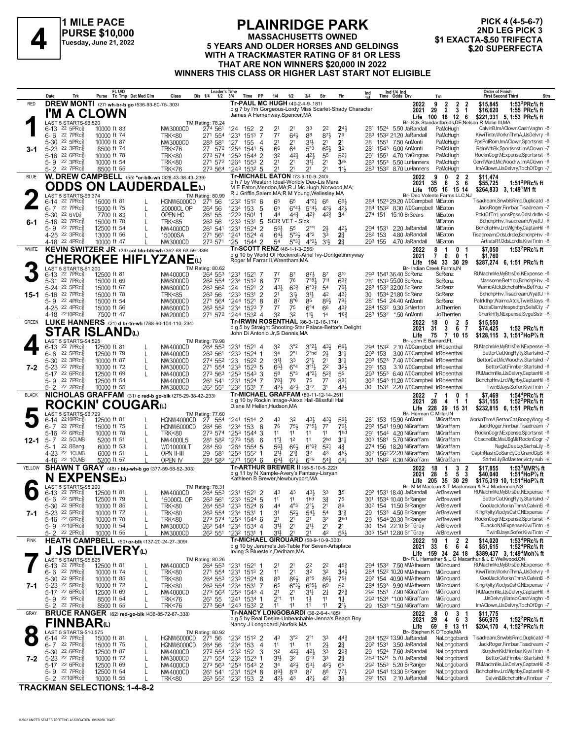# 4

**1 MILE PACE**
**PURSE $10,000**
**Tuesday, June 21, 2022**

## PLAINRIDGE PARK

**MASSACHUSETTS OWNED**
**5 YEARS AND OLDER HORSES AND GELDINGS WITH A TRACKMASTER RATING OF 81 OR LESS THAT ARE NON WINNERS $20,000 IN 2022**
**WINNERS THIS CLASS OR HIGHER LAST START NOT ELIGIBLE**

**PICK 4 (4-5-6-7)**
**2ND LEG PICK 3**
**$1 EXACTA-$.50 TRIFECTA**
**$.20 SUPERFECTA**

---

### 1 — RED — 3-1
**DREW MONTI** (27) wh-br-b go (536-93-80-75-.303)
**I'M A CLOWN**
Tr-PAUL MC HUGH (40-2-4-9-.181)
b g 7 by I'm Gorgeous-Lordy Miss Scarlet-Shady Character
James A Hemenway,Spencer,MA
2022: 9 2 2 2 $15,845 1:53²PRc⅝ ft
2021: 29 2 3 1 $16,620 1:55 PRc⅝ ft
Life: 100 18 12 6 $221,331 5, 1:53 PRc⅝ ft
Br- Kdk Standardbreds,DE;Nelson R Malin III,MA
LAST 5 STARTS-$6,520 — TM Rating: 78.24

| Date | Trk | Purse | Class | 1/4 | 1/2 | 3/4 | Time | PP | 1/4 | 1/2 | 3/4 | Str | Fin | Ind | Odds Drv | Trn | Order of Finish |
|---|---|---|---|---|---|---|---|---|---|---|---|---|---|---|---|---|---|
| 6-13 22 5PRc⅝ | | 10000 ft 83 | NW3000CD | 27⁴ | 56¹ | 124 | 152 | 2 | 2¹ | 2¹ | 3³ | 2² | 2⁴½ | 281 152⁴ | 5.50 JaRandall | PaMcHugh | CalvinB,ImAClown,CashVaghn -8 |
| 6-6 22 7PRc⅝ | | 10000 ft 74 | TRK<80 | 27¹ | 55⁴ | 123¹ | 151³ | 7 | 7⁷ | 6⁴½ | 8⁸ | 8⁷½ | 7⁹ | 28³ 153² | 21.20 JaRandall | PaMcHugh | KiwiTintn,WorknThmA,JJsDelvry -8 |
| 5-30 22 5PRc⅝ | | 10000 ft 87 | NW3000CD | 28³ | 58¹ | 127 | 155 | 4 | 2¹ | 2¹ | 3¹½ | 2¹ | 2¹ | 28 155¹ | 7.50 AnMonti | PaMcHugh | PpsPolRom,ImAClown,Sportsnst -8 |
| 5-23 22 3PRc⅝ | | 8500 ft 74 | TRK<76 | 27 | 57² | 125⁴ | 154¹ | 5 | 6⁶ | 6⁴ | 5°³ | 6⁵½ | 3² | 281 154³ | 6.00 AnMonti | PaMcHugh | RolnWthBk,Sportsnst,ImAClown -7 |
| 5-16 22 6PRc⅝ | | 10000 ft 78 | TRK<80 | 27³ | 57⁴ | 125³ | 154⁴ | 2 | 3² | 4²½ | 4²½ | 5⁵ | 5²¼ | 291 155¹ | 4.70 YaGingras | PaMcHugh | RocknCogr,NExpense,Sportsnst -8 |
| 5-9 22 3PRc⅝ | | 10000 ft 54 | TRK<80 | 27¹ | 57² | 126⁴ | 155³ | 2 | 2¹ | 2¹ | 3¹¾ | 2¹ | 3nk | 28³ 155³ | 5.50 LuHanners | PaMcHugh | GenrlWard,MicWoodrw,ImAClown -8 |
| 5-2 22 7PRc⅝ | | 8500 ft 55 | TRK<76 | 27³ | 56⁴ | 124³ | 153² | 5 | 2¹ | 2¹ | 2¹ | 2¹ | 1¹½ | 28³ 153² | 8.70 LuHanners | PaMcHugh | ImAClown,JJsDelvry,TochOfDgn -7 |

### 2 — BLUE — 6-1
**W. DREW CAMPBELL** (55) *or-blk-wh (328-43-38-43-.239)
**ODDS ON LAUDERDALE**(L)
Tr-MICHAEL EATON (73-9-10-9-.240)
b h 7 by Western Ideal-Worldly Deo-Lis Mara
M E Eaton,Mendon,MA;R J Mc Hugh,Norwood,MA; R J Griffin,Salem,MA;R W Young,Wellesley,MA
2022: 9 0 2 2 $11,474
2021: 35 6 3 6 $55,725 1:51²PRc⅝ ft
Life: 105 16 15 14 $264,833 3, 1:49¹M1 ft
Br- Deo Volente Farms LLC,NJ
LAST 5 STARTS-$6,374 — TM Rating: 80.99

| Date | Trk | Purse | Class | 1/4 | 1/2 | 3/4 | Time | PP | 1/4 | 1/2 | 3/4 | Str | Fin | Ind | Odds Drv | Trn | Order of Finish |
|---|---|---|---|---|---|---|---|---|---|---|---|---|---|---|---|---|---|
| 6-14 22 7PRc⅝ | | 15000 ft 81 L | HGNW6000CD | 27¹ | 56 | 123² | 151² | 6 | 6⁵ | 6⁵ | 4°²¼ | 6⁶ | 6⁶½ | 28⁴ 152³ | 29.20 WDCampbell | MiEaton | Tisadream,SnwblsRmo,Duplicatd -8 |
| 6-7 22 7PRc⅝ | | 15000 ft 75 L | 20000CL OP | 26⁴ | 56 | 123⁴ | 153 | 5 | 6⁵ | 6°⁴½ | 5°⁴½ | 4³½ | 4²½ | 28⁴ 153² | 8.30 WDCampbell | MiEaton | JackRoger,Finnbar,Tisadream -7 |
| 5-30 22 6VD⅞ | | 7700 ft 83 L | OPEN HC | 26¹ | 55 | 122³ | 150¹ | 1 | 4⁴ | 4⁴¾ | 4²¾ | 4²¾ | 3⁴ | 27⁴ 151 | 15.10 BrSears | MiEaton | PcktOfTrr,LyonsPgss,OdsLdrdle -6 |
| 5-16 22 7PRc⅝ | | 15000 ft 78 L | TRK<85 | 26³ | 56 | 123³ | 153¹ | 5 | SCR VET - Sick | | | | | | | MiEaton | BchchpHnv,Tisadream,WyattJ -6 |
| 5-9 22 7PRc⅝ | | 12500 ft 54 L | NW4000CD | 26¹ | 54¹ | 123¹ | 152⁴ | 2 | 5⁶½ | 5⁵ | 2°°¹ | 2½ | 4²½ | 29⁴ 153¹ | 2.20 JaRandall | MiEaton | BchchpHnv,LrdWlghby,CaptanHil -8 |
| 4-25 22 3PRc⅝ | | 13000 ft 56 L | 15000SA | 27¹ | 56¹ | 124¹ | 152⁴ | 2 | 6⁴½ | 5°³½ | 4°² | 3³ | 2¾ | 28² 153 | 4.80 JaRandall | MiEaton | Tisadream,OdsLdrdle,BchchpHnv -8 |
| 4-18 22 4PRc⅝ | | 10000 ft 47 L | NW3000CD | 27³ | 57¹ | 125 | 154⁴ | 2 | 5⁴ | 5°³½ | 4°²½ | 3¹½ | 2¾ | 29³ 155 | 4.70 JaRandall | MiEaton | ArtistsRf,OdsLdrdle,KiwiTintn -8 |

### 3 — WHITE — 15-1
**KEVIN SWITZER JR** (34) col blu-blk-wh (362-68-63-59-.339)
**CHEROKEE HIFLYZANE**(L)
Tr-SCOTT RENZ (46-1-1-3-.056)
b g 10 by World Of Rocknroll-Airiel Ivy-Dontgetinmyway
Roger M Farrar II,Wrentham,MA
2022: 8 1 0 1 $7,050 1:53²PRc⅝ ft
2021: 7 0 0 1 $1,760
Life: 194 33 30 29 $287,274 6, 1:51 PRc⅝ ft
Br- Indian Creek Farms,IN
LAST 5 STARTS-$1,200 — TM Rating: 80.62

| Date | Trk | Purse | Class | 1/4 | 1/2 | 3/4 | Time | PP | 1/4 | 1/2 | 3/4 | Str | Fin | Ind | Odds Drv | Trn | Order of Finish |
|---|---|---|---|---|---|---|---|---|---|---|---|---|---|---|---|---|---|
| 6-13 22 7PRc⅝ | | 12500 ft 81 | NW4000CD | 26⁴ | 55³ | 123¹ | 152¹ | 7 | 7⁷ | 8⁷ | 8⁷½ | 8⁷ | 8¹⁰ | 29³ 154¹ | 36.40 ScRenz | ScRenz | RUMachnMe,MyBtrsDel,NExpense -8 |
| 5-31 22 7PRc⅝ | | 15000 ft 69 | NW6000CD | 26² | 55⁴ | 123⁴ | 151³ | 6 | 7⁷ | 7⁶ | 7°⁸½ | 7¹¹ | 6⁹¾ | 281 153³ | 55.00 ScRenz | ScRenz | Mansome,BetYou,BchchpHnv -8 |
| 5-24 22 5PRc⅝ | | 15000 ft 67 | NW6000CD | 26³ | 56² | 124 | 152¹ | 2 | 4³½ | 6³¾ | 6°³¾ | 5⁴ | 7⁶½ | 28³ 153² | 32.00 ScRenz | ScRenz | WaimcAtck,BchchpHnv,BetYou -7 |
| 5-16 22 7PRc⅝ | | 15000 ft 78 | TRK<85 | 26³ | 56 | 123³ | 153¹ | 2 | 2¹ | 3¹½ | 3¹½ | 4² | 4³¼ | 30 153⁴ | 21.80 ScRenz | ScRenz | BchchpHnv,Tisadream,WyattJ -6 |
| 5-9 22 4PRc⅝ | | 15000 ft 54 | NW6000CD | 27¹ | 56⁴ | 124⁴ | 152¹ | 8 | 8⁷ | 8°⁶ | 8⁵ | 8⁹½ | 7⁹¼ | 281 154 | 24.40 AnMonti | ScRenz | Patrkthpr,WaimcAtck,TwinBJays -8 |
| 4-25 22 4PRc⅝ | | 15000 ft 56 | NW6000CD | 26³ | 55² | 123⁴ | 152³ | 7 | 7⁷ | 7⁵ | 6°⁴ | 6⁶ | 4³¾ | 28⁴ 153² | 9.30 GrMerton | JoTherrien | DubisClam,Hespsdtpn,SelslCty -7 |
| 4-18 22 10PRc⅝ | | 7500 ft 47 | NW2000CD | 27¹ | 57² | 124⁴ | 153² | 4 | 3² | 3² | 1¹½ | 1⁴ | 1⁶¾ | 28³ 153² | *.50 AnMonti | JoTherrien | CherkHfly,NExpense,SvgeSlstr -8 |

### 4 — GREEN — 7-2
**LUKE HANNERS** (21) d br-tn-wh (788-90-104-110-.234)
**STAR ISLAND**(L)
Tr-IRWIN ROSENTHAL (86-3-12-16-.174)
b g 5 by Straight Shooting-Star Palace-Bettor's Delight
John Di Antonio Jr,S Dennis,MA
2022: 18 0 2 5 $15,550
2021: 31 3 6 7 $74,425 1:52 PRc⅝ ft
Life: 75 7 10 15 $128,115 3, 1:51²HoP⅞ ft
Br- John E Barnard,FL
LAST 5 STARTS-$4,525 — TM Rating: 79.98

| Date | Trk | Purse | Class | 1/4 | 1/2 | 3/4 | Time | PP | 1/4 | 1/2 | 3/4 | Str | Fin | Ind | Odds Drv | Trn | Order of Finish |
|---|---|---|---|---|---|---|---|---|---|---|---|---|---|---|---|---|---|
| 6-13 22 7PRc⅝ | | 12500 ft 81 L | NW4000CD | 26⁴ | 55³ | 123¹ | 152¹ | 4 | 3² | 3°² | 3°²½ | 4³½ | 6⁶½ | 29⁴ 153² | 2.10 WDCampbell | IrRosenthal | RUMachnMe,MyBtrsDel,NExpense -8 |
| 6-6 22 5PRc⅝ | | 12500 ft 79 L | NW4000CD | 26³ | 56¹ | 123³ | 152⁴ | 1 | 3⁴ | 2°¹ | 2°hd | 2½ | 3¹¼ | 29² 153 | 3.00 WDCampbell | IrRosenthal | BettorCat,KingRylty,StarIslnd -7 |
| 5-30 22 3PRc⅝ | | 10000 ft 87 | NW3000CD | 27⁴ | 55² | 123 | 152² | 2 | 3¹½ | 3³ | 2°½ | 2¹ | 3¹¼ | 29³ 152³ | 7.40 WDCampbell | IrRosenthal | BettorCat,MicWoodrw,StarIslnd -7 |
| 5-23 22 7PRc⅝ | | 10000 ft 72 | NW3000CD | 27¹ | 55⁴ | 123³ | 152³ | 5 | 6⁵½ | 6°⁴ | 3°¹½ | 2² | 3²½ | 291 153 | 3.10 WDCampbell | IrRosenthal | BettorCat,Finnbar,StarIslnd -8 |
| 5-17 22 6PRc⅝ | | 12500 ft 69 | NW4000CD | 27³ | 56³ | 125³ | 154³ | 3 | 5⁸ | 5°³ | 4°²¼ | 5²¾ | 5⁵ | 29³ 155³ | 6.40 WDCampbell | IrRosenthal | RUMachnMe,JJsDelvry,CaptanHil -8 |
| 5-9 22 7PRc⅝ | | 12500 ft 54 | NW4000CD | 26¹ | 54¹ | 123¹ | 152⁴ | 7 | 7⁸½ | 7⁸ | 7⁵ | 7⁷ | 8⁹½ | 30² 154³ | 11.20 WDCampbell | IrRosenthal | BchchpHnv,LrdWlghby,CaptanHil -8 |
| 5-2 22 2PRc⅝ | | 10000 ft 55 | NW3000CD | 26² | 55¹ | 123² | 153¹ | 7 | 4²½ | 4²½ | 3°² | 3¹ | 4³½ | 30 153⁴ | 2.20 WDCampbell | IrRosenthal | TwinBJays,Sofer,KiwiTintn -7 |

### 5 — BLACK — 12-1
**NICHOLAS GRAFFAM** (31) c red-b go-blk (275-29-38-42-.233)
**ROCKIN' COUGAR**(L)
Tr-MICHAEL GRAFFAM (89-11-12-14-.251)
b g 10 by Rockin Image-Alexa Hall-Blissfull Hall
Diane M Hellen,Hudson,MA
2022: 7 1 0 1 $7,469 1:54⁴PRc⅝ ft
2021: 28 4 1 1 $31,155 1:52²PRc⅝ ft
Life: 228 29 15 31 $232,815 6, 1:51 PRc⅝ ft
Br- Herman C Miller,IN
LAST 5 STARTS-$6,729 — TM Rating: 77.60

| Date | Trk | Purse | Class | 1/4 | 1/2 | 3/4 | Time | PP | 1/4 | 1/2 | 3/4 | Str | Fin | Ind | Odds Drv | Trn | Order of Finish |
|---|---|---|---|---|---|---|---|---|---|---|---|---|---|---|---|---|---|
| 6-14 22 10PRc⅝ | | 12500 ft 81 L | HGNW4000CD | 27 | 55⁴ | 124¹ | 151⁴ | 2 | 4³ | 3² | 4³½ | 4³½ | 5⁶½ | 281 153 | 15.90 AnMonti | MiGraffam | WorknThmA,BettorCat,BoogyWogy -8 |
| 6-7 22 7PRc⅝ | | 15000 ft 75 L | HGNW6000CD | 26⁴ | 56 | 123⁴ | 153 | 6 | 7⁶ | 7⁵½ | 7°⁵½ | 7⁷ | 7⁶½ | 29² 154¹ | 19.90 NiGraffam | MiGraffam | JackRoger,Finnbar,Tisadream -7 |
| 5-16 22 6PRc⅝ | | 10000 ft 78 L | TRK<80 | 27³ | 57⁴ | 125³ | 154⁴ | 6 | 1¹ | 1¹ | 1¹ | 1¹ | 1hd | 291 154⁴ | 4.20 NiGraffam | MiGraffam | RocknCogr,NExpense,Sportsnst -8 |
| 5-7 22 5CUMB | | 5200 ft 51 L | NW4000L5 | 28¹ | 58² | 127³ | 158 | 6 | 1°½ | 1² | 1¹ | 2hd | 3¹¼ | 30³ 158¹ | 5.70 NiGraffam | MiGraffam | ObscneBlc,MisUBgMk,RocknCogr -7 |
| 5-1 22 8Bang | | 6000 ft 53 L | WO10000LT | 28⁴ | 59 | 126⁴ | 155⁴ | 5 | 5⁶½ | 6⁶½ | 6°⁶¾ | 5²¼ | 4¾ | 27⁴ 156 | 18.20 NiGraffam | MiGraffam | Nagle,Deetzy,SarhsLily -6 |
| 4-23 22 1CUMB | | 6000 ft 51 L | OPN II-III | 29 | 58¹ | 125³ | 155² | 1 | 2¹½ | 2¹¾ | 3² | 4³ | 4⁵½ | 30² 156² | 22.20 NiGraffam | MiGraffam | CaptnNash,GoSandyGo,GrandGlpS -6 |
| 4-16 22 1CUMB | | 5200 ft 57 L | OPEN IV | 28⁴ | 58² | 127¹ | 156⁴ | 6 | 6⁹½ | 6⁷½ | 6°⁵ | 5⁴¾ | 5⁸¼ | 301 158² | 6.30 NiGraffam | MiGraffam | SarhsLily,BoMaster,victy sub -6 |

### 6 — YELLOW — 7-1
**SHAWN T GRAY** (48) r blu-wh-b go (377-59-68-52-.303)
**N EXPENSE**(L)
Tr-ARTHUR BREWER II (55-5-10-5-.222)
b g 11 by N Xample-Avery's Fantasy-Lisryan
Kathleen B Brewer,Newburyport,MA
2022: 18 1 3 2 $17,855 1:53³MVR⅝ ft
2021: 28 5 5 3 $40,040 1:51⁴HoP⅞ ft
Life: 205 35 30 29 $175,319 10, 1:51⁴HoP⅞ ft
Br- M M Maclean & T Maclennan & B J Maclennan,NS
LAST 5 STARTS-$5,200 — TM Rating: 78.31

| Date | Trk | Purse | Class | 1/4 | 1/2 | 3/4 | Time | PP | 1/4 | 1/2 | 3/4 | Str | Fin | Ind | Odds Drv | Trn | Order of Finish |
|---|---|---|---|---|---|---|---|---|---|---|---|---|---|---|---|---|---|
| 6-13 22 7PRc⅝ | | 12500 ft 81 L | NW4000CD | 26⁴ | 55³ | 123¹ | 152¹ | 2 | 4³ | 4³ | 4³½ | 3³ | 3⁵ | 29² 153¹ | 18.40 ShTGray | ArBrewerII | RUMachnMe,MyBtrsDel,NExpense -8 |
| 6-6 22 5PRc⅝ | | 12500 ft 79 L | 15000CL OP | 26³ | 56¹ | 123³ | 152⁴ | 5 | 1¹ | 1¹ | 1hd | 3¾ | 7⁵ | 301 153⁴ | 10.40 BrRanger | ArBrewerII | BettorCat,KingRylty,StarIslnd -7 |
| 5-30 22 9PRc⅝ | | 10000 ft 85 L | TRK<80 | 26⁴ | 55³ | 123³ | 152⁴ | 6 | 4⁴ | 4°³ | 2°½ | 2¹ | 8⁶ | 30² 154 | 11.50 BrRanger | ArBrewerII | CoolJack,WorknThmA,CalvinB -8 |
| 5-23 22 5PRc⅝ | | 10000 ft 72 L | TRK<80 | 26³ | 55⁴ | 123⁴ | 153¹ | 1 | 3¹ | 5²½ | 5⁴¾ | 5⁴ | 3¹¾ | 29 153³ | 4.50 BrRanger | ArBrewerII | KingRylty,WodysCshC,NExpense -7 |
| 5-16 22 6PRc⅝ | | 10000 ft 78 L | TRK<80 | 27³ | 57⁴ | 125³ | 154⁴ | 6 | 2¹ | 2¹ | 2¹ | 3² | 2hd | 29 154⁴ | 20.30 BrRanger | ArBrewerII | RocknCogr,NExpense,Sportsnst -8 |
| 5-9 22 10PRc⅝ | | 10000 ft 54 L | NW3000CD | 26² | 54⁴ | 123⁴ | 153⁴ | 4 | 3¹½ | 2¹ | 2¹½ | 2¹ | 2¹ | 30 154 | 22.10 ShTGray | ArBrewerII | ElJackoN,NExpense,KiwiTintn -8 |
| 5-2 22 2PRc⅝ | | 10000 ft 55 L | NW3000CD | 26² | 55¹ | 123² | 153¹ | 1 | 3¹½ | 2¹ | 2¹ | 4² | 5⁵½ | 30³ 154¹ | 18.20 ShTGray | ArBrewerII | TwinBJays,Sofer,KiwiTintn -7 |

### 7 — PINK — 7-1
**HEATH CAMPBELL** (50) or-blk-wh (137-20-24-27-.309)
**J JS DELIVERY**(L)
Tr-MICHAEL GIROUARD (58-9-10-9-.303)
b g 10 by Jereme's Jet-Table For Seven-Artsplace
Irving S Bluestein,Dedham,MA
2022: 10 1 2 2 $14,020 1:53⁴PRc⅝ ft
2021: 33 6 6 4 $51,615 1:52⁴PRc⅝ ft
Life: 159 34 24 18 $389,437 3, 1:49⁴Moh⅞ ft
Br- R L Hamather & L G Macarthur & L E Wellwood,ON
LAST 5 STARTS-$5,825 — TM Rating: 80.26

| Date | Trk | Purse | Class | 1/4 | 1/2 | 3/4 | Time | PP | 1/4 | 1/2 | 3/4 | Str | Fin | Ind | Odds Drv | Trn | Order of Finish |
|---|---|---|---|---|---|---|---|---|---|---|---|---|---|---|---|---|---|
| 6-13 22 7PRc⅝ | | 12500 ft 81 L | NW4000CD | 26⁴ | 55³ | 123¹ | 152¹ | 1 | 2¹ | 2¹ | 2² | 2² | 4⁵¾ | 29⁴ 153² | 7.50 MMAthearn | MiGirouard | RUMachnMe,MyBtrsDel,NExpense -8 |
| 6-6 22 7PRc⅝ | | 10000 ft 74 L | TRK<80 | 27¹ | 55⁴ | 123¹ | 151³ | 2 | 1¹ | 2¹ | 3² | 3² | 3⁴½ | 28⁴ 152² | 10.20 MMAthearn | MiGirouard | KiwiTintn,WorknThmA,JJsDelvry -8 |
| 5-30 22 9PRc⅝ | | 10000 ft 85 L | TRK<80 | 26⁴ | 55³ | 123³ | 152⁴ | 8 | 8⁸ | 8⁶½ | 8°⁵ | 8⁶½ | 7⁵¾ | 29² 154 | 40.90 MMAthearn | MiGirouard | CoolJack,WorknThmA,CalvinB -8 |
| 5-23 22 5PRc⅝ | | 10000 ft 72 L | TRK<80 | 26³ | 55⁴ | 123⁴ | 153¹ | 7 | 6⁵ | 6°³½ | 6°⁵½ | 6⁹ | 5² | 28⁴ 153³ | 9.90 MMAthearn | MiGirouard | KingRylty,WodysCshC,NExpense -7 |
| 5-17 22 6PRc⅝ | | 12500 ft 69 L | NW4000CD | 27³ | 56³ | 125³ | 154³ | 4 | 2¹ | 2¹ | 3¹¾ | 2¾ | 2²¾ | 29² 155¹ | 7.90 NiGraffam | MiGirouard | RUMachnMe,JJsDelvry,CaptanHil -8 |
| 5-9 22 1PRc⅝ | | 8500 ft 54 L | TRK<76 | 26¹ | 55 | 124¹ | 153⁴ | 1 | 2°¹ | 1¹ | 1½ | 1¹ | 1¾ | 29³ 153⁴ | *1.00 NiGraffam | MiGirouard | JJsDelvry,Mateo,CashVaghn -8 |
| 5-2 22 7PRc⅝ | | 8500 ft 55 L | TRK<76 | 27³ | 56⁴ | 124³ | 153² | 2 | 1¹ | 1¹ | 1¹ | 1¹ | 2¹½ | 29 153³ | *1.50 NiGraffam | MiGirouard | ImAClown,JJsDelvry,TochOfDgn -7 |

### 8 — GRAY — 7-2
**BRUCE RANGER** (62) red-go-blk (436-85-72-67-.338)
**FINNBAR**(L)
Tr-NANCY LONGOBARDI (36-2-6-4-.185)
b g 5 by Real Desire-Unbeachable-Jenna's Beach Boy
Nancy J Longobardi,Norfolk,MA
2022: 8 0 3 1 $11,775
2021: 29 4 6 3 $66,975 1:52²PRc⅝ ft
Life: 69 9 13 11 $204,170 4, 1:52²PRc⅝ ft
Br- Stephen K O'Toole,MA
LAST 5 STARTS-$10,575 — TM Rating: 80.92

| Date | Trk | Purse | Class | 1/4 | 1/2 | 3/4 | Time | PP | 1/4 | 1/2 | 3/4 | Str | Fin | Ind | Odds Drv | Trn | Order of Finish |
|---|---|---|---|---|---|---|---|---|---|---|---|---|---|---|---|---|---|
| 6-14 22 7PRc⅝ | | 15000 ft 81 L | HGNW6000CD | 27¹ | 56 | 123² | 151² | 2 | 4³ | 3°² | 2°¹ | 3³ | 4⁴¾ | 28⁴ 152² | 13.90 JaRandall | NaLongobardi | Tisadream,SnwblsRmo,Duplicatd -8 |
| 6-7 22 7PRc⅝ | | 15000 ft 75 L | HGNW6000CD | 26⁴ | 56 | 123⁴ | 153 | 4 | 1¹ | 1¹ | 1¹ | 2½ | 2¾ | 29² 153¹ | 3.50 JaRandall | NaLongobardi | JackRoger,Finnbar,Tisadream -7 |
| 5-30 22 6PRc⅝ | | 12500 ft 87 L | NW4000CD | 27² | 55⁴ | 123² | 152 | 3 | 3² | 4²½ | 4²½ | 3³ | 2³¾ | 29 152⁴ | 7.60 JaRandall | NaLongobardi | SundwnKid,Finnbar,KiwiTintn -8 |
| 5-23 22 7PRc⅝ | | 10000 ft 72 L | NW3000CD | 27¹ | 55⁴ | 123³ | 152³ | 1 | 3¹½ | 3² | 5°³ | 3³ | 2¾ | 28³ 152⁴ | 5.70 JaRandall | NaLongobardi | BettorCat,Finnbar,StarIslnd -8 |
| 5-17 22 6PRc⅝ | | 12500 ft 69 L | NW4000CD | 27³ | 56³ | 125³ | 154³ | 2 | 3⁴ | 4²½ | 5³¼ | 4²½ | 6⁵ | 29² 155³ | 5.20 BrRanger | NaLongobardi | RUMachnMe,JJsDelvry,CaptanHil -8 |
| 5-9 22 7PRc⅝ | | 12500 ft 54 L | NW4000CD | 26¹ | 54¹ | 123¹ | 152⁴ | 8 | 8⁹½ | 8¹⁰ | 8⁷ | 8⁸ | 7⁷½ | 29³ 154¹ | 13.30 BrRanger | NaLongobardi | BchchpHnv,LrdWlghby,CaptanHil -8 |
| 5-2 22 10PRc⅝ | | 10000 ft 55 L | TRK<80 | 26³ | 55² | 123² | 153 | 2 | 4²½ | 4³ | 4²¼ | 4² | 3½ | 291 153 | 2.10 JaRandall | NaLongobardi | CalvinB,BchchpHnv,Finnbar -7 |

**TRACKMAN SELECTIONS: 1-4-8-2**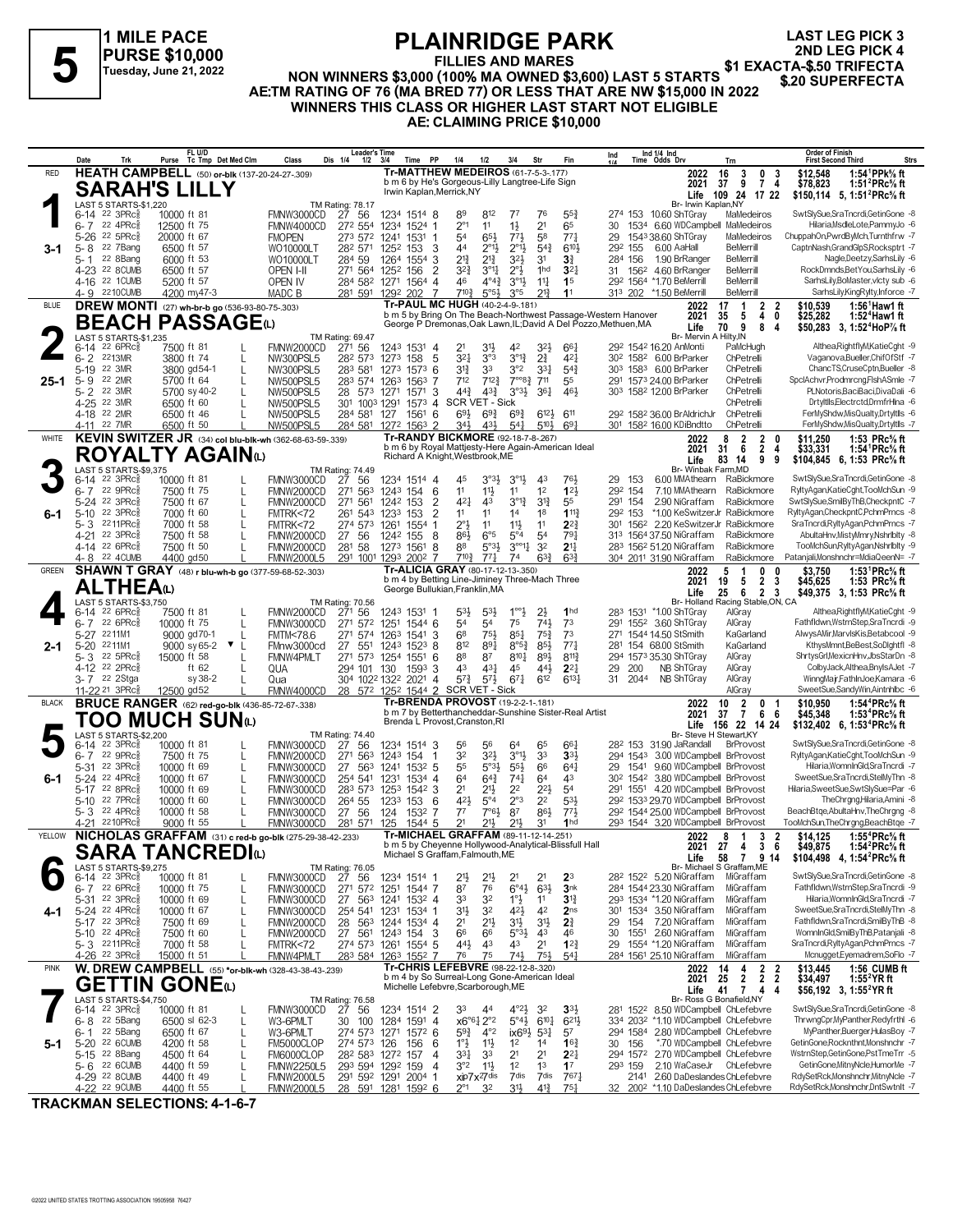# 5

**1 MILE PACE**
**PURSE $10,000**
**Tuesday, June 21, 2022**

# PLAINRIDGE PARK

**FILLIES AND MARES**
**NON WINNERS $3,000 (100% MA OWNED $3,600) LAST 5 STARTS**
**AE:TM RATING OF 76 (MA BRED 77) OR LESS THAT ARE NW $15,000 IN 2022**
**WINNERS THIS CLASS OR HIGHER LAST START NOT ELIGIBLE**
**AE: CLAIMING PRICE $10,000**

**LAST LEG PICK 3**
**2ND LEG PICK 4**
**$1 EXACTA-$.50 TRIFECTA**
**$.20 SUPERFECTA**

---

## 1 — RED — SARAH'S LILLY (3-1)

**HEATH CAMPBELL** (50) or-blk (137-20-24-27-.309)
Tr-MATTHEW MEDEIROS (61-7-5-3-.177)
b m 6 by He's Gorgeous-Lilly Langtree-Life Sign
Irwin Kaplan,Merrick,NY
Br- Irwin Kaplan,NY

| | Starts | Win | Place | Show | Earnings | Best |
|---|---|---|---|---|---|---|
| 2022 | 16 | 3 | 0 | 3 | $12,548 | 1:54¹PPk⅝ ft |
| 2021 | 37 | 9 | 7 | 4 | $78,823 | 1:51²PRc⅝ ft |
| Life | 109 | 24 | 17 | 22 | $150,114 | 5, 1:51²PRc⅝ ft |

LAST 5 STARTS-$1,220 — TM Rating: 78.17

| Date | Trk | Purse | Class | 1/4 | 1/2 | 3/4 | Time | PP | 1/4 | 1/2 | 3/4 | Str | Fin | Ind 1/4 | Ind Time | Odds | Drv | Trn | Order of Finish |
|---|---|---|---|---|---|---|---|---|---|---|---|---|---|---|---|---|---|---|---|
| 6-14 22 3PRc⅝ | | 10000 ft 81 | FMNW3000CD | 27 | 56 | 123⁴ | 151⁴ | 8 | 8⁹ | 8¹² | 7⁷ | 7⁶ | 5⁵¾ | 27⁴ | 153 | 10.60 | ShTGray | MaMedeiros | SwtSlySue,SraTncrdi,GetinGone -8 |
| 6-7 22 4PRc⅝ | | 12500 ft 75 | FMNW4000CD | 27² | 55⁴ | 123⁴ | 152⁴ | 1 | 2°¹ | 1¹ | 1½ | 2¹ | 6⁵ | 30 | 153⁴ | 6.60 | WDCampbell | MaMedeiros | Hilaria,MsdleLote,PammyJo -6 |
| 5-26 22 5PRc⅝ | | 20000 ft 67 | FMOPEN | 27³ | 57² | 124¹ | 153¹ | 1 | 5⁴ | 6⁵½ | 7⁷½ | 5⁸ | 7⁷¾ | 29 | 154³ | 38.60 | ShTGray | MaMedeiros | ChuppahOn,PwrdByMch,Turnthfrw -7 |
| 5-8 22 7Bang | | 6500 ft 57 | WO10000LT | 28² | 57¹ | 125² | 153 | 3 | 4⁴ | 2°¹½ | 2°¹½ | 5⁴¾ | 6¹⁰½ | 29² | 155 | 6.00 | AaHall | BeMerrill | CaptnNash,GrandGlpS,Rocksptrt -7 |
| 5-1 22 8Bang | | 6000 ft 53 | WO10000LT | 28⁴ | 59 | 126⁴ | 155⁴ | 3 | 2¹¾ | 2¹¾ | 3²½ | 3¹ | 3¾ | 28⁴ | 156 | 1.90 | BrRanger | BeMerrill | Nagle,Deetzy,SarhsLily -6 |
| 4-23 22 8CUMB | | 6500 ft 57 | OPEN I-II | 27¹ | 56⁴ | 125² | 156 | 2 | 3²¾ | 3°¹¾ | 2°½ | 1hd | 3²¼ | 31 | 156² | 4.60 | BrRanger | BeMerrill | RockDmnds,BetYou,SarhsLily -6 |
| 4-16 22 1CUMB | | 5200 ft 57 | OPEN IV | 28⁴ | 58² | 127¹ | 156⁴ | 4 | 4⁶ | 4°⁴¾ | 3°¹½ | 1¹¼ | 1⁵ | 29² | 156⁴ | *1.70 | BeMerrill | BeMerrill | SarhsLily,BoMaster,victy sub -6 |
| 4-9 22 10CUMB | | 4200 my47-3 | MADC B | 28¹ | 59¹ | 129² | 202 | 7 | 7¹⁰¾ | 5°⁶½ | 3°⁵ | 2¹¾ | 1¹ | 31³ | 202 | *1.50 | BeMerrill | BeMerrill | SarhsLily,KingRylty,Inforce -7 |

## 2 — BLUE — BEACH PASSAGE(L) (25-1)

**DREW MONTI** (27) wh-br-b go (536-93-80-75-.303)
Tr-PAUL MC HUGH (40-2-4-9-.181)
b m 5 by Bring On The Beach-Northwest Passage-Western Hanover
George P Dremonas,Oak Lawn,IL;David A Del Pozzo,Methuen,MA
Br- Mervin A Hilty,IN

| | Starts | Win | Place | Show | Earnings | Best |
|---|---|---|---|---|---|---|
| 2022 | 17 | 1 | 2 | 2 | $10,539 | 1:56¹Haw1 ft |
| 2021 | 35 | 5 | 4 | 0 | $25,282 | 1:52⁴Haw1 ft |
| Life | 70 | 9 | 8 | 4 | $50,283 | 3, 1:52⁴HoP⅞ ft |

LAST 5 STARTS-$1,235 — TM Rating: 69.47

| Date | Trk | Purse | Class | 1/4 | 1/2 | 3/4 | Time | PP | 1/4 | 1/2 | 3/4 | Str | Fin | Ind 1/4 | Ind Time | Odds | Drv | Trn | Order of Finish |
|---|---|---|---|---|---|---|---|---|---|---|---|---|---|---|---|---|---|---|---|
| 6-14 22 6PRc⅝ | | 7500 ft 81 L | FMNW2000CD | 27¹ | 56 | 124³ | 153¹ | 4 | 2¹ | 3¹½ | 4² | 3²½ | 6⁶¼ | 29² | 154² | 16.20 | AnMonti | PaMcHugh | Althea,RightflyM,KatieCght -9 |
| 6-2 22 13MR | | 3800 ft 74 L | NW300PSL5 | 28² | 57³ | 127³ | 158 | 5 | 3²¼ | 3°³ | 3°¹¾ | 2¾ | 4²½ | 30² | 158² | 6.00 | BrParker | ChPetrelli | Vaganova,Bueller,ChifOfStf -7 |
| 5-19 22 3MR | | 3800 gd54-1 L | NW300PSL5 | 28³ | 58¹ | 127³ | 157³ | 6 | 3¹¾ | 3³ | 3°² | 3³¼ | 5⁴¾ | 30³ | 158³ | 6.00 | BrParker | ChPetrelli | ChancTS,CruseCptn,Bueller -8 |
| 5-9 22 2MR | | 5700 ft 64 L | NW500PSL5 | 28³ | 57⁴ | 126³ | 156³ | 7 | 7¹² | 7¹²¾ | 7°°⁸¾ | 7¹¹ | 5⁵ | 29¹ | 157³ | 24.00 | BrParker | ChPetrelli | SpclAchvr,Prodmrcng,FlshASmle -7 |
| 5-2 22 3MR | | 5700 sy40-2 L | NW500PSL5 | 28 | 57³ | 127¹ | 157¹ | 3 | 4⁴¾ | 4³¾ | 3°³½ | 3⁶¼ | 4⁶½ | 30³ | 158² | 12.00 | BrParker | ChPetrelli | PLNotoris,BaciBaci,DivaDali -6 |
| 4-25 22 3MR | | 6500 ft 60 L | NW500PSL5 | 30¹ | 100³ | 129¹ | 157³ | 4 | SCR VET - Sick | | | | | | | | | ChPetrelli | Drtyltlls,Electrctd,DrmfrHna -6 |
| 4-18 22 2MR | | 6500 ft 46 L | NW500PSL5 | 28⁴ | 58¹ | 127 | 156¹ | 6 | 6⁹½ | 6⁹¾ | 6⁹¾ | 6¹²½ | 6¹¹ | 29² | 158² | 36.00 | BrAldrichJr | ChPetrelli | FerMyShdw,MisQualty,Drtyltlls -6 |
| 4-11 22 7MR | | 6500 ft 50 L | NW500PSL5 | 28⁴ | 58¹ | 127² | 156³ | 2 | 3⁴½ | 4³½ | 5⁴¼ | 5¹⁰½ | 6⁹¼ | 30¹ | 158² | 6.00 | KDiBndtto | ChPetrelli | FerMyShdw,MisQualty,Drtyltlls -6 |

## 3 — WHITE — ROYALTY AGAIN(L) (6-1)

**KEVIN SWITZER JR** (34) col blu-blk-wh (362-68-63-59-.339)
Tr-RANDY BICKMORE (92-18-7-8-.267)
b m 6 by Royal Mattjesty-Here Again-American Ideal
Richard A Knight,Westbrook,ME
Br- Winbak Farm,MD

| | Starts | Win | Place | Show | Earnings | Best |
|---|---|---|---|---|---|---|
| 2022 | 8 | 2 | 2 | 0 | $11,250 | 1:53 PRc⅝ ft |
| 2021 | 31 | 6 | 2 | 4 | $33,331 | 1:54¹PRc⅝ ft |
| Life | 83 | 14 | 9 | 9 | $104,845 | 6, 1:53 PRc⅝ ft |

LAST 5 STARTS-$9,375 — TM Rating: 74.49

| Date | Trk | Purse | Class | 1/4 | 1/2 | 3/4 | Time | PP | 1/4 | 1/2 | 3/4 | Str | Fin | Ind 1/4 | Ind Time | Odds | Drv | Trn | Order of Finish |
|---|---|---|---|---|---|---|---|---|---|---|---|---|---|---|---|---|---|---|---|
| 6-14 22 3PRc⅝ | | 10000 ft 81 L | FMNW3000CD | 27 | 56 | 123⁴ | 151⁴ | 4 | 4⁵ | 3°³½ | 3°¹½ | 4³ | 7⁶½ | 29 | 153 | 6.00 | MMAthearn | RaBickmore | SwtSlySue,SraTncrdi,GetinGone -8 |
| 6-7 22 9PRc⅝ | | 7500 ft 75 L | FMNW2000CD | 27¹ | 56³ | 124³ | 154 | 6 | 1¹ | 1¹½ | 1¹ | 1² | 1²½ | 29² | 154 | 7.10 | MMAthearn | RaBickmore | RyltyAgan,KatieCght,TooMchSun -9 |
| 5-24 22 3PRc⅝ | | 7500 ft 67 L | FMNW2000CD | 27¹ | 56¹ | 124² | 153 | 2 | 4²¼ | 4³ | 3°¹¾ | 3¹¾ | 5⁵ | 29¹ | 154 | 2.90 | NiGraffam | RaBickmore | SwtSlySue,SmilByThB,CheckpntC -7 |
| 5-10 22 3PRc⅝ | | 7000 ft 60 L | FMTRK<72 | 26¹ | 54³ | 123³ | 153 | 2 | 1¹ | 1¹ | 1⁴ | 1⁸ | 1¹¹¾ | 29² | 153 | *1.00 | KeSwitzerJr | RaBickmore | RyltyAgan,CheckpntC,PchmPrncs -8 |
| 5-3 22 11PRc⅝ | | 7000 ft 58 L | FMTRK<72 | 27⁴ | 57³ | 126¹ | 155⁴ | 1 | 2°½ | 1¹ | 1¹½ | 1¹ | 2²¾ | 30¹ | 156² | 2.20 | KeSwitzerJr | RaBickmore | SraTncrdi,RyltyAgan,PchmPrncs -7 |
| 4-21 22 3PRc⅝ | | 7500 ft 58 L | FMNW2000CD | 27 | 56 | 124² | 155 | 8 | 8⁶½ | 6°⁵ | 5°⁴ | 5⁴ | 7⁹¼ | 31³ | 156⁴ | 37.50 | NiGraffam | RaBickmore | AbultaHnv,MistyMmry,Nshrlblty -8 |
| 4-14 22 6PRc⅝ | | 7500 ft 50 L | FMNW2000CD | 28¹ | 58 | 127³ | 156¹ | 8 | 8⁸ | 5°³½ | 3°°¹¾ | 3² | 2¹¼ | 28³ | 156² | 51.20 | NiGraffam | RaBickmore | TooMchSun,RyltyAgan,Nshrlblty -9 |
| 4-8 22 4CUMB | | 4400 gd50 L | FMNW2000L5 | 29¹ | 100¹ | 129³ | 200² | 7 | 7¹⁰¾ | 7⁷½ | 7⁴ | 6³¾ | 6³¾ | 30⁴ | 201¹ | 31.90 | NiGraffam | RaBickmore | Patanjali,Monshnchr=MdiaQeenN= -7 |

## 4 — GREEN — ALTHEA(L) (2-1)

**SHAWN T GRAY** (48) r blu-wh-b go (377-59-68-52-.303)
Tr-ALICIA GRAY (80-17-12-13-.350)
b m 4 by Betting Line-Jiminey Three-Mach Three
George Bullukian,Franklin,MA
Br- Holland Racing Stable,ON, CA

| | Starts | Win | Place | Show | Earnings | Best |
|---|---|---|---|---|---|---|
| 2022 | 5 | 1 | 0 | 0 | $3,750 | 1:53¹PRc⅝ ft |
| 2021 | 19 | 5 | 2 | 3 | $45,625 | 1:53 PRc⅝ ft |
| Life | 25 | 6 | 2 | 3 | $49,375 | 3, 1:53 PRc⅝ ft |

LAST 5 STARTS-$3,750 — TM Rating: 70.56

| Date | Trk | Purse | Class | 1/4 | 1/2 | 3/4 | Time | PP | 1/4 | 1/2 | 3/4 | Str | Fin | Ind 1/4 | Ind Time | Odds | Drv | Trn | Order of Finish |
|---|---|---|---|---|---|---|---|---|---|---|---|---|---|---|---|---|---|---|---|
| 6-14 22 6PRc⅝ | | 7500 ft 81 L | FMNW2000CD | 27¹ | 56 | 124³ | 153¹ | 1 | 5³½ | 5³½ | 1°°½ | 2½ | 1hd | 28³ | 153¹ | *1.00 | ShTGray | AlGray | Althea,RightflyM,KatieCght -9 |
| 6-7 22 6PRc⅝ | | 10000 ft 75 L | FMNW3000CD | 27¹ | 57² | 125¹ | 154⁴ | 6 | 5⁴ | 5⁴ | 7⁵ | 7⁴½ | 7³ | 29¹ | 155² | 3.60 | ShTGray | AlGray | Fathfldwn,WstrnStep,SraTncrdi -9 |
| 5-27 22 11MT | | 9000 gd70-1 L | FMTM<78.6 | 27¹ | 57⁴ | 126³ | 154¹ | 3 | 6⁸ | 7⁵½ | 8⁵¼ | 7⁵¾ | 7³ | 27¹ | 154⁴ | 14.30 | StSmith | KaGarland | AlwysAMir,MarvlsKis,Betabcool -9 |
| 5-20 22 11MT | | 9000 sy65-2 ▼ L | FMnw3000cd | 27 | 55¹ | 124³ | 152³ | 8 | 8¹² | 8⁹½ | 8°⁵¾ | 8⁵½ | 7⁷¼ | 28¹ | 154 | 68.00 | StSmith | KaGarland | KthysMmnt,BeBest,SoDlghtfl -8 |
| 5-3 22 5PRc⅝ | | 15000 ft 58 L | FMNW4PMLT | 27¹ | 57³ | 125⁴ | 155¹ | 6 | 8⁸ | 8⁷ | 8¹⁰¼ | 8⁹¾ | 8¹¹¾ | 29⁴ | 157³ | 35.30 | ShTGray | AlGray | ShrtysGrl,MexicnHnv,JbsStarDn -8 |
| 4-12 22 2PRc⅝ | | ft 62 L | QUA | 29⁴ | 101 | 130 | 159³ | 3 | 4³ | 4³½ | 4⁵ | 4⁴½ | 2²¼ | 29 | 200 | | NB ShTGray | AlGray | ColbyJack,Althea,BnylsAJet -7 |
| 3-7 22 2Stga | | sy38-2 L | Qua | 30⁴ | 102² | 132² | 202¹ | 4 | 5⁷¾ | 5⁷½ | 6⁷¼ | 6¹² | 6¹³¼ | 31 | 204⁴ | | NB ShTGray | AlGray | WinngMajr,FathlnJoe,Kamara -6 |
| 11-22 21 3PRc⅝ | | 12500 gd52 | FMNW4000CD | 28 | 57² | 125² | 154⁴ | 2 | SCR VET - Sick | | | | | | | | | AlGray | SweetSue,SandyWin,Aintnhlbc -6 |

## 5 — BLACK — TOO MUCH SUN(L) (6-1)

**BRUCE RANGER** (62) red-go-blk (436-85-72-67-.338)
Tr-BRENDA PROVOST (19-2-2-1-.181)
b m 7 by Betterthancheddar-Sunshine Sister-Real Artist
Brenda L Provost,Cranston,RI
Br- Steve H Stewart,KY

| | Starts | Win | Place | Show | Earnings | Best |
|---|---|---|---|---|---|---|
| 2022 | 10 | 2 | 0 | 1 | $10,950 | 1:54⁴PRc⅝ ft |
| 2021 | 37 | 7 | 6 | 6 | $45,348 | 1:53⁴PRc⅝ ft |
| Life | 156 | 22 | 14 | 24 | $132,402 | 6, 1:53⁴PRc⅝ ft |

LAST 5 STARTS-$2,200 — TM Rating: 74.40

| Date | Trk | Purse | Class | 1/4 | 1/2 | 3/4 | Time | PP | 1/4 | 1/2 | 3/4 | Str | Fin | Ind 1/4 | Ind Time | Odds | Drv | Trn | Order of Finish |
|---|---|---|---|---|---|---|---|---|---|---|---|---|---|---|---|---|---|---|---|
| 6-14 22 3PRc⅝ | | 10000 ft 81 L | FMNW3000CD | 27 | 56 | 123⁴ | 151⁴ | 3 | 5⁶ | 5⁶ | 6⁴ | 6⁵ | 6⁶¼ | 28² | 153 | 31.90 | JaRandall | BrProvost | SwtSlySue,SraTncrdi,GetinGone -8 |
| 6-7 22 9PRc⅝ | | 7500 ft 75 L | FMNW2000CD | 27¹ | 56³ | 124³ | 154 | 1 | 3² | 3²½ | 3°¹¾ | 3³ | 3³½ | 29⁴ | 154³ | 3.00 | WDCampbell | BrProvost | RyltyAgan,KatieCght,TooMchSun -9 |
| 5-31 22 3PRc⅝ | | 10000 ft 69 L | FMNW3000CD | 27 | 56³ | 124¹ | 153² | 5 | 5⁵ | 5°³½ | 5⁵½ | 6⁶ | 6⁴¼ | 29 | 154¹ | 9.60 | WDCampbell | BrProvost | Hilaria,WomnlnGld,SraTncrdi -7 |
| 5-24 22 4PRc⅝ | | 10000 ft 67 L | FMNW3000CD | 25⁴ | 54¹ | 123¹ | 153⁴ | 4 | 6⁴ | 6⁴¾ | 7⁴¼ | 6⁴ | 4³ | 30² | 154² | 3.80 | WDCampbell | BrProvost | SweetSue,SraTncrdi,StelMyThn -8 |
| 5-17 22 8PRc⅝ | | 10000 ft 69 L | FMNW3000CD | 28³ | 57³ | 125³ | 154² | 3 | 2¹ | 2¹½ | 2² | 2²½ | 5⁴ | 29¹ | 155¹ | 4.20 | WDCampbell | BrProvost | Hilaria,SweetSue,SwtSlySue=Par -6 |
| 5-10 22 7PRc⅝ | | 10000 ft 60 L | FMNW3000CD | 26⁴ | 55 | 123³ | 153 | 6 | 4²½ | 5°⁴ | 2°³ | 2² | 5³½ | 29² | 153³ | 29.70 | WDCampbell | BrProvost | TheChrgng,Hilaria,Amini -8 |
| 5-3 22 4PRc⅝ | | 10000 ft 58 L | FMNW3000CD | 27 | 56 | 124 | 153² | 7 | 7⁷ | 7°⁶½ | 8⁷ | 8⁶½ | 7⁷½ | 29² | 154⁴ | 25.00 | WDCampbell | BrProvost | BeachBtqe,AbultaHnv,TheChrgng -8 |
| 4-21 22 10PRc⅝ | | 9000 ft 55 L | FMNW3000CD | 28¹ | 57¹ | 125 | 154⁴ | 5 | 2¹ | 2¹½ | 2¹½ | 3¹ | 1hd | 29³ | 154⁴ | 3.20 | WDCampbell | BrProvost | TooMchSun,TheChrgng,BeachBtqe -7 |

## 6 — YELLOW — SARA TANCREDI(L) (4-1)

**NICHOLAS GRAFFAM** (31) c red-b go-blk (275-29-38-42-.233)
Tr-MICHAEL GRAFFAM (89-11-12-14-.251)
b m 5 by Cheyenne Hollywood-Analytical-Blissfull Hall
Michael S Graffam,Falmouth,ME
Br- Michael S Graffam,ME

| | Starts | Win | Place | Show | Earnings | Best |
|---|---|---|---|---|---|---|
| 2022 | 8 | 1 | 3 | 2 | $14,125 | 1:55⁴PRc⅝ ft |
| 2021 | 27 | 4 | 3 | 6 | $49,875 | 1:54²PRc⅝ ft |
| Life | 58 | 7 | 9 | 14 | $104,498 | 4, 1:54²PRc⅝ ft |

LAST 5 STARTS-$9,275 — TM Rating: 76.05

| Date | Trk | Purse | Class | 1/4 | 1/2 | 3/4 | Time | PP | 1/4 | 1/2 | 3/4 | Str | Fin | Ind 1/4 | Ind Time | Odds | Drv | Trn | Order of Finish |
|---|---|---|---|---|---|---|---|---|---|---|---|---|---|---|---|---|---|---|---|
| 6-14 22 3PRc⅝ | | 10000 ft 81 L | FMNW3000CD | 27 | 56 | 123⁴ | 151⁴ | 1 | 2¹½ | 2¹½ | 2¹ | 2¹ | 2³ | 28² | 152² | 5.20 | NiGraffam | MiGraffam | SwtSlySue,SraTncrdi,GetinGone -8 |
| 6-7 22 6PRc⅝ | | 10000 ft 75 L | FMNW3000CD | 27¹ | 57² | 125¹ | 154⁴ | 7 | 8⁷ | 7⁶ | 6°⁴¼ | 6³¾ | 3nk | 28⁴ | 154⁴ | 23.30 | NiGraffam | MiGraffam | Fathfldwn,WstrnStep,SraTncrdi -9 |
| 5-31 22 3PRc⅝ | | 10000 ft 69 L | FMNW3000CD | 27 | 56³ | 124¹ | 153² | 4 | 3³ | 3² | 1°½ | 1¹ | 3¹¾ | 29³ | 153⁴ | *1.20 | NiGraffam | MiGraffam | Hilaria,WomnlnGld,SraTncrdi -7 |
| 5-24 22 4PRc⅝ | | 10000 ft 67 L | FMNW3000CD | 25⁴ | 54¹ | 123¹ | 153⁴ | 1 | 3¹½ | 3² | 4²½ | 4² | 2ns | 30¹ | 153⁴ | 3.50 | NiGraffam | MiGraffam | SweetSue,SraTncrdi,StelMyThn -8 |
| 5-17 22 3PRc⅝ | | 7500 ft 69 L | FMNW2000CD | 28 | 56³ | 124⁴ | 153⁴ | 4 | 2¹ | 2¹½ | 3¹½ | 3¹½ | 2¾ | 29 | 154 | 7.20 | NiGraffam | MiGraffam | Fathfldwn,SraTncrdi,SmilByThB -8 |
| 5-10 22 4PRc⅝ | | 7500 ft 60 L | FMNW2000CD | 27 | 56¹ | 124³ | 154 | 3 | 6⁶ | 6⁶ | 5°³½ | 4³ | 4⁶ | 30 | 155¹ | 2.60 | NiGraffam | MiGraffam | WomnlnGld,SmilByThB,Patanjali -8 |
| 5-3 22 11PRc⅝ | | 7000 ft 58 L | FMTRK<72 | 27⁴ | 57³ | 126¹ | 155⁴ | 5 | 4⁴½ | 4³ | 4³ | 2¹ | 1²¾ | 29 | 155⁴ | *1.20 | NiGraffam | MiGraffam | SraTncrdi,RyltyAgan,PchmPrncs -7 |
| 4-26 22 3PRc⅝ | | 15000 ft 51 | FMNW4PMLT | 28³ | 58⁴ | 126³ | 155² | 7 | 7⁶ | 7⁵ | 7⁴½ | 7⁵½ | 5⁴¼ | 28⁴ | 156¹ | 25.10 | NiGraffam | MiGraffam | Mcnugget,Eyemadrem,SoFlo -7 |

## 7 — PINK — GETTIN GONE(L) (5-1)

**W. DREW CAMPBELL** (55) *or-blk-wh (328-43-38-43-.239)
Tr-CHRIS LEFEBVRE (98-22-12-8-.320)
b m 4 by So Surreal-Long Gone-American Ideal
Michelle Lefebvre,Scarborough,ME
Br- Ross G Bonafield,NY

| | Starts | Win | Place | Show | Earnings | Best |
|---|---|---|---|---|---|---|
| 2022 | 14 | 4 | 2 | 2 | $13,445 | 1:56 CUMB ft |
| 2021 | 25 | 2 | 2 | 2 | $34,497 | 1:55²YR ft |
| Life | 41 | 7 | 4 | 4 | $56,192 | 3, 1:55²YR ft |

LAST 5 STARTS-$4,750 — TM Rating: 76.58

| Date | Trk | Purse | Class | 1/4 | 1/2 | 3/4 | Time | PP | 1/4 | 1/2 | 3/4 | Str | Fin | Ind 1/4 | Ind Time | Odds | Drv | Trn | Order of Finish |
|---|---|---|---|---|---|---|---|---|---|---|---|---|---|---|---|---|---|---|---|
| 6-14 22 3PRc⅝ | | 10000 ft 81 L | FMNW3000CD | 27 | 56 | 123⁴ | 151⁴ | 2 | 3³ | 4⁴ | 4°²½ | 3² | 3³½ | 28¹ | 152² | 8.50 | WDCampbell | ChLefebvre | SwtSlySue,SraTncrdi,GetinGone -8 |
| 6-8 22 5Bang | | 6500 sl 62-3 L | W3-6PMLT | 30 | 100 | 128⁴ | 159¹ | 4 | x6°⁶½ | 2°² | 5°⁴½ | 6¹⁰½ | 6²¹½ | 33⁴ | 203² | *1.10 | WDCampbell | ChLefebvre | ThrwngCpr,MyPanther,Redyfrthl -6 |
| 6-1 22 5Bang | | 6500 ft 67 L | W3-6PMLT | 27⁴ | 57³ | 127¹ | 157² | 6 | 5⁹¾ | 4°² | ix6⁹½ | 5³¼ | 5⁷ | 29⁴ | 158⁴ | 2.80 | WDCampbell | ChLefebvre | MyPanther,Buerger,HulasBoy -7 |
| 5-20 22 6CUMB | | 4200 ft 58 L | FM5000CLOP | 27⁴ | 57³ | 126 | 156 | 7 | 1°½ | 1¹½ | 1² | 1⁴ | 1⁶¾ | 30 | 156 | *.70 | WDCampbell | ChLefebvre | GetinGone,Rocknthnt,Monshnchr -7 |
| 5-15 22 8Bang | | 4500 ft 64 L | FM6000CLOP | 28² | 58³ | 127² | 157 | 4 | 3³¼ | 3³ | 2¹ | 2¹ | 2²¼ | 29⁴ | 157² | 2.70 | WDCampbell | ChLefebvre | WstrnStep,GetinGone,PstTmeTrr -5 |
| 5-6 22 6CUMB | | 4400 ft 59 L | FMNW2250L5 | 29³ | 59⁴ | 129² | 159 | 4 | 3°² | 1¹½ | 1² | 1³ | 1⁷ | 29³ | 159 | 2.10 | WaCaseJr | ChLefebvre | GetinGone,MitnyNcle,HumorMe -7 |
| 4-29 22 8CUMB | | 4400 ft 49 L | FMNW2000L5 | 29¹ | 59² | 129¹ | 200⁴ | 1 | xip7x²⁷dis | | 7dis | 7dis | 7⁶⁷¼ | | 214¹ | 2.60 | DaDeslandes | ChLefebvre | RdySetRck,Monshnchr,MitnyNcle -7 |
| 4-22 22 9CUMB | | 4400 ft 55 L | FMNW2000L5 | 28 | 59¹ | 128¹ | 159² | 6 | 2°¹ | 3² | 3¹½ | 4¹¾ | 7⁵¾ | 32 | 200² | *1.10 | DaDeslandes | ChLefebvre | RdySetRck,Monshnchr,DntSwtnlt -7 |

**TRACKMAN SELECTIONS: 4-1-6-7**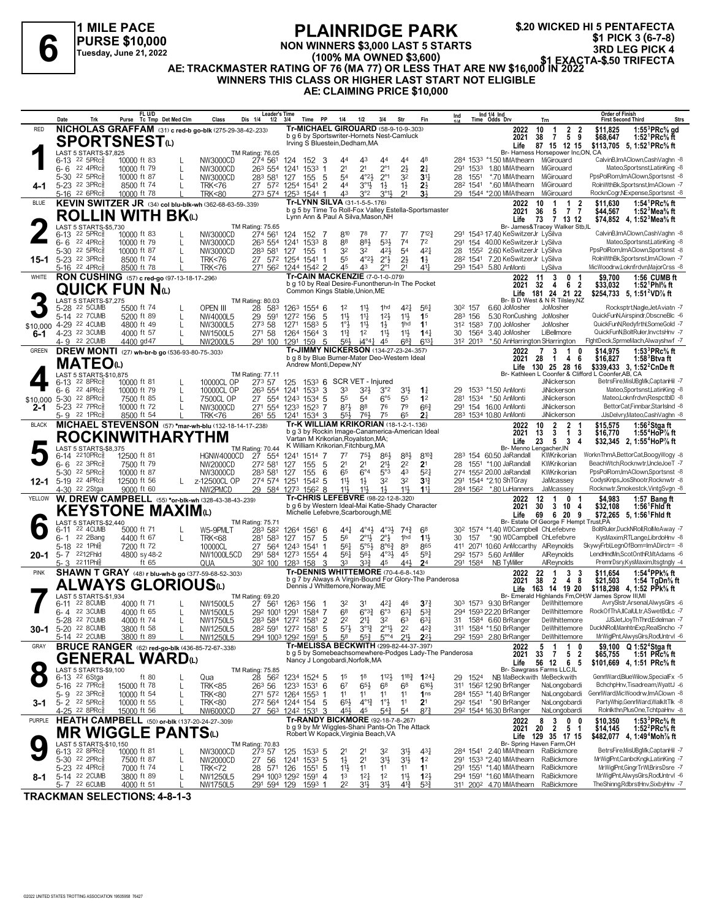# 6

**1 MILE PACE**
**PURSE $10,000**
**Tuesday, June 21, 2022**

## PLAINRIDGE PARK

**NON WINNERS $3,000 LAST 5 STARTS**
**(100% MA OWNED $3,600)**
**AE: TRACKMASTER RATING OF 76 (MA 77) OR LESS THAT ARE NW $16,000 IN 2022**
**WINNERS THIS CLASS OR HIGHER LAST START NOT ELIGIBLE**
**AE: CLAIMING PRICE $10,000**

**$.20 WICKED HI 5 PENTAFECTA**
**$1 PICK 3 (6-7-8)**
**3RD LEG PICK 4**
**$1 EXACTA-$.50 TRIFECTA**

---

### 1 — RED — 4-1
**NICHOLAS GRAFFAM** (31) c red-b go-blk (275-29-38-42-.233)
**SPORTSNEST(L)**
Tr-MICHAEL GIROUARD (58-9-10-9-.303)
b g 6 by Sportswriter-Hornets Nest-Camluck
Irving S Bluestein,Dedham,MA
Br- Harness Horsepower Inc,ON, CA

2022: 10 1 2 2 $11,825 1:55³PRc⅝ gd
2021: 38 7 5 9 $68,647 1:52¹PRc⅝ ft
Life: 87 15 12 15 $113,705 5, 1:52¹PRc⅝ ft

LAST 5 STARTS-$7,825 — TM Rating: 76.05

| Date | Trk | Purse | Cond | Class | 1/4 | 1/2 | 3/4 | Time | PP | 1/4 | 1/2 | 3/4 | Str | Fin | Ind 1/4 | Ind Time | Odds | Drv | Trn | Order of Finish |
|---|---|---|---|---|---|---|---|---|---|---|---|---|---|---|---|---|---|---|---|---|
| 6-13 22 5PRc⅝ | | 10000 | ft 83 L | NW3000CD | 27⁴ | 56¹ | 124 | 152 | 3 | 4⁴ | 4³ | 4⁴ | 4⁴ | 4⁸ | 28⁴ | 153³ | *1.50 | MMAthearn | MiGirouard | CalvinB,ImAClown,CashVaghn -8 |
| 6-6 22 4PRc⅝ | | 10000 | ft 79 L | NW3000CD | 26³ | 55⁴ | 124¹ | 153³ | 1 | 2¹ | 2¹ | 2°¹ | 2½ | 2¾ | 29¹ | 153³ | 1.80 | MMAthearn | MiGirouard | Mateo,Sportsnst,LatinKing -8 |
| 5-30 22 5PRc⅝ | | 10000 | ft 87 L | NW3000CD | 28³ | 58¹ | 127 | 155 | 5 | 5⁴ | 4°2½ | 2°¹ | 3² | 3¹½ | 28 | 155¹ | *.70 | MMAthearn | MiGirouard | PpsPolRom,ImAClown,Sportsnst -8 |
| 5-23 22 3PRc⅝ | | 8500 | ft 74 L | TRK<76 | 27 | 57² | 125⁴ | 154¹ | 2 | 4⁴ | 3°1½ | 1½ | 1½ | 2½ | 28² | 154¹ | *.60 | MMAthearn | MiGirouard | RolnWthBk,Sportsnst,ImAClown -7 |
| 5-16 22 6PRc⅝ | | 10000 | ft 78 L | TRK<80 | 27³ | 57⁴ | 125³ | 154⁴ | 1 | 4³ | 3°² | 3°1½ | 2¹ | 3½ | 29 | 154⁴ | *2.00 | MMAthearn | MiGirouard | RocknCogr,NExpense,Sportsnst -8 |

### 2 — BLUE — 15-1
**KEVIN SWITZER JR** (34) col blu-blk-wh (362-68-63-59-.339)
**ROLLIN WITH BK(L)**
Tr-LYNN SILVA (31-1-5-5-.176)
b g 5 by Time To Roll-Fox Valley Estella-Sportsmaster
Lynn Ann & Paul A Silva,Mason,NH
Br- James&Tracey Walker Stb,IL

2022: 10 1 1 2 $11,630 1:54¹PRc⅝ ft
2021: 36 5 7 7 $44,567 1:52³Mea⅝ ft
Life: 73 7 13 12 $74,852 4, 1:52³Mea⅝ ft

LAST 5 STARTS-$5,730 — TM Rating: 75.65

| Date | Trk | Purse | Cond | Class | 1/4 | 1/2 | 3/4 | Time | PP | 1/4 | 1/2 | 3/4 | Str | Fin | Ind 1/4 | Ind Time | Odds | Drv | Trn | Order of Finish |
|---|---|---|---|---|---|---|---|---|---|---|---|---|---|---|---|---|---|---|---|---|
| 6-13 22 5PRc⅝ | | 10000 | ft 83 L | NW3000CD | 27⁴ | 56¹ | 124 | 152 | 7 | 8¹⁰ | 7⁸ | 7⁷ | 7⁷ | 7¹²¾ | 29¹ | 154³ | 17.40 | KeSwitzerJr | LySilva | CalvinB,ImAClown,CashVaghn -8 |
| 6-6 22 4PRc⅝ | | 10000 | ft 79 L | NW3000CD | 26³ | 55⁴ | 124¹ | 153³ | 8 | 8⁸ | 8⁶½ | 5³½ | 7⁴ | 7² | 29¹ | 154 | 40.00 | KeSwitzerJr | LySilva | Mateo,Sportsnst,LatinKing -8 |
| 5-30 22 5PRc⅝ | | 10000 | ft 87 L | NW3000CD | 28³ | 58¹ | 127 | 155 | 1 | 3² | 3² | 4²½ | 5⁴ | 4²½ | 28 | 155² | 2.60 | KeSwitzerJr | LySilva | PpsPolRom,ImAClown,Sportsnst -8 |
| 5-23 22 3PRc⅝ | | 8500 | ft 74 L | TRK<76 | 27 | 57² | 125⁴ | 154¹ | 5 | 5⁵ | 4°2½ | 2°½ | 2½ | 1½ | 28² | 154¹ | 7.20 | KeSwitzerJr | LySilva | RolnWthBk,Sportsnst,ImAClown -7 |
| 5-16 22 4PRc⅝ | | 8500 | ft 78 L | TRK<76 | 27¹ | 56² | 124⁴ | 154² | 2 | 4⁵ | 4³ | 2°¹ | 2¹ | 4¹½ | 29³ | 154³ | 5.80 | AnMonti | LySilva | MicWoodrw,Loknfrdvn,MajorCrss -8 |

### 3 — WHITE — 6-1 — $10,000
**RON CUSHING** (57) c red-go (97-13-18-17-.296)
**QUICK FUN N(L)**
Tr-CAIN MACKENZIE (7-0-1-0-.079)
b g 10 by Real Desire-Funontherun-In The Pocket
Common Kings Stable,Union,ME
Br- B D West & N R Tilsley,NZ

2022: 11 3 0 1 $9,700 1:56 CUMB ft
2021: 32 4 6 2 $33,032 1:52¹Phl⅝ ft
Life: 181 24 21 22 $254,733 5, 1:51²VD⅞ ft

LAST 5 STARTS-$7,275 — TM Rating: 80.03

| Date | Trk | Purse | Cond | Class | 1/4 | 1/2 | 3/4 | Time | PP | 1/4 | 1/2 | 3/4 | Str | Fin | Ind 1/4 | Ind Time | Odds | Drv | Trn | Order of Finish |
|---|---|---|---|---|---|---|---|---|---|---|---|---|---|---|---|---|---|---|---|---|
| 5-28 22 5CUMB | | 5500 | ft 74 L | OPEN III | 28 | 58³ | 126³ | 155⁴ | 6 | 1² | 1¹½ | 1hd | 4²½ | 5⁶¼ | 30² | 157 | 6.60 | JoMosher | JoMosher | Rocksptr,Nagle,JetAviatn -7 |
| 5-14 22 7CUMB | | 5200 | ft 89 L | NW4000L5 | 29 | 59¹ | 127² | 156 | 5 | 1¹½ | 1¹½ | 1²½ | 1¹½ | 1⁵ | 28³ | 156 | 5.30 | RonCushing | JoMosher | QuickFunN,Airspindr,ObsceneBlc -6 |
| 4-29 22 4CUMB | | 4800 | ft 49 L | NW3000L5 | 27³ | 58 | 127¹ | 158³ | 5 | 1°½ | 1¹½ | 1½ | 1hd | 1¹ | 31² | 158³ | 7.00 | JoMosher | JoMosher | QuickFunN,Redyfrthl,SomeGold -7 |
| 4-23 22 3CUMB | | 4000 | ft 57 L | NW1500L5 | 27¹ | 58 | 126⁴ | 156⁴ | 3 | 1¹½ | 1² | 1¹½ | 1¹½ | 1⁴¾ | 30 | 156⁴ | 3.40 | JoMosher | LiBellmore | QuickFunN,BoltRuler,InvctsHnv -7 |
| 4-9 22 2CUMB | | 4400 | gd 47 L | NW2000L5 | 29¹ | 100 | 129¹ | 159 | 5 | 5⁶½ | i4°4½ | 4⁵ | 6⁸¾ | 6¹³¼ | 31² | 201³ | *.50 | AnHarrington | SHarrington | FlghtDeck,SprmeMach,Alwayshwf -7 |

### 4 — GREEN — 2-1 — $10,000
**DREW MONTI** (27) wh-br-b go (536-93-80-75-.303)
**MATEO(L)**
Tr-JIMMY NICKERSON (134-27-23-24-.357)
b g 8 by Blue Burner-Mater Deo-Western Ideal
Andrew Monti,Depew,NY
Br- Kathleen L Coonfer & Clifford L Coonfer,AB, CA

2022: 7 3 1 0 $14,975 1:53³PRc⅝ ft
2021: 28 1 4 6 $16,827 1:58³Btva ft
Life: 130 25 28 16 $339,433 3, 1:52²CnDe ft

LAST 5 STARTS-$10,875 — TM Rating: 77.11

| Date | Trk | Purse | Cond | Class | 1/4 | 1/2 | 3/4 | Time | PP | 1/4 | 1/2 | 3/4 | Str | Fin | Ind 1/4 | Ind Time | Odds | Drv | Trn | Order of Finish |
|---|---|---|---|---|---|---|---|---|---|---|---|---|---|---|---|---|---|---|---|---|
| 6-13 22 8PRc⅝ | | 10000 | ft 81 L | 10000CL OP | 27³ | 57 | 125 | 153³ | 6 | SCR VET - Injured | | | | | | | | | JiNickerson | BetrsFire,MisUBgMk,CaptanHil -7 |
| 6-6 22 4PRc⅝ | | 10000 | ft 79 L | 10000CL OP | 26³ | 55⁴ | 124¹ | 153³ | 3 | 3³ | 3²½ | 3°² | 3¹½ | 1¾ | 29 | 153³ | *1.50 | AnMonti | JiNickerson | Mateo,Sportsnst,LatinKing -8 |
| 5-30 22 8PRc⅝ | | 7500 | ft 85 L | 7500CL OP | 27 | 55⁴ | 124³ | 153⁴ | 5 | 5⁵ | 5⁴ | 6°⁵ | 5⁵ | 1² | 28¹ | 153⁴ | *.50 | AnMonti | JiNickerson | Mateo,Loknfrdvn,RespctblD -8 |
| 5-23 22 7PRc⅝ | | 10000 | ft 72 L | NW3000CD | 27¹ | 55⁴ | 123³ | 152³ | 7 | 8⁷½ | 8⁸ | 7⁶ | 7⁹ | 6⁶¾ | 29¹ | 154 | 16.00 | AnMonti | JiNickerson | BettorCat,Finnbar,StarIslnd -8 |
| 5-9 22 1PRc⅝ | | 8500 | ft 54 L | TRK<76 | 26¹ | 55 | 124¹ | 153⁴ | 3 | 5⁵½ | 7⁶½ | 7⁵ | 6⁵ | 2¼ | 28³ | 153⁴ | 10.80 | AnMonti | JiNickerson | JJsDelvry,Mateo,CashVaghn -8 |

### 5 — BLACK — 12-1
**MICHAEL STEVENSON** (57) *mar-wh-blu (132-18-14-17-.238)
**ROCKINWITHARYTHM**
Tr-K WILLIAM KRIKORIAN (18-1-2-1-.136)
b g 3 by Rockin Image-Canamerica-American Ideal
Vartan M Krikorian,Royalston,MA;
K William Krikorian,Fitchburg,MA
Br- Menno Lengacher,IN

2022: 10 2 2 1 $15,575 1:56²Stga ft
2021: 13 3 1 3 $16,770 1:55⁴HoP⅞ ft
Life: 23 5 3 4 $32,345 2, 1:55⁴HoP⅞ ft

LAST 5 STARTS-$8,375 — TM Rating: 70.44

| Date | Trk | Purse | Cond | Class | 1/4 | 1/2 | 3/4 | Time | PP | 1/4 | 1/2 | 3/4 | Str | Fin | Ind 1/4 | Ind Time | Odds | Drv | Trn | Order of Finish |
|---|---|---|---|---|---|---|---|---|---|---|---|---|---|---|---|---|---|---|---|---|
| 6-14 22 10PRc⅝ | | 12500 | ft 81 | HGNW4000CD | 27 | 55⁴ | 124¹ | 151⁴ | 7 | 7⁷ | 7⁵½ | 8⁶½ | 8⁸½ | 8¹⁰¾ | 28³ | 154 | 60.50 | JaRandall | KWKrikorian | WorknThmA,BettorCat,BoogyWogy -8 |
| 6-6 22 3PRc⅝ | | 7500 | ft 79 | NW2000CD | 27² | 58¹ | 127 | 155 | 5 | 2¹ | 2¹ | 2¹½ | 2² | 2¹ | 28 | 155¹ | *1.00 | JaRandall | KWKrikorian | BeachWtch,Rocknwtr,UncleJoeT -7 |
| 5-30 22 5PRc⅝ | | 10000 | ft 87 | NW3000CD | 28³ | 58¹ | 127 | 155 | 6 | 6⁵ | 6°⁴ | 5°³ | 4³ | 5²½ | 27⁴ | 155² | 20.00 | JaRandall | KWKrikorian | PpsPolRom,ImAClown,Sportsnst -8 |
| 5-19 22 4PRc⅝ | | 12500 | ft 56 L | z-12500CL OP | 27⁴ | 57⁴ | 125¹ | 154² | 5 | 1¹½ | 1½ | 3² | 3² | 3¹¾ | 29¹ | 154⁴ | *2.10 | ShTGray | JaMcassey | CodysKnps,JosShootr,Rocknwtr -8 |
| 4-30 22 2Stga | | 9000 | ft 60 | NW2PMCD | 29 | 58⁴ | 127³ | 156² | 8 | 1¹½ | 1¹½ | 1½ | 1¹½ | 1¹½ | 28⁴ | 156² | *.80 | LuHanners | JaMcassey | Rocknwtr,Smokestck,VintgSvgn -8 |

### 6 — YELLOW — 20-1
**W. DREW CAMPBELL** (55) *or-blk-wh (328-43-38-43-.239)
**KEYSTONE MAXIM(L)**
Tr-CHRIS LEFEBVRE (98-22-12-8-.320)
b g 6 by Western Ideal-Mai Katie-Shady Character
Michelle Lefebvre,Scarborough,ME
Br- Estate Of George F Hempt Trust,PA

2022: 12 1 0 1 $4,983 1:57 Bang ft
2021: 30 3 10 4 $32,108 1:56¹Fhld ft
Life: 69 6 20 9 $72,265 5, 1:56¹Fhld ft

LAST 5 STARTS-$2,440 — TM Rating: 75.71

| Date | Trk | Purse | Cond | Class | 1/4 | 1/2 | 3/4 | Time | PP | 1/4 | 1/2 | 3/4 | Str | Fin | Ind 1/4 | Ind Time | Odds | Drv | Trn | Order of Finish |
|---|---|---|---|---|---|---|---|---|---|---|---|---|---|---|---|---|---|---|---|---|
| 6-11 22 4CUMB | | 5000 | ft 71 L | W5-9PMLT | 28³ | 58² | 126⁴ | 156¹ | 6 | 4⁴½ | 4°4½ | 4°3½ | 7⁴¾ | 6⁸ | 30² | 157⁴ | *1.40 | WDCampbell | ChLefebvre | BoltRuler,DuckNRoll,RolMeAway -7 |
| 6-1 22 2Bang | | 4400 | ft 67 L | TRK<68 | 28¹ | 58³ | 127 | 157 | 5 | 5⁶ | 2°1½ | 2°½ | 1hd | 1¹½ | 30 | 157 | *.90 | WDCampbell | ChLefebvre | KysMaxim,RTLange,LibrdoHnv -8 |
| 5-18 22 1Phl⅝ | | 7200 | ft 72 | 10000CL | 27 | 56⁴ | 124³ | 154¹ | 1 | 5⁶½ | 5°5½ | 8°6¾ | 8⁹ | 8⁶⁵ | 41¹ | 207¹ | 10.60 | AnMccarthy | AlReynolds | SkywyFrbl,LegnOfBom=ImADirctr= -8 |
| 5-7 22 12Fhld | | 4800 | sy 48-2 | NW1000L5CD | 29¹ | 58⁴ | 127³ | 155⁴ | 3 | 5⁶½ | 5⁶½ | 4°3½ | 4⁵ | 5⁹¼ | 29² | 157³ | 5.60 | AnMiller | AlReynolds | LendHndMn,ScotOnthR,MtAdams -6 |
| 5-3 22 11Phl⅝ | | | ft 65 | QUA | 30² | 100 | 128³ | 158 | 3 | 3³ | 3³¾ | 4⁵ | 4⁴½ | 2⁴ | 29¹ | 158⁴ | NB | TyMiller | AlReynolds | PremrDsry,KysMaxim,Itsgtngly -4 |

### 7 — PINK — 30-1
**SHAWN T GRAY** (48) r blu-wh-b go (377-59-68-52-.303)
**ALWAYS GLORIOUS(L)**
Tr-DENNIS WHITTEMORE (70-4-6-8-.143)
b g 7 by Always A Virgin-Bound For Glory-The Panderosa
Dennis J Whittemore,Norway,ME
Br- Emerald Highlands Fm,OH;W James Sprow III,MI

2022: 22 1 3 3 $11,654 1:54⁴PPk⅝ ft
2021: 38 2 4 8 $21,503 1:54 TgDn⅝ ft
Life: 163 14 19 20 $118,298 4, 1:52 PPk⅝ ft

LAST 5 STARTS-$1,934 — TM Rating: 69.20

| Date | Trk | Purse | Cond | Class | 1/4 | 1/2 | 3/4 | Time | PP | 1/4 | 1/2 | 3/4 | Str | Fin | Ind 1/4 | Ind Time | Odds | Drv | Trn | Order of Finish |
|---|---|---|---|---|---|---|---|---|---|---|---|---|---|---|---|---|---|---|---|---|
| 6-11 22 8CUMB | | 4000 | ft 71 L | NW1500L5 | 27 | 56¹ | 126³ | 156 | 1 | 3² | 3¹ | 4²½ | 4⁶ | 3⁷¾ | 30³ | 157³ | 9.30 | BrRanger | DeWhittemore | AvrySlstr,Arsenal,AlwysGlrs -6 |
| 6-4 22 3CUMB | | 4000 | ft 65 L | NW1500L5 | 29² | 100¹ | 129¹ | 158⁴ | 7 | 6⁸ | 6°9¾ | 6°³ | 6³¾ | 5³¾ | 29⁴ | 159³ | 22.20 | BrRanger | DeWhittemore | RockOfThA,IICallUltr,ASwetBdLc -7 |
| 5-28 22 7CUMB | | 4000 | ft 74 L | NW1750L5 | 28³ | 58⁴ | 127² | 158¹ | 2 | 2² | 2¹½ | 3² | 6³ | 6³¼ | 31 | 158⁴ | 6.60 | BrRanger | DeWhittemore | JJSJet,JoyThThrd,Edelman -7 |
| 5-20 22 8CUMB | | 3800 | ft 58 L | NW1250L5 | 28² | 59¹ | 127² | 158¹ | 5 | 5⁷½ | 3°1¾ | 2°1½ | 2² | 4²¾ | 31¹ | 158⁴ | *1.50 | BrRanger | DeWhittemore | DucNRoll,ManhtnExp,RealSncho -7 |
| 5-14 22 2CUMB | | 3800 | ft 89 L | NW1250L5 | 29⁴ | 100³ | 129² | 159¹ | 5 | 5⁸ | 5⁵½ | 5°°⁴ | 2¹½ | 2²½ | 29² | 159³ | 2.80 | BrRanger | DeWhittemore | MrWiglPnt,AlwysGlrs,RodUntrvl -6 |

### 8 — GRAY — 3-1
**BRUCE RANGER** (62) red-go-blk (436-85-72-67-.338)
**GENERAL WARD(L)**
Tr-MELISSA BECKWITH (299-82-44-37-.397)
b g 5 by Somebeachsomewhere-Podges Lady-The Panderosa
Nancy J Longobardi,Norfolk,MA
Br- Sawgrass Farms LLC,IL

2022: 5 1 1 0 $9,100 Q 1:52⁴Stga ft
2021: 33 7 5 2 $65,755 1:51 PRc⅝ ft
Life: 56 12 6 5 $101,669 4, 1:51 PRc⅝ ft

LAST 5 STARTS-$9,100 — TM Rating: 75.85

| Date | Trk | Purse | Cond | Class | 1/4 | 1/2 | 3/4 | Time | PP | 1/4 | 1/2 | 3/4 | Str | Fin | Ind 1/4 | Ind Time | Odds | Drv | Trn | Order of Finish |
|---|---|---|---|---|---|---|---|---|---|---|---|---|---|---|---|---|---|---|---|---|
| 6-13 22 6Stga | | | ft 80 L | Qua | 28 | 56² | 123⁴ | 152⁴ | 5 | 1⁵ | 1⁸ | 1¹²½ | 1¹⁸¾ | 1²⁴¾ | 29 | 152⁴ | NB | MeBeckwith | MeBeckwith | GenrlWard,BlueWilow,SpecialFx -5 |
| 5-16 22 7PRc⅝ | | 15000 | ft 78 L | TRK<85 | 26³ | 56 | 123³ | 153¹ | 6 | 6⁷ | 6⁵½ | 6⁸ | 6⁸ | 6¹⁶½ | 31¹ | 156² | 12.90 | BrRanger | NaLongobardi | BchchpHnv,Tisadream,WyattJ -6 |
| 5-9 22 3PRc⅝ | | 10000 | ft 54 L | TRK<80 | 27¹ | 57² | 126⁴ | 155³ | 1 | 1¹ | 1¹ | 1¹ | 1¹ | 1ns | 28⁴ | 155³ | *1.40 | BrRanger | NaLongobardi | GenrlWard,MicWoodrw,ImAClown -8 |
| 5-2 22 5PRc⅝ | | 10000 | ft 55 L | TRK<80 | 27² | 56⁴ | 124⁴ | 154 | 5 | 6⁵½ | 4°1½ | 1°½ | 1¹ | 2¹ | 29² | 154¹ | *.90 | BrRanger | NaLongobardi | PartyWhip,GenrlWard,WalkItTlk -8 |
| 4-25 22 8PRc⅝ | | 15000 | ft 56 L | NW6000CD | 27 | 56³ | 124² | 153¹ | 3 | 4⁵½ | 4⁵ | 5⁴¾ | 5⁴ | 8⁷¾ | 29² | 154⁴ | 16.30 | BrRanger | NaLongobardi | Rolnkthn,PlusOne,TchtpaHnv -8 |

### 9 — PURPLE — 8-1
**HEATH CAMPBELL** (50) or-blk (137-20-24-27-.309)
**MR WIGGLE PANTS(L)**
Tr-RANDY BICKMORE (92-18-7-8-.267)
b g 9 by Mr Wiggles-Shani Pants-On The Attack
Robert W Kopack,Virginia Beach,VA
Br- Spring Haven Farm,OH

2022: 8 3 0 0 $10,350 1:53³PRc⅝ ft
2021: 20 2 5 1 $14,145 1:52³PRc⅝ ft
Life: 129 35 17 15 $482,077 4, 1:49⁴Moh⅞ ft

LAST 5 STARTS-$10,150 — TM Rating: 70.83

| Date | Trk | Purse | Cond | Class | 1/4 | 1/2 | 3/4 | Time | PP | 1/4 | 1/2 | 3/4 | Str | Fin | Ind 1/4 | Ind Time | Odds | Drv | Trn | Order of Finish |
|---|---|---|---|---|---|---|---|---|---|---|---|---|---|---|---|---|---|---|---|---|
| 6-13 22 8PRc⅝ | | 10000 | ft 81 L | NW3000CD | 27³ | 57 | 125 | 153³ | 5 | 2¹ | 2¹ | 3² | 3¹½ | 4³¼ | 28⁴ | 154¹ | 2.40 | MMAthearn | RaBickmore | BetrsFire,MisUBgMk,CaptanHil -7 |
| 5-30 22 2PRc⅝ | | 7500 | ft 87 L | NW2000CD | 27 | 56 | 124¹ | 153³ | 5 | 1½ | 2¹ | 3¹½ | 3¹½ | 1² | 29¹ | 153³ | *2.40 | MMAthearn | RaBickmore | MrWiglPnt,CanbcKngk,LatinKing -7 |
| 5-23 22 4PRc⅝ | | 7000 | ft 74 L | TRK<72 | 28 | 57¹ | 126 | 155¹ | 5 | 1¹½ | 1¹ | 1¹ | 1¹ | 1¹ | 29¹ | 155¹ | *1.40 | MMAthearn | RaBickmore | MrWiglPnt,GingrTrWl,BrirsDsre -7 |
| 5-14 22 2CUMB | | 3800 | ft 89 L | NW1250L5 | 29⁴ | 100³ | 129² | 159¹ | 4 | 1³ | 1²½ | 1² | 1¹½ | 1²½ | 29² | 159¹ | *1.60 | MMAthearn | RaBickmore | MrWiglPnt,AlwysGlrs,RodUntrvl -6 |
| 5-7 22 6CUMB | | 4000 | ft 51 L | NW1750L5 | 29¹ | 59⁴ | 129 | 159³ | 1 | 2² | 3¹½ | 3¹½ | 4¹¾ | 5³¾ | 31¹ | 200² | 4.70 | MMAthearn | RaBickmore | TheShinng,RdbrstHnv,SixbyHnv -7 |

**TRACKMAN SELECTIONS: 4-8-1-3**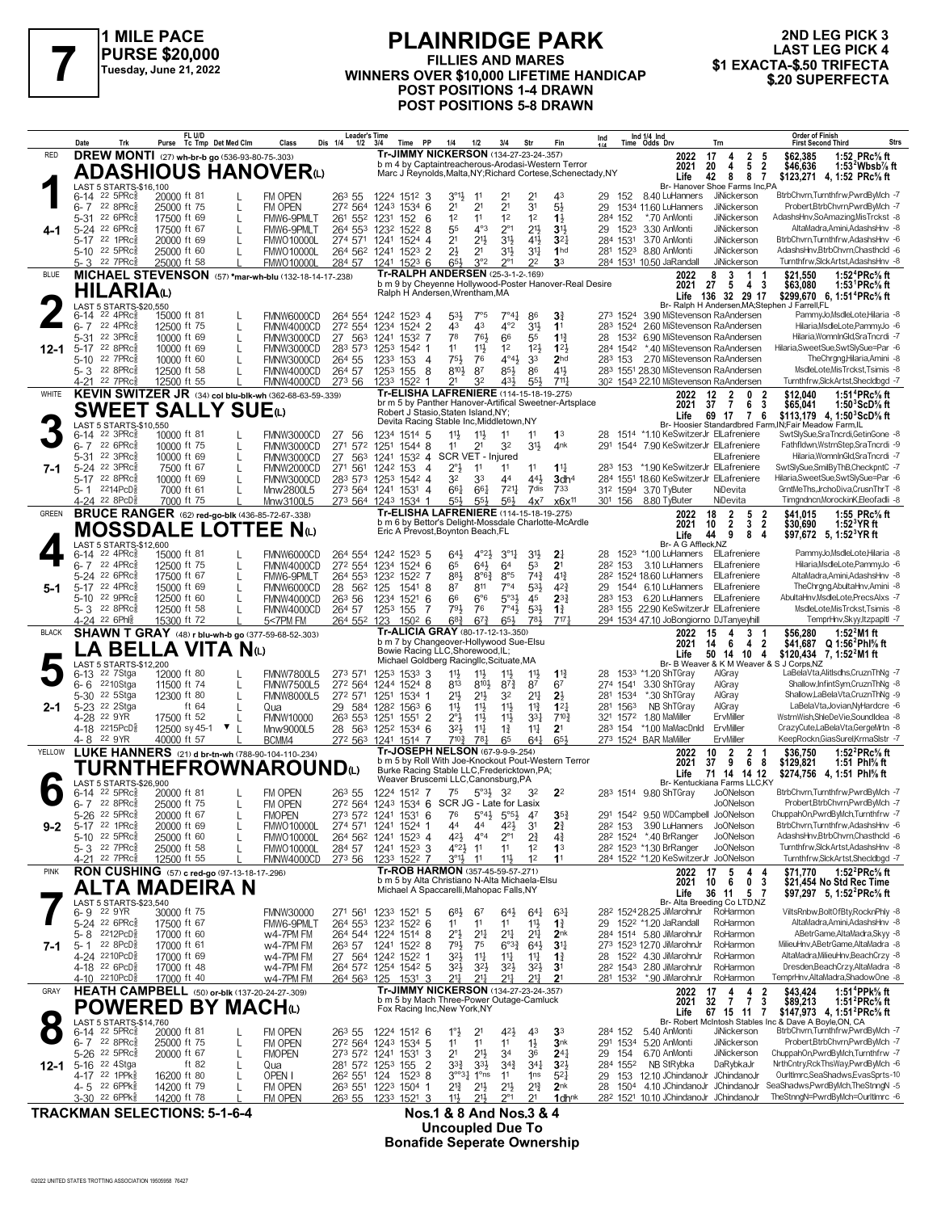# 7

**1 MILE PACE**
**PURSE $20,000**
Tuesday, June 21, 2022

## PLAINRIDGE PARK

**FILLIES AND MARES**
**WINNERS OVER $10,000 LIFETIME HANDICAP**
**POST POSITIONS 1-4 DRAWN**
**POST POSITIONS 5-8 DRAWN**

**2ND LEG PICK 3**
**LAST LEG PICK 4**
**$1 EXACTA-$.50 TRIFECTA**
**$.20 SUPERFECTA**

---

### 1 — RED — 4-1
**DREW MONTI** (27) wh-br-b-go (536-93-80-75-.303)
**ADASHIOUS HANOVER(L)**
Tr-JIMMY NICKERSON (134-27-23-24-.357)
b m 4 by Captaintreacherous-Arodasi-Western Terror
Marc J Reynolds,Malta,NY;Richard Cortese,Schenectady,NY
Br- Hanover Shoe Farms Inc,PA

2022: 17 4 2 5 $62,385 1:52 PRc⅝ ft
2021: 20 4 5 2 $46,636 1:53²Wbsb⅞ ft
Life: 42 8 8 7 $123,271 4, 1:52 PRc⅝ ft

LAST 5 STARTS-$16,100

| Date | Trk | Purse | Class | Leader's Time | PP | 1/4 | 1/2 | 3/4 | Str | Fin | Ind Time | Odds | Drv | Trn | Order of Finish |
|---|---|---|---|---|---|---|---|---|---|---|---|---|---|---|---|
| 6-14 22 5PRc⅝ | | 20000 ft 81 | FM OPEN | 26³ 55 122⁴ 151² | 3 | 3°1½ | 1¹ | 2¹ | 2¹ | 4³ | 29 152 | 8.40 | LuHanners | JiNickerson | BtrbChvrn,Turnthfrw,PwrdByMch -7 |
| 6-7 22 8PRc⅝ | | 25000 ft 75 | FM OPEN | 27² 56⁴ 124³ 153⁴ | 6 | 2¹ | 2¹ | 2¹ | 3¹ | 5½ | 29 153⁴ | 11.60 | LuHanners | JiNickerson | Probert,BtrbChvrn,PwrdByMch -7 |
| 5-31 22 6PRc⅝ | | 17500 ft 69 | FMW6-9PMLT | 26¹ 55² 123¹ 152 | 6 | 1² | 1¹ | 1² | 1² | 1½ | 28⁴ 152 | *.70 | AnMonti | JiNickerson | AdashsHnv,SoAmazing,MisTrckst -8 |
| 5-24 22 6PRc⅝ | | 17500 ft 67 | FMW6-9PMLT | 26⁴ 55³ 123² 152² | 8 | 5⁵ | 4°³ | 2°¹ | 2½ | 3½ | 29 152³ | 3.30 | AnMonti | JiNickerson | AltaMadra,Amini,AdashsHnv -8 |
| 5-17 22 1PRc⅝ | | 20000 ft 69 | FMWO10000L | 27⁴ 57¹ 124¹ 152⁴ | 4 | 2¹ | 2½ | 3½ | 4½ | 3²½ | 28⁴ 153¹ | 3.70 | AnMonti | JiNickerson | BtrbChvrn,Turnthfrw,AdashsHnv -6 |
| 5-10 22 5PRc⅝ | | 25000 ft 60 | FMWO10000L | 26⁴ 56² 124¹ 152³ | 2 | 2½ | 2¹ | 3½ | 3½ | 1hd | 28¹ 152³ | 8.80 | AnMonti | JiNickerson | AdashsHnv,BtrbChvrn,Chasthcld -6 |
| 5-3 22 7PRc⅝ | | 25000 ft 58 | FMWO10000L | 28⁴ 57 124¹ 152³ | 6 | 6⁵½ | 3°² | 2°¹ | 2² | 3³ | 28⁴ 153¹ | 10.50 | JaRandall | JiNickerson | Turnthfrw,SlckArtst,AdashsHnv -8 |

### 2 — BLUE — 12-1
**MICHAEL STEVENSON** (57) *mar-wh-blu (132-18-14-17-.238)
**HILARIA(L)**
Tr-RALPH ANDERSEN (25-3-1-2-.169)
b m 9 by Cheyenne Hollywood-Poster Hanover-Real Desire
Ralph H Andersen,Wrentham,MA
Br- Ralph H Andersen,MA;Stephen J Farrell,FL

2022: 8 3 1 1 $21,550 1:52⁴PRc⅝ ft
2021: 27 5 4 3 $63,080 1:53¹PRc⅝ ft
Life: 136 32 29 17 $299,670 6, 1:51⁴PRc⅝ ft

LAST 5 STARTS-$20,550

| Date | Trk | Purse | Class | Leader's Time | PP | 1/4 | 1/2 | 3/4 | Str | Fin | Ind Time | Odds | Drv | Trn | Order of Finish |
|---|---|---|---|---|---|---|---|---|---|---|---|---|---|---|---|
| 6-14 22 4PRc⅝ | | 15000 ft 81 | FMNW6000CD | 26⁴ 55⁴ 124² 152³ | 4 | 5³½ | 7°⁵ | 7°⁴½ | 8⁶ | 3¾ | 27³ 152⁴ | 3.90 | MiStevenson | RaAndersen | PammyJo,MsdleLote,Hilaria -8 |
| 6-7 22 4PRc⅝ | | 12500 ft 75 | FMNW4000CD | 27² 55⁴ 123⁴ 152⁴ | 2 | 4³ | 4³ | 4°² | 3½ | 1¹ | 28³ 152⁴ | 2.60 | MiStevenson | RaAndersen | Hilaria,MsdleLote,PammyJo -6 |
| 5-31 22 3PRc⅝ | | 10000 ft 69 | FMNW3000CD | 27 56³ 124¹ 153² | 7 | 7⁸ | 7⁶½ | 6⁶ | 5⁵ | 1¹¾ | 28 153² | 6.90 | MiStevenson | RaAndersen | Hilaria,WomnInGld,SraTncrdi -7 |
| 5-17 22 8PRc⅝ | | 10000 ft 69 | FMNW3000CD | 28³ 57³ 125³ 154² | 1 | 1¹ | 1½ | 1² | 1²½ | 1²½ | 28⁴ 154² | *.40 | MiStevenson | RaAndersen | Hilaria,SweetSue,SwtSlySue=Par -6 |
| 5-10 22 7PRc⅝ | | 10000 ft 60 | FMNW3000CD | 26⁴ 55 123³ 153 | 4 | 7⁵½ | 7⁶ | 4°⁴½ | 3³ | 2hd | 28³ 153 | 2.70 | MiStevenson | RaAndersen | TheChrgng,Hilaria,Amini -8 |
| 5-3 22 8PRc⅝ | | 12500 ft 58 | FMNW4000CD | 26⁴ 57 125³ 155 | 8 | 8¹⁰½ | 8⁷ | 8⁵½ | 8⁶ | 4¾ | 28³ 155¹ | 28.30 | MiStevenson | RaAndersen | MsdleLote,MisTrckst,Tsimis -8 |
| 4-21 22 7PRc⅝ | | 12500 ft 55 | FMNW4000CD | 27³ 56 123³ 152² | 1 | 2¹ | 3² | 4³½ | 5⁵½ | 7¹¹½ | 30² 154³ | 22.10 | MiStevenson | RaAndersen | Turnthfrw,SlckArtst,Shecldbgd -7 |

### 3 — WHITE — 7-1
**KEVIN SWITZER JR** (34) col blu-blk-wh (362-68-63-59-.339)
**SWEET SALLY SUE(L)**
Tr-ELISHA LAFRENIERE (114-15-18-19-.275)
br m 5 by Panther Hanover-Artifical Sweetner-Artsplace
Robert J Stasio,Staten Island,NY;
Devita Racing Stable Inc,Middletown,NY
Br- Hoosier Standardbred Farm,IN;Fair Meadow Farm,IL

2022: 12 2 0 2 $12,040 1:51⁴PRc⅝ ft
2021: 37 7 6 3 $65,041 1:50³ScD⅝ ft
Life: 69 17 7 6 $113,179 4, 1:50³ScD⅝ ft

LAST 5 STARTS-$10,550

| Date | Trk | Purse | Class | Leader's Time | PP | 1/4 | 1/2 | 3/4 | Str | Fin | Ind Time | Odds | Drv | Trn | Order of Finish |
|---|---|---|---|---|---|---|---|---|---|---|---|---|---|---|---|
| 6-14 22 3PRc⅝ | | 10000 ft 81 | FMNW3000CD | 27 56 123⁴ 151⁴ | 5 | 1½ | 1½ | 1¹ | 1¹ | 1³ | 28 151⁴ | *1.10 | KeSwitzerJr | ElLafreniere | SwtSlySue,SraTncrdi,GetinGone -8 |
| 6-7 22 6PRc⅝ | | 10000 ft 75 | FMNW3000CD | 27¹ 57² 125¹ 154⁴ | 8 | 1¹ | 2¹ | 3² | 3½ | 4nk | 29¹ 154⁴ | 7.90 | KeSwitzerJr | ElLafreniere | Fathfldwn,WstrnStep,SraTncrdi -9 |
| 5-31 22 3PRc⅝ | | 10000 ft 69 | FMNW3000CD | 27 56³ 124¹ 153² | 4 | SCR VET - Injured | | | | | | | | ElLafreniere | Hilaria,WomnInGld,SraTncrdi -7 |
| 5-24 22 3PRc⅝ | | 7500 ft 67 | FMNW2000CD | 27¹ 56¹ 124² 153 | 4 | 2°½ | 1¹ | 1¹ | 1¹ | 1¹¼ | 28³ 153 | *1.90 | KeSwitzerJr | ElLafreniere | SwtSlySue,SmilByThB,CheckpntC -7 |
| 5-17 22 8PRc⅝ | | 10000 ft 69 | FMNW3000CD | 28³ 57³ 125³ 154² | 4 | 3² | 3³ | 4⁴ | 4⁴½ | 3dh⁴ | 28¹ 155¹ | 18.60 | KeSwitzerJr | ElLafreniere | Hilaria,SweetSue,SwtSlySue=Par -6 |
| 5-1 22 14PcD⅝ | | 7000 ft 61 | Mnw2800L5 | 27³ 56⁴ 124¹ 153¹ | 4 | 6⁶½ | 6⁶½ | 7²¹½ | 7dis | 7³³ | 31² 159⁴ | 3.70 | TyButer | NiDevita | GrntMeThs,JrchoDiva,CrusnThrT -8 |
| 4-24 22 8PcD⅝ | | 7000 ft 75 | Mnw3100L5 | 27³ 56⁴ 124³ 153⁴ | 1 | 5⁵½ | 5⁵½ | 5⁶½ | 4x7 | x6x¹¹ | 30¹ 156 | 8.80 | TyButer | NiDevita | Timgndncn,MorockinK,Eleofadli -8 |

### 4 — GREEN — 5-1
**BRUCE RANGER** (62) red-go-blk (436-85-72-67-.338)
**MOSSDALE LOTTEE N(L)**
Tr-ELISHA LAFRENIERE (114-15-18-19-.275)
b m 6 by Bettor's Delight-Mossdale Charlotte-McArdle
Eric A Prevost,Boynton Beach,FL
Br- A G Affleck,NZ

2022: 18 2 5 2 $41,015 1:55 PRc⅝ ft
2021: 10 2 3 2 $30,690 1:52³YR ft
Life: 44 9 8 4 $97,672 5, 1:52³YR ft

LAST 5 STARTS-$12,600

| Date | Trk | Purse | Class | Leader's Time | PP | 1/4 | 1/2 | 3/4 | Str | Fin | Ind Time | Odds | Drv | Trn | Order of Finish |
|---|---|---|---|---|---|---|---|---|---|---|---|---|---|---|---|
| 6-14 22 4PRc⅝ | | 15000 ft 81 | FMNW6000CD | 26⁴ 55⁴ 124² 152³ | 8 | 6⁴½ | 4°²½ | 3°¹½ | 3¹½ | 2¾ | 28 152³ | *1.00 | LuHanners | ElLafreniere | PammyJo,MsdleLote,Hilaria -8 |
| 6-7 22 4PRc⅝ | | 12500 ft 75 | FMNW4000CD | 27² 55⁴ 123⁴ 152⁴ | 6 | 6⁵ | 6⁴½ | 6⁴ | 5³ | 2¹ | 28² 153 | 3.10 | LuHanners | ElLafreniere | Hilaria,MsdleLote,PammyJo -6 |
| 5-24 22 6PRc⅝ | | 17500 ft 67 | FMW6-9PMLT | 26⁴ 55³ 123² 152² | 7 | 8⁸½ | 8°⁶¾ | 8°⁵ | 7⁴¾ | 4¹¾ | 28² 152⁴ | 18.60 | LuHanners | ElLafreniere | AltaMadra,Amini,AdashsHnv -8 |
| 5-17 22 4PRc⅝ | | 15000 ft 69 | FMNW6000CD | 28 56² 125 154¹ | 8 | 8⁷ | 8¹¹ | 7°⁴ | 5³½ | 4²¾ | 29 154⁴ | 6.10 | LuHanners | ElLafreniere | TheChrgng,AbultaHnv,Amini -8 |
| 5-10 22 9PRc⅝ | | 12500 ft 60 | FMNW4000CD | 26³ 56 123⁴ 152¹ | 6 | 6⁶ | 6°⁶ | 5°³½ | 4⁵ | 2³¾ | 28³ 153 | 6.20 | LuHanners | ElLafreniere | AbultaHnv,MsdleLote,PrecsAlxs -7 |
| 5-3 22 8PRc⅝ | | 12500 ft 58 | FMNW4000CD | 26⁴ 57 125³ 155 | 7 | 7⁹½ | 7⁶ | 7°⁴½ | 5³½ | 1¾ | 28³ 155 | 22.90 | KeSwitzerJr | ElLafreniere | MsdleLote,MisTrckst,Tsimis -8 |
| 4-24 22 6Phl⅝ | | 15300 ft 72 | 5<7PM FM | 26⁴ 55² 123 150² | 6 | 6⁸¾ | 6⁷¾ | 6⁵½ | 7⁸½ | 7¹⁷½ | 29⁴ 153⁴ | 47.10 | JoBongiorno | DJTanyeyhill | TemprHnv,Skyy,Itzpapltl -7 |

### 5 — BLACK — 2-1
**SHAWN T GRAY** (48) r blu-wh-b go (377-59-68-52-.303)
**LA BELLA VITA N(L)**
Tr-ALICIA GRAY (80-17-12-13-.350)
b m 7 by Changeover-Hollywood Sue-Elsu
Bowie Racing LLC,Shorewood,IL;
Michael Goldberg RacingIlc,Scituate,MA
Br- B Weaver & K M Weaver & S J Corps,NZ

2022: 15 4 3 1 $56,280 1:52²M1 ft
2021: 14 6 4 2 $41,687 Q 1:56²Phl⅝ ft
Life: 50 14 10 4 $120,434 7, 1:52²M1 ft

LAST 5 STARTS-$12,200

| Date | Trk | Purse | Class | Leader's Time | PP | 1/4 | 1/2 | 3/4 | Str | Fin | Ind Time | Odds | Drv | Trn | Order of Finish |
|---|---|---|---|---|---|---|---|---|---|---|---|---|---|---|---|
| 6-13 22 7Stga | | 12000 ft 80 | FMNW7800L5 | 27³ 57¹ 125³ 153³ | 3 | 1½ | 1½ | 1½ | 1½ | 1¹¾ | 28 153³ | *1.20 | ShTGray | AlGray | LaBelaVta,AlitIsdhs,CruznThNg -7 |
| 6-6 22 10Stga | | 11500 ft 74 | FMNW7500L5 | 27² 56⁴ 124⁴ 152⁴ | 8 | 8¹³ | 8¹⁰½ | 8⁷¾ | 8⁷ | 6⁷ | 27⁴ 154¹ | 3.30 | ShTGray | AlGray | Shallow,InfintSym,CruznThNg -8 |
| 5-30 22 5Stga | | 12300 ft 80 | FMNW8000L5 | 27² 57¹ 125¹ 153⁴ | 1 | 2½ | 2½ | 3² | 2¹½ | 2½ | 28¹ 153⁴ | *.30 | ShTGray | AlGray | Shallow,LaBelaVta,CruznThNg -9 |
| 5-23 22 2Stga | | ft 64 | Qua | 29 58⁴ 128² 156³ | 6 | 1½ | 1½ | 1½ | 1¹¾ | 1²½ | 28¹ 156³ | NB | ShTGray | AlGray | LaBelaVta,Jovian,NyHardcre -6 |
| 4-28 22 9YR | | 17500 ft 52 | FMNW10000 | 26³ 55³ 125¹ 155¹ | 2 | 2°½ | 1½ | 1½ | 3³½ | 7¹⁰¾ | 32¹ 157² | 1.80 | MaMiller | ErvMiller | WstrnWish,ShleDeVie,Soundldea -8 |
| 4-18 22 15PcD⅝ | | 12500 sy 45-1 | Mnw9000L5 | 28 56³ 125² 153⁴ | 6 | 3²½ | 1½ | 1½ | 1¹½ | 2¹ | 28³ 154 | *1.00 | MaMacDnld | ErvMiller | CrazyCute,LaBelaVta,GergeMrtn -8 |
| 4-8 22 9YR | | 40000 ft 57 | BCMM4 | 27² 56³ 124¹ 151⁴ | 7 | 7¹⁰¾ | 7⁸½ | 6⁵ | 6⁴½ | 6⁵½ | 27³ 152⁴ | | BAR MaMiller | ErvMiller | KeepRockn,GiasSurel,KrmaSlstr -7 |

### 6 — YELLOW — 9-2
**LUKE HANNERS** (21) d br-tn-wh (788-90-104-110-.234)
**TURNTHEFROWNAROUND(L)**
Tr-JOSEPH NELSON (67-9-9-9-.254)
b m 5 by Roll With Joe-Knockout Pout-Western Terror
Burke Racing Stable LLC,Fredericktown,PA;
Weaver Bruscemi LLC,Canonsburg,PA
Br- Kentuckiana Farms LLC,KY

2022: 10 2 2 1 $36,750 1:52²PRc⅝ ft
2021: 37 9 6 8 $129,821 1:51 Phl⅝ ft
Life: 71 14 14 12 $274,756 4, 1:51 Phl⅝ ft

LAST 5 STARTS-$26,900

| Date | Trk | Purse | Class | Leader's Time | PP | 1/4 | 1/2 | 3/4 | Str | Fin | Ind Time | Odds | Drv | Trn | Order of Finish |
|---|---|---|---|---|---|---|---|---|---|---|---|---|---|---|---|
| 6-14 22 5PRc⅝ | | 20000 ft 81 | FM OPEN | 26³ 55 122⁴ 151² | 7 | 7⁵ | 5°³½ | 3² | 3² | 2² | 28³ 151⁴ | 9.80 | ShTGray | JoONelson | BtrbChvrn,Turnthfrw,PwrdByMch -7 |
| 6-7 22 8PRc⅝ | | 25000 ft 75 | FM OPEN | 27² 56⁴ 124³ 153⁴ | 6 | SCR JG - Late for Lasix | | | | | | | | JoONelson | Probert,BtrbChvrn,PwrdByMch -7 |
| 5-26 22 5PRc⅝ | | 20000 ft 67 | FMOPEN | 27³ 57² 124¹ 153¹ | 6 | 7⁶ | 5°⁴½ | 5°⁵½ | 4⁷ | 3⁵¾ | 29¹ 154² | 9.50 | WDCampbell | JoONelson | ChuppahOn,PwrdByMch,Turnthfrw -7 |
| 5-17 22 1PRc⅝ | | 20000 ft 69 | FMWO10000L | 27⁴ 57¹ 124¹ 152⁴ | 1 | 4⁴ | 4⁴ | 4²½ | 3¹ | 2¾ | 28² 153 | 3.90 | LuHanners | JoONelson | BtrbChvrn,Turnthfrw,AdashsHnv -6 |
| 5-10 22 5PRc⅝ | | 25000 ft 60 | FMWO10000L | 26⁴ 56² 124¹ 152³ | 4 | 4²½ | 4°⁴ | 2°¹ | 2¾ | 4¾ | 28² 152⁴ | *.40 | BrRanger | JoONelson | AdashsHnv,BtrbChvrn,Chasthcld -6 |
| 5-3 22 7PRc⅝ | | 25000 ft 58 | FMWO10000L | 28⁴ 57 124¹ 152³ | 3 | 4°²½ | 1¹ | 1¹ | 1² | 1³ | 28² 152³ | *1.30 | BrRanger | JoONelson | Turnthfrw,SlckArtst,AdashsHnv -8 |
| 4-21 22 7PRc⅝ | | 12500 ft 55 | FMNW4000CD | 27³ 56 123³ 152² | 7 | 3°¹½ | 1¹ | 1½ | 1² | 1¹ | 28⁴ 152² | *1.20 | KeSwitzerJr | JoONelson | Turnthfrw,SlckArtst,Shecldbgd -7 |

### 7 — PINK — 7-1
**RON CUSHING** (57) c red-go (97-13-18-17-.296)
**ALTA MADEIRA N**
Tr-ROB HARMON (357-45-59-57-.271)
b m 5 by Alta Christiano N-Alta Michaela-Elsu
Michael A Spaccarelli,Mahopac Falls,NY
Br- Alta Breeding Co LTD,NZ

2022: 17 5 4 4 $71,770 1:52²PRc⅝ ft
2021: 10 6 0 3 $21,454 No Std Rec Time
Life: 36 11 5 7 $97,297 5, 1:52²PRc⅝ ft

LAST 5 STARTS-$23,540

| Date | Trk | Purse | Class | Leader's Time | PP | 1/4 | 1/2 | 3/4 | Str | Fin | Ind Time | Odds | Drv | Trn | Order of Finish |
|---|---|---|---|---|---|---|---|---|---|---|---|---|---|---|---|
| 6-9 22 9YR | | 30000 ft 75 | FMNW30000 | 27¹ 56¹ 123³ 152¹ | 5 | 6⁸½ | 6⁷ | 6⁴½ | 6⁴½ | 6³¾ | 28² 152⁴ | 28.25 | JiMarohnJr | RoHarmon | ViltsRnbw,BoltOfBty,RocknPhly -8 |
| 5-24 22 6PRc⅝ | | 17500 ft 67 | FMW6-9PMLT | 26⁴ 55³ 123² 152² | 6 | 1¹ | 1¹ | 1¹ | 1½ | 1¾ | 29 152² | *1.20 | JaRandall | RoHarmon | AltaMadra,Amini,AdashsHnv -8 |
| 5-8 22 12PcD⅝ | | 17000 ft 60 | w4-7PM FM | 26⁴ 54⁴ 122⁴ 151⁴ | 8 | 2°½ | 2¹½ | 2¹½ | 2¹½ | 2nk | 28⁴ 151⁴ | 5.80 | JiMarohnJr | RoHarmon | ABetrGame,AltaMadra,Skyy -8 |
| 5-1 22 8PcD⅝ | | 17000 ft 61 | w4-7PM FM | 26³ 57 124¹ 152² | 8 | 7⁹½ | 7⁵ | 6°³¾ | 6⁴½ | 3¹½ | 27³ 152³ | 12.70 | JiMarohnJr | RoHarmon | MilieuHnv,ABetrGame,AltaMadra -8 |
| 4-24 22 10PcD⅝ | | 17000 ft 69 | w4-7PM FM | 27 56⁴ 124² 152² | 1 | 3²½ | 1½ | 1½ | 1½ | 1¾ | 28 152² | 4.30 | JiMarohnJr | RoHarmon | AltaMadra,MilieuHnv,BeachCrzy -8 |
| 4-18 22 6PcD⅝ | | 17000 ft 48 | w4-7PM FM | 26⁴ 57² 125⁴ 154² | 5 | 3²½ | 3²½ | 3²½ | 3²½ | 3¹ | 28² 154³ | 2.80 | JiMarohnJr | RoHarmon | Dresden,BeachCrzy,AltaMadra -8 |
| 4-10 22 10PcD⅝ | | 17000 ft 40 | w4-7PM FM | 26⁴ 56³ 125 153¹ | 3 | 2¹½ | 2¹½ | 2¹½ | 2¹½ | 2¹ | 28¹ 153² | *.90 | JiMarohnJr | RoHarmon | TemprHnv,AltaMadra,ShadowOne -8 |

### 8 — GRAY — 12-1
**HEATH CAMPBELL** (50) or-blk (137-20-24-27-.309)
**POWERED BY MACH(L)**
Tr-JIMMY NICKERSON (134-27-23-24-.357)
b m 5 by Mach Three-Power Outage-Camluck
Fox Racing Inc,New York,NY
Br- Robert McIntosh Stables Inc & Dave A Boyle,ON, CA

2022: 17 4 4 2 $43,424 1:51⁴PPk⅝ ft
2021: 32 7 7 3 $89,213 1:51²PRc⅝ ft
Life: 67 15 11 7 $147,973 4, 1:51²PRc⅝ ft

LAST 5 STARTS-$14,760

| Date | Trk | Purse | Class | Leader's Time | PP | 1/4 | 1/2 | 3/4 | Str | Fin | Ind Time | Odds | Drv | Trn | Order of Finish |
|---|---|---|---|---|---|---|---|---|---|---|---|---|---|---|---|
| 6-14 22 5PRc⅝ | | 20000 ft 81 | FM OPEN | 26³ 55 122⁴ 151² | 6 | 1°½ | 2¹ | 4²½ | 4³ | 3³ | 28⁴ 152 | 5.40 | AnMonti | JiNickerson | BtrbChvrn,Turnthfrw,PwrdByMch -7 |
| 6-7 22 8PRc⅝ | | 25000 ft 75 | FM OPEN | 27² 56⁴ 124³ 153⁴ | 5 | 1¹ | 1¹ | 1¹ | 1½ | 3nk | 29¹ 153⁴ | 5.20 | AnMonti | JiNickerson | Probert,BtrbChvrn,PwrdByMch -7 |
| 5-26 22 5PRc⅝ | | 20000 ft 67 | FMOPEN | 27³ 57² 124¹ 153¹ | 3 | 2¹ | 2½ | 3⁴ | 3⁶ | 2⁴¼ | 29 154 | 6.70 | AnMonti | JiNickerson | ChuppahOn,PwrdByMch,Turnthfrw -7 |
| 5-16 22 4Stga | | ft 82 | Qua | 28¹ 57² 125³ 155 | 2 | 3³¾ | 3³½ | 3⁴¾ | 3⁴½ | 3²½ | 28⁴ 155² | NB | StRybka | DaRybkaJr | NrthCntry,RckThsWay,PwrdByMch -6 |
| 4-17 22 1PPk⅝ | | 16200 ft 80 | OPEN I | 26² 55¹ 124 152³ | 8 | 3°°³½ | 1°ns | 1¹ | 1ns | 5²¼ | 29 153 | 12.10 | JChindanoJr | JChindanoJr | Ourltlmrc,SeaShadws,EvasSprts-10 |
| 4-5 22 6PPk⅝ | | 14200 ft 79 | FM OPEN | 26³ 55¹ 122³ 150⁴ | 1 | 2¹¾ | 2¹½ | 2¹½ | 2¹¾ | 2nk | 28 150⁴ | 4.10 | JChindanoJr | JChindanoJr | SeaShadws,PwrdByMch,TheStnngN -5 |
| 3-30 22 6PPk⅝ | | 14200 ft 78 | FM OPEN | 26³ 55 123³ 152¹ | 3 | 1½ | 2½ | 2°¹ | 2¹ | 1dh nk | 28² 152¹ | 10.10 | JChindanoJr | JChindanoJr | TheStnngN=PwrdByMch=Ourltlmrc -6 |

---

**TRACKMAN SELECTIONS: 5-1-6-4**

**Nos.1 & 8 And Nos.3 & 4**
**Uncoupled Due To**
**Bonafide Seperate Ownership**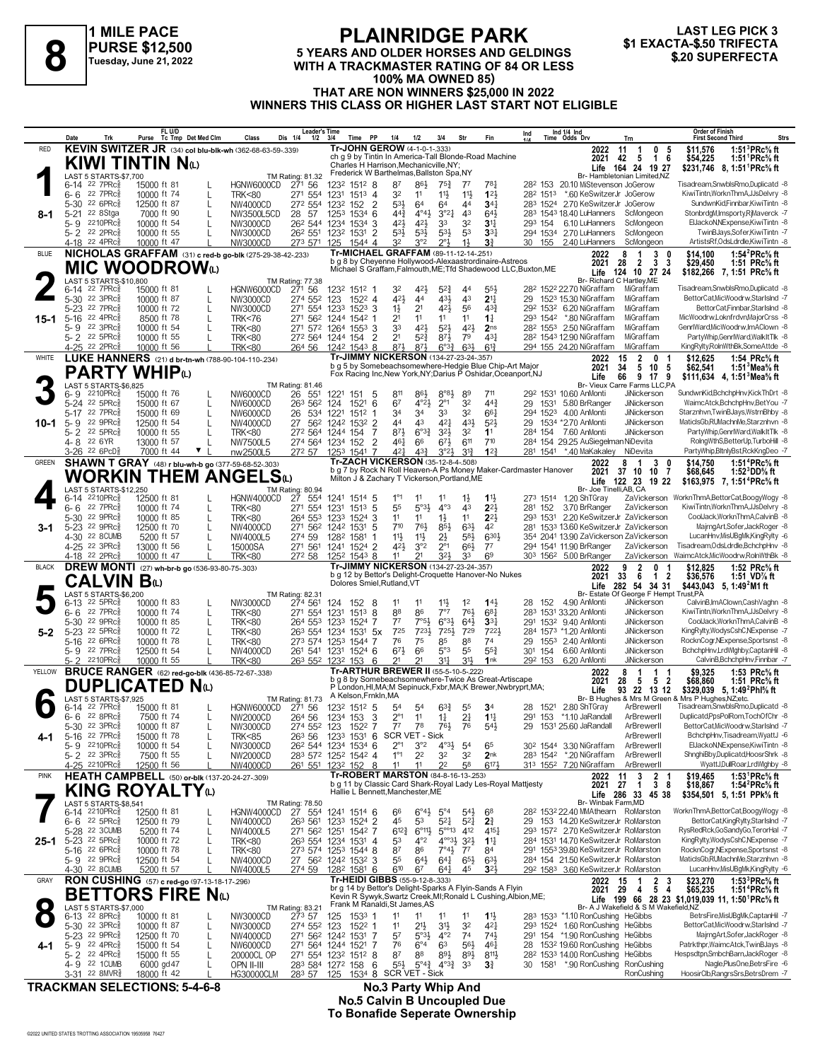# 8

**1 MILE PACE**
**PURSE $12,500**
**Tuesday, June 21, 2022**

# PLAINRIDGE PARK

**5 YEARS AND OLDER HORSES AND GELDINGS WITH A TRACKMASTER RATING OF 84 OR LESS 100% MA OWNED 85) THAT ARE NON WINNERS $25,000 IN 2022 WINNERS THIS CLASS OR HIGHER LAST START NOT ELIGIBLE**

**LAST LEG PICK 3**
**$1 EXACTA-$.50 TRIFECTA**
**$.20 SUPERFECTA**

---

## 1 — RED — 8-1

**KEVIN SWITZER JR** (34) col blu-blk-wh (362-68-63-59-.339)

**KIWI TINTIN N(L)**

Tr-JOHN GEROW (4-1-0-1-.333)
ch g 9 by Tintin In America-Tall Blonde-Road Machine
Charles H Harrison,Mechanicville,NY;
Frederick W Barthelmas,Ballston Spa,NY
Br- Hambletonian Limited,NZ

| Year | Sts | W | P | S | Earnings | Best |
|---|---|---|---|---|---|---|
| 2022 | 11 | 1 | 0 | 5 | $11,576 | 1:51³PRc⅝ ft |
| 2021 | 42 | 5 | 1 | 6 | $54,225 | 1:51¹PRc⅝ ft |
| Life | 164 | 24 | 19 | 27 | $231,746 | 8, 1:51¹PRc⅝ ft |

LAST 5 STARTS-$7,700 — TM Rating: 81.32

| Date | Trk | Purse | Class | Times | PP | 1/4 | 1/2 | 3/4 | Str | Fin | Ind Time | Odds | Drv | Trn | Order of Finish |
|---|---|---|---|---|---|---|---|---|---|---|---|---|---|---|---|
| 6-14 22 7PRc⅝ | | 15000 ft 81 | HGNW6000CD | 27¹ 56 123² 151² | 8 | 8⁷ | 8⁶½ | 7⁵¾ | 7⁷ | 7⁸¼ | 28² 153 | 20.10 | MiStevenson | JoGerow | Tisadream,SnwblsRmo,Duplicatd -8 |
| 6-6 22 7PRc⅝ | | 10000 ft 74 | TRK<80 | 27¹ 55⁴ 123¹ 151³ | 4 | 3² | 1¹ | 1½ | 1½ | 1²½ | 28² 151³ | *.60 | KeSwitzerJr | JoGerow | KiwiTintn,WorknThmA,JJsDelvry -8 |
| 5-30 22 6PRc⅝ | | 12500 ft 87 | NW4000CD | 27² 55⁴ 123² 152 | 2 | 5³½ | 6⁴ | 6⁴ | 4⁴ | 3⁴¾ | 28³ 152⁴ | 2.70 | KeSwitzerJr | JoGerow | SundwnKid,Finnbar,KiwiTintn -8 |
| 5-21 22 8Stga | | 7000 ft 90 | NW3500L5CD | 28 57 125³ 153⁴ | 6 | 4⁴¾ | 4°⁴½ | 3°²¼ | 4³ | 6⁴½ | 28³ 154³ | 18.40 | LuHanners | ScMongeon | StonbrdgM,Imsporty,RjMaverck -7 |
| 5-9 22 10PRc⅝ | | 10000 ft 54 | NW3000CD | 26² 54⁴ 123⁴ 153⁴ | 3 | 4²½ | 4²½ | 3³ | 3² | 3¹¾ | 29³ 154 | 6.10 | LuHanners | ScMongeon | ElJackoN,Expense,KiwiTintn -8 |
| 5-2 22 2PRc⅝ | | 10000 ft 55 | NW3000CD | 26² 55¹ 123² 153¹ | 2 | 5³½ | 5³½ | 5³½ | 5³ | 3³¾ | 29⁴ 153⁴ | 2.70 | LuHanners | ScMongeon | TwinBJays,Sofer,KiwiTintn -7 |
| 4-18 22 4PRc⅝ | | 10000 ft 47 | NW3000CD | 27³ 57¹ 125 154⁴ | 4 | 3² | 3°² | 2°½ | 1½ | 3¾ | 30 155 | 2.40 | LuHanners | ScMongeon | ArtistsRf,OdsLdrdle,KiwiTintn -8 |

---

## 2 — BLUE — 15-1

**NICHOLAS GRAFFAM** (31) c red-b go-blk (275-29-38-42-.233)

**MIC WOODROW(L)**

Tr-MICHAEL GRAFFAM (89-11-12-14-.251)
b g 8 by Cheyenne Hollywood-Alexaastrordinaire-Astreos
Michael S Graffam,Falmouth,ME;Tfd Shadewood LLC,Buxton,ME
Br- Richard C Hartley,ME

| Year | Sts | W | P | S | Earnings | Best |
|---|---|---|---|---|---|---|
| 2022 | 8 | 1 | 3 | 0 | $14,100 | 1:54²PRc⅝ ft |
| 2021 | 28 | 2 | 3 | 3 | $29,450 | 1:51 PRc⅝ ft |
| Life | 124 | 10 | 27 | 24 | $182,266 | 7, 1:51 PRc⅝ ft |

LAST 5 STARTS-$10,800 — TM Rating: 77.38

| Date | Trk | Purse | Class | Times | PP | 1/4 | 1/2 | 3/4 | Str | Fin | Ind Time | Odds | Drv | Trn | Order of Finish |
|---|---|---|---|---|---|---|---|---|---|---|---|---|---|---|---|
| 6-14 22 7PRc⅝ | | 15000 ft 81 | HGNW6000CD | 27¹ 56 123² 151² | 1 | 3² | 4²½ | 5²¾ | 4⁴ | 5⁵½ | 28² 152² | 22.70 | NiGraffam | MiGraffam | Tisadream,SnwblsRmo,Duplicatd -8 |
| 5-30 22 3PRc⅝ | | 10000 ft 87 | NW3000CD | 27⁴ 55² 123 152² | 4 | 4²½ | 4⁴ | 4³½ | 4³ | 2¹½ | 29 152³ | 15.30 | NiGraffam | MiGraffam | BettorCat,MicWoodrw,StarIsInd -7 |
| 5-23 22 7PRc⅝ | | 10000 ft 72 | NW3000CD | 27¹ 55⁴ 123³ 152³ | 3 | 1½ | 2¹ | 4²½ | 5⁶ | 4³¾ | 29² 153² | 6.20 | NiGraffam | MiGraffam | BettorCat,Finnbar,StarIsInd -8 |
| 5-16 22 4PRc⅝ | | 8500 ft 78 | TRK<76 | 27¹ 56² 124⁴ 154² | 1 | 2¹ | 1¹ | 1¹ | 1¹ | 1ℓ | 29³ 154² | *.80 | NiGraffam | MiGraffam | MicWoodrw,LoknFrdvn,MajorCrss -8 |
| 5-9 22 3PRc⅝ | | 10000 ft 54 | TRK<80 | 27¹ 57² 126⁴ 155³ | 3 | 3³ | 4²½ | 5²½ | 4²½ | 2ⁿˢ | 28² 155³ | 2.50 | NiGraffam | MiGraffam | GenrlWard,MicWoodrw,ImAClown -8 |
| 5-2 22 5PRc⅝ | | 10000 ft 55 | TRK<80 | 27² 56⁴ 124⁴ 154 | 2 | 2¹ | 5²½ | 8⁷½ | 7⁹ | 4³¼ | 28² 154³ | 12.90 | NiGraffam | MiGraffam | PartyWhip,GenrlWard,WalkItTlk -8 |
| 4-25 22 2PRc⅝ | | 10000 ft 56 | TRK<80 | 26⁴ 56 124² 154³ | 8 | 8⁷½ | 8⁷½ | 6°³¾ | 6³½ | 6¹¾ | 29⁴ 155 | 24.20 | NiGraffam | MiGraffam | KingRylty,RolnWthBk,SomeAttde -8 |

---

## 3 — WHITE — 10-1

**LUKE HANNERS** (21) d br-tn-wh (788-90-104-110-.234)

**PARTY WHIP(L)**

Tr-JIMMY NICKERSON (134-27-23-24-.357)
b g 5 by Somebeachsomewhere-Hedgie Blue Chip-Art Major
Fox Racing Inc,New York,NY;Darius P Oshidar,Oceanport,NJ
Br- Vieux Carre Farms LLC,PA

| Year | Sts | W | P | S | Earnings | Best |
|---|---|---|---|---|---|---|
| 2022 | 15 | 2 | 0 | 1 | $12,625 | 1:54 PRc⅝ ft |
| 2021 | 34 | 5 | 10 | 5 | $62,541 | 1:51³Mea⅝ ft |
| Life | 66 | 9 | 17 | 9 | $111,634 | 4, 1:51³Mea⅝ ft |

LAST 5 STARTS-$6,825 — TM Rating: 81.46

| Date | Trk | Purse | Class | Times | PP | 1/4 | 1/2 | 3/4 | Str | Fin | Ind Time | Odds | Drv | Trn | Order of Finish |
|---|---|---|---|---|---|---|---|---|---|---|---|---|---|---|---|
| 6-9 22 10PRc⅝ | | 15000 ft 76 | NW6000CD | 26 55¹ 122¹ 151 | 5 | 8¹¹ | 8⁶½ | 8°⁸½ | 8⁹ | 7¹¹ | 29² 153¹ | 10.60 | AnMonti | JiNickerson | SundwnKid,BchchpHnv,KickThDrt -8 |
| 5-24 22 5PRc⅝ | | 15000 ft 67 | NW6000CD | 26³ 56² 124 152¹ | 6 | 6⁷ | 4°²½ | 2°¹ | 3² | 4⁴¾ | 29 153¹ | 5.80 | BrRanger | JiNickerson | WaimcAtck,BchchpHnv,BetYou -7 |
| 5-17 22 7PRc⅝ | | 15000 ft 69 | NW6000CD | 26 53⁴ 122¹ 151² | 1 | 3⁴ | 3⁴ | 3³ | 3² | 6⁶¼ | 29⁴ 152³ | 4.00 | AnMonti | JiNickerson | Starznhvn,TwinBJays,WstrnBhby -8 |
| 5-9 22 9PRc⅝ | | 12500 ft 54 | NW4000CD | 27 56² 124² 153² | 2 | 4⁴ | 4³ | 4²½ | 4³½ | 5²½ | 29 153⁴ | *2.70 | AnMonti | JiNickerson | MaticlsGb,RUMachnMe,Starznhvn -8 |
| 5-2 22 5PRc⅝ | | 10000 ft 55 | TRK<80 | 27² 56⁴ 124⁴ 154 | 7 | 8⁷½ | 6°³¾ | 3²½ | 3² | 1¹ | 28⁴ 154 | 7.60 | AnMonti | JiNickerson | PartyWhip,GenrlWard,WalkItTlk -8 |
| 4-8 22 6YR | | 13000 ft 57 | NW7500L5 | 27⁴ 56⁴ 123⁴ 152 | 2 | 4⁶½ | 6⁶ | 6⁷½ | 6¹¹ | 7¹⁰ | 28⁴ 154 | 29.25 | JuSiegelman | NiDevita | RolngWthS,BetterUp,TurboHill -8 |
| 3-26 22 6PcD⅝ | | 7000 ft 44 ▼ | nw2500L5 | 27² 57 125³ 154¹ | 7 | 4²½ | 4³¾ | 3°²½ | 3¹¾ | 1²¾ | 28¹ 154¹ | *.40 | MaKakaley | NiDevita | PartyWhip,BltnlyBst,RckKngDeo -7 |

---

## 4 — GREEN — 3-1

**SHAWN T GRAY** (48) r blu-wh-b go (377-59-68-52-.303)

**WORKIN THEM ANGELS(L)**

Tr-ZACH VICKERSON (35-12-8-4-.508)
b g 7 by Rock N Roll Heaven-A Ps Money Maker-Cardmaster Hanover
Milton J & Zachary T Vickerson,Portland,ME
Br- Joe Tinelli,AB, CA

| Year | Sts | W | P | S | Earnings | Best |
|---|---|---|---|---|---|---|
| 2022 | 8 | 1 | 3 | 0 | $14,750 | 1:51⁴PRc⅝ ft |
| 2021 | 37 | 10 | 10 | 7 | $68,645 | 1:52³DD⅝ ft |
| Life | 122 | 23 | 19 | 22 | $163,975 | 7, 1:51⁴PRc⅝ ft |

LAST 5 STARTS-$12,250 — TM Rating: 80.94

| Date | Trk | Purse | Class | Times | PP | 1/4 | 1/2 | 3/4 | Str | Fin | Ind Time | Odds | Drv | Trn | Order of Finish |
|---|---|---|---|---|---|---|---|---|---|---|---|---|---|---|---|
| 6-14 22 10PRc⅝ | | 12500 ft 81 | HGNW4000CD | 27 55⁴ 124¹ 151⁴ | 5 | 1°¹ | 1¹ | 1¹ | 1½ | 1¹½ | 27³ 151⁴ | 1.20 | ShTGray | ZaVickerson | WorknThmA,BettorCat,BoogyWogy -8 |
| 6-6 22 7PRc⅝ | | 10000 ft 74 | TRK<80 | 27¹ 55⁴ 123¹ 151³ | 5 | 5⁵ | 5°³½ | 4°³ | 4³ | 2²½ | 28¹ 152 | 3.70 | BrRanger | ZaVickerson | KiwiTintn,WorknThmA,JJsDelvry -8 |
| 5-30 22 9PRc⅝ | | 10000 ft 85 | TRK<80 | 26⁴ 55³ 123³ 152⁴ | 3 | 1¹ | 1¹ | 1½ | 1¹ | 2²½ | 29³ 153¹ | 2.20 | KeSwitzerJr | ZaVickerson | CoolJack,WorknThmA,CalvinB -8 |
| 5-23 22 9PRc⅝ | | 12500 ft 70 | NW4000CD | 27¹ 56² 124² 153¹ | 5 | 7¹⁰ | 7⁶½ | 8⁵½ | 6³¾ | 4² | 28¹ 153³ | 13.60 | KeSwitzerJr | ZaVickerson | MajrngArt,Sofer,JackRoger -8 |
| 4-30 22 8CUMB | | 5200 ft 57 | NW4000L5 | 27⁴ 59 128² 158¹ | 3 | 1¹½ | 1¹½ | 2½ | 5⁸¾ | 6³⁰¼ | 35⁴ 204¹ | 13.90 | ZaVickerson | ZaVickerson | LucanHnv,MisUBgMk,KingRylty -6 |
| 4-25 22 3PRc⅝ | | 13000 ft 56 | 15000SA | 27¹ 56¹ 124¹ 152⁴ | 2 | 4²½ | 3°² | 2°¹ | 6⁶½ | 7⁷ | 29⁴ 154¹ | 11.90 | BrRanger | ZaVickerson | Tisadream,OdsLdrdle,BchchpHnv -8 |
| 4-18 22 2PRc⅝ | | 10000 ft 47 | TRK<80 | 27² 58 125² 154³ | 8 | 1¹ | 2¹ | 3²½ | 3³ | 6⁹ | 30³ 156² | 5.00 | BrRanger | ZaVickerson | WaimcAtck,MicWoodrw,RolnWthBk -8 |

---

## 5 — BLACK — 5-2

**DREW MONTI** (27) wh-br-b go (536-93-80-75-.303)

**CALVIN B(L)**

Tr-JIMMY NICKERSON (134-27-23-24-.357)
b g 12 by Bettor's Delight-Croquette Hanover-No Nukes
Dolores Smiel,Rutland,VT
Br- Estate Of George F Hempt Trust,PA

| Year | Sts | W | P | S | Earnings | Best |
|---|---|---|---|---|---|---|
| 2022 | 9 | 2 | 0 | 1 | $12,825 | 1:52 PRc⅝ ft |
| 2021 | 33 | 6 | 1 | 2 | $36,576 | 1:51 VD⅞ ft |
| Life | 282 | 54 | 34 | 31 | $443,043 | 5, 1:49²M1 ft |

LAST 5 STARTS-$6,200 — TM Rating: 82.31

| Date | Trk | Purse | Class | Times | PP | 1/4 | 1/2 | 3/4 | Str | Fin | Ind Time | Odds | Drv | Trn | Order of Finish |
|---|---|---|---|---|---|---|---|---|---|---|---|---|---|---|---|
| 6-13 22 5PRc⅝ | | 10000 ft 83 | NW3000CD | 27⁴ 56¹ 124 152 | 8 | 1¹ | 1¹ | 1¹½ | 1² | 1⁴½ | 28 152 | 4.90 | AnMonti | JiNickerson | CalvinB,ImAClown,CashVaghn -8 |
| 6-6 22 7PRc⅝ | | 10000 ft 74 | TRK<80 | 27¹ 55⁴ 123¹ 151³ | 8 | 8⁸ | 8⁶ | 7°⁷ | 7⁶½ | 6⁸¼ | 28³ 153¹ | 33.20 | AnMonti | JiNickerson | KiwiTintn,WorknThmA,JJsDelvry -8 |
| 5-30 22 9PRc⅝ | | 10000 ft 85 | TRK<80 | 26⁴ 55³ 123³ 152⁴ | 7 | 7⁷ | 7°⁵½ | 6°³¾ | 6⁴¾ | 3³¼ | 29¹ 153² | 9.40 | AnMonti | JiNickerson | CoolJack,WorknThmA,CalvinB -8 |
| 5-23 22 5PRc⅝ | | 10000 ft 72 | TRK<80 | 26³ 55⁴ 123⁴ 153¹ | 5x | 7²⁵ | 7²³½ | 7²⁵½ | 7²⁹ | 7²²½ | 28⁴ 157³ | *1.20 | AnMonti | JiNickerson | KingRylty,WodysCshC,NExpense -7 |
| 5-16 22 6PRc⅝ | | 10000 ft 78 | TRK<80 | 27³ 57⁴ 125³ 154⁴ | 7 | 7⁶ | 7⁵ | 8⁵ | 8⁸ | 7⁴ | 29 155³ | 2.40 | AnMonti | JiNickerson | RocknCogr,NExpense,Sportsnst -8 |
| 5-9 22 7PRc⅝ | | 12500 ft 54 | NW4000CD | 26¹ 54¹ 123¹ 152⁴ | 6 | 6⁷½ | 6⁶ | 5°³ | 5⁵ | 5⁵¾ | 30¹ 154 | 6.60 | AnMonti | JiNickerson | BchchpHnv,LrdWlghby,CaptanHil -8 |
| 5-2 22 10PRc⅝ | | 10000 ft 55 | TRK<80 | 26³ 55² 123² 153 | 6 | 2¹ | 2¹ | 3¹½ | 3¹½ | 1ⁿᵏ | 29² 153 | 6.20 | AnMonti | JiNickerson | CalvinB,BchchpHnv,Finnbar -7 |

---

## 6 — YELLOW — 4-1

**BRUCE RANGER** (62) red-go-blk (436-85-72-67-.338)

**DUPLICATED N(L)**

Tr-ARTHUR BREWER II (55-5-10-5-.222)
b g 8 by Somebeachsomewhere-Twice As Great-Artiscape
P London,HI,MA;M Sepinuck,Fxbr,MA;K Brewer,Nwbryprt,MA;
A Kelson,Frnkln,MA
Br- B Hughes & Mrs M Green & Mrs P Hughes,NZ;etc.

| Year | Sts | W | P | S | Earnings | Best |
|---|---|---|---|---|---|---|
| 2022 | 8 | 1 | 1 | 1 | $9,325 | 1:53 PRc⅝ ft |
| 2021 | 28 | 5 | 5 | 2 | $68,860 | 1:51 PRc⅝ ft |
| Life | 93 | 22 | 13 | 12 | $329,039 | 5, 1:49²Phl⅝ ft |

LAST 5 STARTS-$7,925 — TM Rating: 81.73

| Date | Trk | Purse | Class | Times | PP | 1/4 | 1/2 | 3/4 | Str | Fin | Ind Time | Odds | Drv | Trn | Order of Finish |
|---|---|---|---|---|---|---|---|---|---|---|---|---|---|---|---|
| 6-14 22 7PRc⅝ | | 15000 ft 81 | HGNW6000CD | 27¹ 56 123² 151² | 5 | 5⁴ | 5⁴ | 6³¾ | 5⁵ | 3⁴ | 28 152¹ | 2.80 | ShTGray | ArBrewerII | Tisadream,SnwblsRmo,Duplicatd -8 |
| 6-6 22 8PRc⅝ | | 7500 ft 74 | NW2000CD | 26⁴ 56 123⁴ 153 | 3 | 2°¹ | 1¹ | 1½ | 2¼ | 1¹¾ | 29¹ 153 | *1.10 | JaRandall | ArBrewerII | Duplicatd,PpsPolRom,TochOfChr -8 |
| 5-30 22 3PRc⅝ | | 10000 ft 87 | NW3000CD | 27⁴ 55² 123 152² | 7 | 7⁷ | 7⁸ | 7⁶½ | 7⁶ | 5⁴½ | 29 153¹ | 25.60 | JaRandall | ArBrewerII | BettorCat,MicWoodrw,StarIsInd -7 |
| 5-16 22 7PRc⅝ | | 15000 ft 78 | TRK<85 | 26³ 56 123³ 153¹ | 6 | SCR VET - Sick | | | | | | | | ArBrewerII | BchchpHnv,Tisadream,WyattJ -6 |
| 5-9 22 10PRc⅝ | | 10000 ft 54 | NW3000CD | 26² 54⁴ 123⁴ 153⁴ | 6 | 2°¹ | 3°² | 4°³½ | 5⁴ | 6⁵ | 30² 154⁴ | 3.30 | NiGraffam | ArBrewerII | ElJackoN,Expense,KiwiTintn -8 |
| 5-2 22 3PRc⅝ | | 7500 ft 55 | NW2000CD | 28³ 57² 125² 154² | 4 | 1°¹ | 2² | 3² | 3² | 2ⁿᵏ | 28³ 154² | *.20 | NiGraffam | ArBrewerII | ShnghiBby,Duplicatd,HoosrShrk -8 |
| 4-25 22 10PRc⅝ | | 12500 ft 56 | NW4000CD | 26¹ 55¹ 123² 152 | 8 | 1¹ | 1¹ | 2² | 5⁸ | 6¹⁷¼ | 31³ 155² | 7.20 | NiGraffam | ArBrewerII | WyattJ,DullRoar,LrdWlghby -8 |

---

## 7 — PINK — 25-1

**HEATH CAMPBELL** (50) or-blk (137-20-24-27-.309)

**KING ROYALTY(L)**

Tr-ROBERT MARSTON (84-8-16-13-.253)
b g 11 by Classic Card Shark-Royal Lady Les-Royal Mattjesty
Hallie L Bennett,Manchester,ME
Br- Winbak Farm,MD

| Year | Sts | W | P | S | Earnings | Best |
|---|---|---|---|---|---|---|
| 2022 | 11 | 3 | 2 | 1 | $19,465 | 1:53¹PRc⅝ ft |
| 2021 | 27 | 1 | 3 | 8 | $18,867 | 1:54²PRc⅝ ft |
| Life | 286 | 33 | 45 | 38 | $354,501 | 5, 1:51 PPk⅝ ft |

LAST 5 STARTS-$8,541 — TM Rating: 78.50

| Date | Trk | Purse | Class | Times | PP | 1/4 | 1/2 | 3/4 | Str | Fin | Ind Time | Odds | Drv | Trn | Order of Finish |
|---|---|---|---|---|---|---|---|---|---|---|---|---|---|---|---|
| 6-14 22 10PRc⅝ | | 12500 ft 81 | HGNW4000CD | 27 55⁴ 124¹ 151⁴ | 6 | 6⁶ | 6°⁴½ | 5°⁴ | 5⁴½ | 6⁸ | 28² 153² | 22.40 | MaAthearn | RoMarston | WorknThmA,BettorCat,BoogyWogy -8 |
| 6-6 22 5PRc⅝ | | 12500 ft 79 | NW4000CD | 26³ 56¹ 123⁴ 152¹ | 2 | 4⁵ | 5³ | 5²½ | 5²½ | 2¾ | 29 153 | 14.20 | KeSwitzerJr | RoMarston | BettorCat,KingRylty,StarIsInd -7 |
| 5-28 22 3CUMB | | 5200 ft 74 | NW4000L5 | 27¹ 56² 125¹ 154² | 7 | 6¹²¾ | 6°¹¹½ | 5°°¹³ | 4¹² | 4¹⁵½ | 29³ 157² | 2.70 | KeSwitzerJr | RoMarston | RysRedRck,GoSandyGo,TerorHal -7 |
| 5-23 22 5PRc⅝ | | 10000 ft 72 | TRK<80 | 26³ 55⁴ 123⁴ 153¹ | 4 | 5³ | 4°² | 4°°³½ | 3²½ | 1¹¾ | 28⁴ 153¹ | 14.70 | KeSwitzerJr | RoMarston | KingRylty,WodysCshC,NExpense -7 |
| 5-16 22 6PRc⅝ | | 10000 ft 78 | TRK<80 | 27³ 57⁴ 125³ 154⁴ | 8 | 8⁷ | 8⁶ | 7°⁴¾ | 7⁷ | 8⁴ | 29¹ 155³ | 39.80 | KeSwitzerJr | RoMarston | RocknCogr,NExpense,Sportsnst -8 |
| 5-9 22 9PRc⅝ | | 12500 ft 54 | NW4000CD | 27 56² 124² 153² | 3 | 5⁵ | 6⁴½ | 6⁴¼ | 6⁵½ | 6³½ | 28⁴ 154 | 21.50 | KeSwitzerJr | RoMarston | MaticlsGb,RUMachnMe,Starznhvn -8 |
| 4-30 22 8CUMB | | 5200 ft 57 | NW4000L5 | 27⁴ 59 128² 158¹ | 6 | 6¹⁰ | 6⁷ | 6⁴¼ | 4⁵ | 3²½ | 29² 158³ | 3.60 | KeSwitzerJr | RoMarston | LucanHnv,MisUBgMk,KingRylty -6 |

---

## 8 — GRAY — 4-1

**RON CUSHING** (57) c red-go (97-13-18-17-.296)

**BETTORS FIRE N(L)**

Tr-HEIDI GIBBS (55-9-12-8-.333)
br g 14 by Bettor's Delight-Sparks A Flyin-Sands A Flyin
Kevin R Sywyk,Swartz Creek,MI;Ronald L Cushing,Albion,ME;
Frank M Ranaldi,St James,AS
Br- A J Wakefield & S M Wakefield,NZ

| Year | Sts | W | P | S | Earnings | Best |
|---|---|---|---|---|---|---|
| 2022 | 15 | 1 | 2 | 3 | $23,270 | 1:53³PRc⅝ ft |
| 2021 | 29 | 4 | 5 | 4 | $65,235 | 1:51⁴PRc⅝ ft |
| Life | 199 | 66 | 28 | 23 | $1,019,039 | 11, 1:50¹PRc⅝ ft |

LAST 5 STARTS-$7,000 — TM Rating: 83.21

| Date | Trk | Purse | Class | Times | PP | 1/4 | 1/2 | 3/4 | Str | Fin | Ind Time | Odds | Drv | Trn | Order of Finish |
|---|---|---|---|---|---|---|---|---|---|---|---|---|---|---|---|
| 6-13 22 8PRc⅝ | | 10000 ft 81 | NW3000CD | 27³ 57 125 153³ | 1 | 1¹ | 1¹ | 1¹ | 1¹ | 1¹½ | 28³ 153³ | *1.10 | RonCushing | HeGibbs | BetrsFire,MisUBgMk,CaptanHil -7 |
| 5-30 22 3PRc⅝ | | 10000 ft 87 | NW3000CD | 27⁴ 55² 123 152² | 1 | 1¹ | 2¹½ | 3¹½ | 3² | 4²½ | 29³ 152⁴ | 1.60 | RonCushing | HeGibbs | BettorCat,MicWoodrw,StarIsInd -7 |
| 5-23 22 9PRc⅝ | | 12500 ft 70 | NW4000CD | 27¹ 56² 124² 153¹ | 1 | 5⁷ | 5°³½ | 4°² | 7⁴ | 7⁴½ | 29¹ 154 | *1.90 | RonCushing | HeGibbs | MajrngArt,Sofer,JackRoger -8 |
| 5-9 22 4PRc⅝ | | 15000 ft 54 | NW6000CD | 27¹ 56⁴ 124⁴ 152¹ | 7 | 7⁶ | 6°⁴ | 6³ | 5⁶½ | 4⁶½ | 28 153² | 19.60 | RonCushing | HeGibbs | Patrkthpr,WaimcAtck,TwinBJays -8 |
| 5-2 22 4PRc⅝ | | 15000 ft 55 | 20000CL OP | 27¹ 55⁴ 123² 152¹ | 8 | 8⁷ | 8⁸ | 8⁹½ | 8⁹½ | 8¹¹½ | 28² 153³ | 14.00 | RonCushing | HeGibbs | Hespsdtpn,SmbchBarn,JackRoger -8 |
| 4-9 22 1CUMB | | 6000 gd 47 | OPN II-III | 28³ 58⁴ 127² 158 | 6 | 5⁵½ | 5°⁴¾ | 4°³¾ | 3³ | 3¾ | 30 158¹ | *.90 | RonCushing | RonCushing | Nagle,PlusOne,BetrsFire -6 |
| 3-31 22 8MVR⅝ | | 18000 ft 42 | HG30000CLM | 28³ 57 125 153⁴ | 8 | SCR VET - Sick | | | | | | | | RonCushing | HoosirClb,RangrsSrs,BetrsDrem -7 |

---

**TRACKMAN SELECTIONS: 5-4-6-8**

**No.3 Party Whip And**
**No.5 Calvin B Uncoupled Due**
**To Bonafide Seperate Ownership**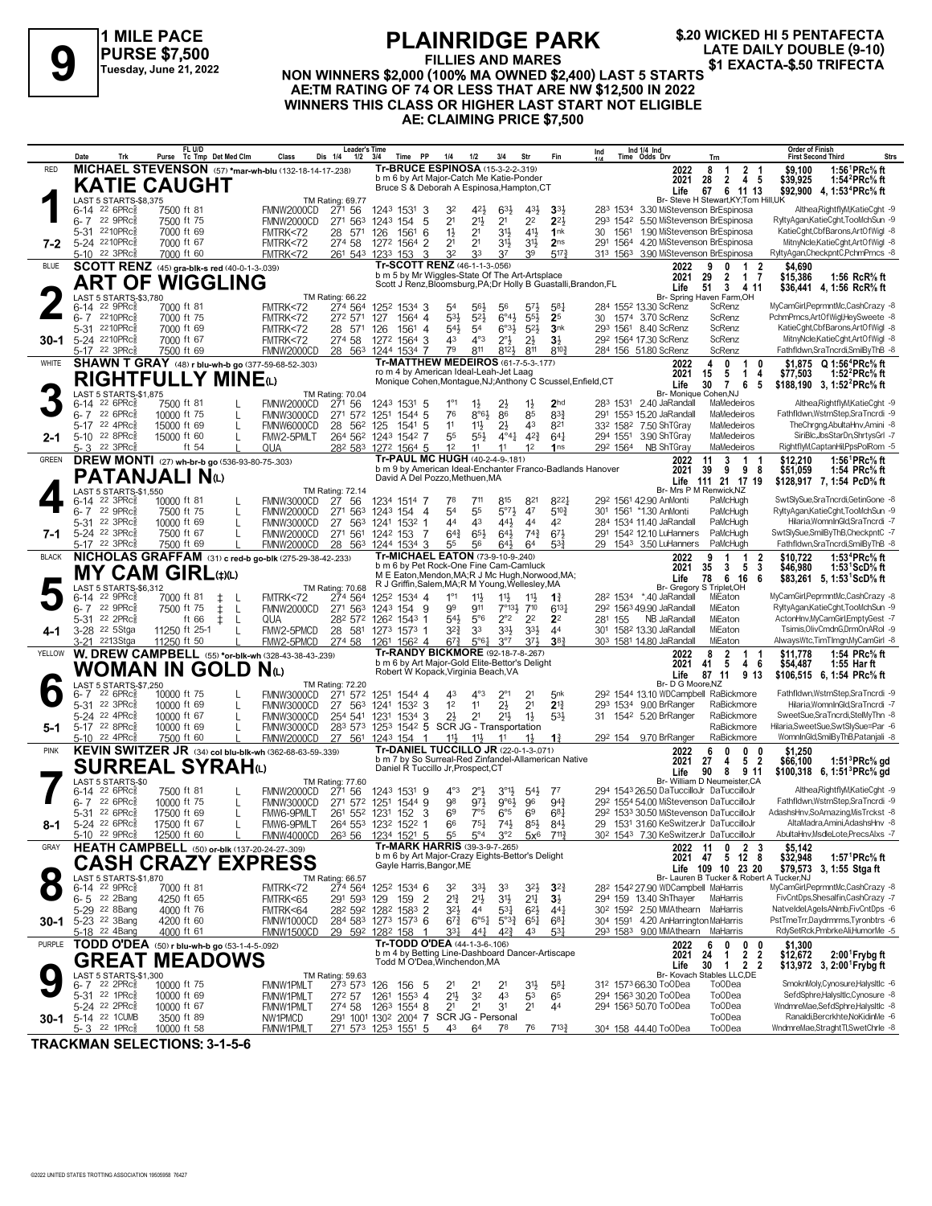# 9

**1 MILE PACE**
**PURSE $7,500**
**Tuesday, June 21, 2022**

## PLAINRIDGE PARK

**FILLIES AND MARES**
**NON WINNERS $2,000 (100% MA OWNED $2,400) LAST 5 STARTS**
**AE:TM RATING OF 74 OR LESS THAT ARE NW $12,500 IN 2022**
**WINNERS THIS CLASS OR HIGHER LAST START NOT ELIGIBLE**
**AE: CLAIMING PRICE $7,500**

**$.20 WICKED HI 5 PENTAFECTA**
**LATE DAILY DOUBLE (9-10)**
**$1 EXACTA-$.50 TRIFECTA**

---

### 1 — RED — 7-2
**MICHAEL STEVENSON** (57) *mar-wh-blu (132-18-14-17-.238)

**KATIE CAUGHT**
Tr-BRUCE ESPINOSA (15-3-2-2-.319)
b m 6 by Art Major-Catch Me Katie-Ponder
Bruce S & Deborah A Espinosa,Hampton,CT
Br- Steve H Stewart,KY;Tom Hill,UK

| | Starts | Win | 2nd | 3rd | Earnings | Best |
|---|---|---|---|---|---|---|
| 2022 | 8 | 1 | 2 | 1 | $9,100 | 1:56¹PRc⅝ ft |
| 2021 | 28 | 2 | 4 | 5 | $39,925 | 1:54²PRc⅝ ft |
| Life | 67 | 6 | 11 | 13 | $92,900 | 4, 1:53⁴PRc⅝ ft |

LAST 5 STARTS-$8,375 — TM Rating: 69.77

| Date | Trk | Purse | Cond | Class | 1/4 | 1/2 | 3/4 | Time | PP | 1/4 | 1/2 | 3/4 | Str | Fin | Ind Time | Odds | Drv | Trn | Order of Finish |
|---|---|---|---|---|---|---|---|---|---|---|---|---|---|---|---|---|---|---|---|
| 6-14 22 6PRc⅝ | | 7500 | ft 81 | FMNW2000CD | 27¹ | 56 | 124³ | 153¹ | 3 | 3² | 4²½ | 6³½ | 4³½ | 3³½ | 28³ 153⁴ | 3.30 | MiStevenson | BrEspinosa | Althea,RightflyM,KatieCght -9 |
| 6-7 22 9PRc⅝ | | 7500 | ft 75 | FMNW2000CD | 27¹ | 56³ | 124³ | 154 | 5 | 2¹ | 2¹½ | 2¹ | 2² | 2²½ | 29³ 154² | 5.50 | MiStevenson | BrEspinosa | RyltyAgan,KatieCght,TooMchSun -9 |
| 5-31 22 10PRc⅝ | | 7000 | ft 69 | FMTRK<72 | 28 | 57¹ | 126 | 156¹ | 6 | 1½ | 2¹ | 3¹½ | 4¹½ | 1nk | 30 156¹ | 1.90 | MiStevenson | BrEspinosa | KatieCght,CbfBarons,ArtOfWigl -8 |
| 5-24 22 10PRc⅝ | | 7000 | ft 67 | FMTRK<72 | 27⁴ | 58 | 127² | 156⁴ | 2 | 2¹ | 2¹ | 3¹½ | 3¹½ | 2ns | 29¹ 156⁴ | 4.20 | MiStevenson | BrEspinosa | MitnyNcle,KatieCght,ArtOfWigl -8 |
| 5-10 22 3PRc⅝ | | 7000 | ft 60 | FMTRK<72 | 26¹ | 54³ | 123³ | 153 | 3 | 3² | 3³ | 3⁷ | 3⁹ | 5¹⁷¾ | 31³ 156³ | 3.90 | MiStevenson | BrEspinosa | RyltyAgan,CheckpntC,PchmPrncs -8 |

---

### 2 — BLUE — 30-1
**SCOTT RENZ** (45) gra-blk-s red (40-0-1-3-.039)

**ART OF WIGGLING**
Tr-SCOTT RENZ (46-1-1-3-.056)
b m 5 by Mr Wiggles-State Of The Art-Artsplace
Scott J Renz,Bloomsburg,PA;Dr Holly B Guastalli,Brandon,FL
Br- Spring Haven Farm,OH

| | Starts | Win | 2nd | 3rd | Earnings | Best |
|---|---|---|---|---|---|---|
| 2022 | 9 | 0 | 1 | 2 | $4,690 | |
| 2021 | 29 | 2 | 1 | 7 | $15,386 | 1:56 RcR⅝ ft |
| Life | 51 | 3 | 4 | 11 | $36,441 | 4, 1:56 RcR⅝ ft |

LAST 5 STARTS-$3,780 — TM Rating: 66.22

| Date | Trk | Purse | Cond | Class | 1/4 | 1/2 | 3/4 | Time | PP | 1/4 | 1/2 | 3/4 | Str | Fin | Ind Time | Odds | Drv | Trn | Order of Finish |
|---|---|---|---|---|---|---|---|---|---|---|---|---|---|---|---|---|---|---|---|
| 6-14 22 9PRc⅝ | | 7000 | ft 81 | FMTRK<72 | 27⁴ | 56⁴ | 125² | 153⁴ | 3 | 5⁴ | 5⁶½ | 5⁶ | 5⁷½ | 5⁸¼ | 28⁴ 155² | 13.30 | ScRenz | ScRenz | MyCamGirl,PeprmntMc,CashCrazy -8 |
| 6-7 22 10PRc⅝ | | 7000 | ft 75 | FMTRK<72 | 27² | 57¹ | 127 | 156⁴ | 4 | 5³½ | 5²½ | 6°⁴½ | 5⁵½ | 2⁵ | 30 157⁴ | 3.70 | ScRenz | ScRenz | PchmPrncs,ArtOfWigl,HeySweete -8 |
| 5-31 22 10PRc⅝ | | 7000 | ft 69 | FMTRK<72 | 28 | 57¹ | 126 | 156¹ | 4 | 5⁴½ | 5⁴ | 6°³½ | 5²½ | 3nk | 29³ 156¹ | 8.40 | ScRenz | ScRenz | KatieCght,CbfBarons,ArtOfWigl -8 |
| 5-24 22 10PRc⅝ | | 7000 | ft 67 | FMTRK<72 | 27⁴ | 58 | 127² | 156⁴ | 3 | 4³ | 4°³ | 2°½ | 2½ | 3½ | 29² 156⁴ | 17.30 | ScRenz | ScRenz | MitnyNcle,KatieCght,ArtOfWigl -8 |
| 5-17 22 3PRc⅝ | | 7500 | ft 69 | FMNW2000CD | 28 | 56³ | 124⁴ | 153⁴ | 7 | 7⁹ | 8¹¹ | 8¹²½ | 8¹¹ | 8¹⁰¾ | 28⁴ 156 | 51.80 | ScRenz | ScRenz | Fathfldwn,SraTncrdi,SmilByThB -8 |

---

### 3 — WHITE — 2-1
**SHAWN T GRAY** (48) r blu-wh-b go (377-59-68-52-.303)

**RIGHTFULLY MINE(L)**
Tr-MATTHEW MEDEIROS (61-7-5-3-.177)
ro m 4 by American Ideal-Leah-Jet Laag
Monique Cohen,Montague,NJ;Anthony C Scussel,Enfield,CT
Br- Monique Cohen,NJ

| | Starts | Win | 2nd | 3rd | Earnings | Best |
|---|---|---|---|---|---|---|
| 2022 | 4 | 0 | 1 | 0 | $1,875 | Q 1:56⁴PRc⅝ ft |
| 2021 | 15 | 5 | 1 | 4 | $77,503 | 1:52²PRc⅝ ft |
| Life | 30 | 7 | 6 | 5 | $188,190 | 3, 1:52²PRc⅝ ft |

LAST 5 STARTS-$1,875 — TM Rating: 70.04

| Date | Trk | Purse | Cond | Med | Class | 1/4 | 1/2 | 3/4 | Time | PP | 1/4 | 1/2 | 3/4 | Str | Fin | Ind Time | Odds | Drv | Trn | Order of Finish |
|---|---|---|---|---|---|---|---|---|---|---|---|---|---|---|---|---|---|---|---|---|
| 6-14 22 6PRc⅝ | | 7500 | ft 81 | L | FMNW2000CD | 27¹ | 56 | 124³ | 153¹ | 5 | 1°¹ | 1½ | 2½ | 1½ | 2hd | 28³ 153¹ | 2.40 | JaRandall | MaMedeiros | Althea,RightflyM,KatieCght -9 |
| 6-7 22 6PRc⅝ | | 10000 | ft 75 | L | FMNW3000CD | 27¹ | 57² | 125¹ | 154⁴ | 5 | 7⁶ | 8°⁶½ | 8⁶ | 8⁵ | 8³¾ | 29¹ 155³ | 15.20 | JaRandall | MaMedeiros | Fathfldwn,WstrnStep,SraTncrdi -9 |
| 5-17 22 4PRc⅝ | | 15000 | ft 69 | L | FMNW6000CD | 28 | 56² | 125 | 154¹ | 5 | 1¹ | 1¹½ | 2½ | 4³ | 8²¹ | 33² 158² | 7.50 | ShTGray | MaMedeiros | TheChrgng,AbultaHnv,Amini -8 |
| 5-10 22 8PRc⅝ | | 15000 | ft 60 | L | FMW2-5PMLT | 26⁴ | 56² | 124³ | 155² | 7 | 5⁵ | 5⁵½ | 4°⁴½ | 4²½ | 6⁴¼ | 29⁴ 155¹ | 3.90 | ShTGray | MaMedeiros | SiriBlc,JbsStarDn,ShrtysGrl -7 |
| 5-3 22 3PRc⅝ | | | ft 54 | | QUA | 28² | 58³ | 127² | 156⁴ | 5 | 1² | 1¹ | 1¹ | 1² | 1ns | 29² 156⁴ | | NB ShTGray | MaMedeiros | RightflyM,CaptanHil,PpsPolRom -5 |

---

### 4 — GREEN — 7-1
**DREW MONTI** (27) wh-br-b go (536-93-80-75-.303)

**PATANJALI N(L)**
Tr-PAUL MC HUGH (40-2-4-9-.181)
b m 9 by American Ideal-Enchanter Franco-Badlands Hanover
David A Del Pozzo,Methuen,MA
Br- Mrs P M Renwick,NZ

| | Starts | Win | 2nd | 3rd | Earnings | Best |
|---|---|---|---|---|---|---|
| 2022 | 11 | 3 | 1 | 1 | $12,210 | 1:56¹PRc⅝ ft |
| 2021 | 39 | 9 | 9 | 8 | $51,059 | 1:54 PRc⅝ ft |
| Life | 111 | 21 | 17 | 19 | $128,917 | 7, 1:54 PcD⅝ ft |

LAST 5 STARTS-$1,550 — TM Rating: 72.14

| Date | Trk | Purse | Cond | Med | Class | 1/4 | 1/2 | 3/4 | Time | PP | 1/4 | 1/2 | 3/4 | Str | Fin | Ind Time | Odds | Drv | Trn | Order of Finish |
|---|---|---|---|---|---|---|---|---|---|---|---|---|---|---|---|---|---|---|---|---|
| 6-14 22 3PRc⅝ | | 10000 | ft 81 | L | FMNW3000CD | 27 | 56 | 123⁴ | 151⁴ | 7 | 7⁸ | 7¹¹ | 8¹⁵ | 8²¹ | 8²²¼ | 29² 156¹ | 42.90 | AnMonti | PaMcHugh | SwtSlySue,SraTncrdi,GetinGone -8 |
| 6-7 22 9PRc⅝ | | 7500 | ft 75 | L | FMNW2000CD | 27¹ | 56³ | 124³ | 154 | 4 | 5⁴ | 5⁵ | 5°⁷½ | 4⁷ | 5¹⁰¾ | 30¹ 156¹ | *1.30 | AnMonti | PaMcHugh | RyltyAgan,KatieCght,TooMchSun -9 |
| 5-31 22 3PRc⅝ | | 10000 | ft 69 | L | FMNW3000CD | 27 | 56³ | 124¹ | 153² | 1 | 4⁴ | 4³ | 4⁴½ | 4⁴ | 4² | 28⁴ 153⁴ | 11.40 | JaRandall | PaMcHugh | Hilaria,WomnInGld,SraTncrdi -7 |
| 5-24 22 3PRc⅝ | | 7500 | ft 67 | L | FMNW2000CD | 27¹ | 56¹ | 124² | 153 | 7 | 6⁴¾ | 6⁵½ | 6⁴½ | 7⁴¾ | 6⁷½ | 29¹ 154² | 12.10 | LuHanners | PaMcHugh | SwtSlySue,SmilByThB,CheckpntC -7 |
| 5-17 22 3PRc⅝ | | 7500 | ft 69 | L | FMNW2000CD | 28 | 56³ | 124⁴ | 153⁴ | 3 | 5⁵ | 5⁶ | 6⁴½ | 6⁴ | 5³¾ | 29 154³ | 3.50 | LuHanners | PaMcHugh | Fathfldwn,SraTncrdi,SmilByThB -8 |

---

### 5 — BLACK — 4-1
**NICHOLAS GRAFFAM** (31) c red-b go-blk (275-29-38-42-.233)

**MY CAM GIRL(‡)(L)**
Tr-MICHAEL EATON (73-9-10-9-.240)
b m 6 by Pet Rock-One Fine Cam-Camluck
M E Eaton,Mendon,MA;R J Mc Hugh,Norwood,MA;
R J Griffin,Salem,MA;R M Young,Wellesley,MA
Br- Gregory S Triplet,OH

| | Starts | Win | 2nd | 3rd | Earnings | Best |
|---|---|---|---|---|---|---|
| 2022 | 9 | 1 | 1 | 2 | $10,722 | 1:53⁴PRc⅝ ft |
| 2021 | 35 | 3 | 5 | 3 | $46,980 | 1:53¹ScD⅝ ft |
| Life | 78 | 6 | 16 | 6 | $83,261 | 5, 1:53¹ScD⅝ ft |

LAST 5 STARTS-$6,312 — TM Rating: 70.68

| Date | Trk | Purse | Cond | Med | Class | 1/4 | 1/2 | 3/4 | Time | PP | 1/4 | 1/2 | 3/4 | Str | Fin | Ind Time | Odds | Drv | Trn | Order of Finish |
|---|---|---|---|---|---|---|---|---|---|---|---|---|---|---|---|---|---|---|---|---|
| 6-14 22 9PRc⅝ | | 7000 | ft 81 | ‡ L | FMTRK<72 | 27⁴ | 56⁴ | 125² | 153⁴ | 4 | 1°¹ | 1¹½ | 1¹½ | 1¹½ | 1¾ | 28² 153⁴ | *.40 | JaRandall | MiEaton | MyCamGirl,PeprmntMc,CashCrazy -8 |
| 6-7 22 9PRc⅝ | | 7500 | ft 75 | ‡ L | FMNW2000CD | 27¹ | 56³ | 124³ | 154 | 9 | 9⁹ | 9¹¹ | 7°¹³½ | 7¹⁰ | 6¹³¼ | 29² 156³ | 49.90 | JaRandall | MiEaton | RyltyAgan,KatieCght,TooMchSun -9 |
| 5-31 22 2PRc⅝ | | | ft 66 | ‡ L | QUA | 28² | 57² | 126² | 154³ | 1 | 5⁴½ | 5°⁶ | 2°² | 2² | 2² | 28¹ 155 | | NB JaRandall | MiEaton | ActonHnv,MyCamGirl,EmptyGest -7 |
| 3-28 22 5Stga | | 11250 | ft 25-1 | L | FMW2-5PMCD | 28 | 58¹ | 127³ | 157³ | 1 | 3²¾ | 3³ | 3³½ | 3³½ | 4⁴ | 30¹ 158² | 13.30 | JaRandall | MiEaton | Tsimis,OlivCmdnG,DrmOnARol -9 |
| 3-21 22 13Stga | | 11250 | ft 50 | | FMW2-5PMCD | 27⁴ | 58 | 126¹ | 156² | 4 | 6⁷¾ | 5°⁶½ | 3°⁷ | 3⁷½ | 3⁸¾ | 30³ 158¹ | 14.80 | JaRandall | MiEaton | AlwaysWtc,TimTlmgn,MyCamGirl -8 |

---

### 6 — YELLOW — 5-1
**W. DREW CAMPBELL** (55) *or-blk-wh (328-43-38-43-.239)

**WOMAN IN GOLD N(L)**
Tr-RANDY BICKMORE (92-18-7-8-.267)
b m 6 by Art Major-Gold Elite-Bettor's Delight
Robert W Kopack,Virginia Beach,VA
Br- D G Moore,NZ

| | Starts | Win | 2nd | 3rd | Earnings | Best |
|---|---|---|---|---|---|---|
| 2022 | 8 | 2 | 1 | 1 | $11,778 | 1:54 PRc⅝ ft |
| 2021 | 41 | 5 | 4 | 6 | $54,487 | 1:55 Har ft |
| Life | 87 | 11 | 9 | 13 | $106,515 | 6, 1:54 PRc⅝ ft |

LAST 5 STARTS-$7,250 — TM Rating: 72.20

| Date | Trk | Purse | Cond | Med | Class | 1/4 | 1/2 | 3/4 | Time | PP | 1/4 | 1/2 | 3/4 | Str | Fin | Ind Time | Odds | Drv | Trn | Order of Finish |
|---|---|---|---|---|---|---|---|---|---|---|---|---|---|---|---|---|---|---|---|---|
| 6-7 22 6PRc⅝ | | 10000 | ft 75 | L | FMNW3000CD | 27¹ | 57² | 125¹ | 154⁴ | 4 | 4³ | 4°³ | 2°¹ | 2¹ | 5nk | 29² 154⁴ | 13.10 | WDCampbell | RaBickmore | Fathfldwn,WstrnStep,SraTncrdi -9 |
| 5-31 22 3PRc⅝ | | 10000 | ft 69 | L | FMNW3000CD | 27 | 56³ | 124¹ | 153² | 3 | 1² | 1¹ | 2½ | 2¹ | 2¹¾ | 29³ 153⁴ | 9.00 | BrRanger | RaBickmore | Hilaria,WomnInGld,SraTncrdi -7 |
| 5-24 22 4PRc⅝ | | 10000 | ft 67 | L | FMNW3000CD | 25⁴ | 54¹ | 123¹ | 153⁴ | 3 | 2½ | 2¹ | 2¹½ | 1½ | 5³½ | 31 154² | 5.20 | BrRanger | RaBickmore | SweetSue,SraTncrdi,StelMyThn -8 |
| 5-17 22 8PRc⅝ | | 10000 | ft 69 | L | FMNW3000CD | 28³ | 57³ | 125³ | 154² | 5 | SCR JG - Transportation | | | | | | | | RaBickmore | Hilaria,SweetSue,SwtSlySue=Par -6 |
| 5-10 22 4PRc⅝ | | 7500 | ft 60 | L | FMNW2000CD | 27 | 56¹ | 124³ | 154 | 1 | 1¹½ | 1¹½ | 1¹ | 1½ | 1¾ | 29² 154 | 9.70 | BrRanger | RaBickmore | WomnInGld,SmilByThB,Patanjali -8 |

---

### 7 — PINK — 8-1
**KEVIN SWITZER JR** (34) col blu-blk-wh (362-68-63-59-.339)

**SURREAL SYRAH(L)**
Tr-DANIEL TUCCILLO JR (22-0-1-3-.071)
b m 7 by So Surreal-Red Zinfandel-Allamerican Native
Daniel R Tuccillo Jr,Prospect,CT
Br- William D Neumeister,CA

| | Starts | Win | 2nd | 3rd | Earnings | Best |
|---|---|---|---|---|---|---|
| 2022 | 6 | 0 | 0 | 0 | $1,250 | |
| 2021 | 27 | 4 | 5 | 2 | $66,100 | 1:51³PRc⅝ gd |
| Life | 90 | 8 | 9 | 11 | $100,318 | 6, 1:51³PRc⅝ gd |

LAST 5 STARTS-$0 — TM Rating: 77.60

| Date | Trk | Purse | Cond | Med | Class | 1/4 | 1/2 | 3/4 | Time | PP | 1/4 | 1/2 | 3/4 | Str | Fin | Ind Time | Odds | Drv | Trn | Order of Finish |
|---|---|---|---|---|---|---|---|---|---|---|---|---|---|---|---|---|---|---|---|---|
| 6-14 22 6PRc⅝ | | 7500 | ft 81 | L | FMNW2000CD | 27¹ | 56 | 124³ | 153¹ | 9 | 4°³ | 2°½ | 3°¹½ | 5⁴½ | 7⁷ | 29⁴ 154³ | 26.50 | DaTuccilloJr | DaTuccilloJr | Althea,RightflyM,KatieCght -9 |
| 6-7 22 6PRc⅝ | | 10000 | ft 75 | L | FMNW3000CD | 27¹ | 57² | 125¹ | 154⁴ | 9 | 9⁸ | 9⁷½ | 9°⁶½ | 9⁶ | 9⁴¾ | 29² 155⁴ | 54.00 | MiStevenson | DaTuccilloJr | Fathfldwn,WstrnStep,SraTncrdi -9 |
| 5-31 22 6PRc⅝ | | 17500 | ft 69 | L | FMW6-9PMLT | 26¹ | 55² | 123¹ | 152 | 3 | 6⁹ | 7°⁵ | 6°⁵ | 6⁹ | 6⁸¼ | 29² 153³ | 30.50 | MiStevenson | DaTuccilloJr | AdashsHnv,SoAmazing,MisTrckst -8 |
| 5-24 22 6PRc⅝ | | 17500 | ft 67 | L | FMW6-9PMLT | 26⁴ | 55³ | 123² | 152² | 1 | 6⁶ | 7⁵½ | 7⁴½ | 8⁵½ | 8⁴½ | 29 153¹ | 31.60 | KeSwitzerJr | DaTuccilloJr | AltaMadra,Amini,AdashsHnv -8 |
| 5-10 22 9PRc⅝ | | 12500 | ft 60 | L | FMNW4000CD | 26³ | 56 | 123⁴ | 152¹ | 5 | 5⁵ | 5°⁴ | 3°² | 5x⁶ | 7¹¹¾ | 30² 154³ | 7.30 | KeSwitzerJr | DaTuccilloJr | AbultaHnv,MsdleLote,PrecsAlxs -7 |

---

### 8 — GRAY — 30-1
**HEATH CAMPBELL** (50) or-blk (137-20-24-27-.309)

**CASH CRAZY EXPRESS**
Tr-MARK HARRIS (39-3-9-7-.265)
b m 6 by Art Major-Crazy Eights-Bettor's Delight
Gayle Harris,Bangor,ME
Br- Lauren B Tucker & Robert A Tucker,NJ

| | Starts | Win | 2nd | 3rd | Earnings | Best |
|---|---|---|---|---|---|---|
| 2022 | 11 | 0 | 2 | 3 | $5,142 | |
| 2021 | 47 | 5 | 12 | 8 | $32,948 | 1:57¹PRc⅝ ft |
| Life | 109 | 10 | 23 | 20 | $79,573 | 3, 1:55 Stga ft |

LAST 5 STARTS-$1,870 — TM Rating: 66.57

| Date | Trk | Purse | Cond | Class | 1/4 | 1/2 | 3/4 | Time | PP | 1/4 | 1/2 | 3/4 | Str | Fin | Ind Time | Odds | Drv | Trn | Order of Finish |
|---|---|---|---|---|---|---|---|---|---|---|---|---|---|---|---|---|---|---|---|
| 6-14 22 9PRc⅝ | | 7000 | ft 81 | FMTRK<72 | 27⁴ | 56⁴ | 125² | 153⁴ | 6 | 3² | 3³½ | 3³ | 3²½ | 3²¾ | 28² 154² | 27.90 | WDCampbell | MaHarris | MyCamGirl,PeprmntMc,CashCrazy -8 |
| 6-5 22 2Bang | | 4250 | ft 65 | FMTRK<65 | 29¹ | 59³ | 129 | 159 | 2 | 2¹¾ | 2¹½ | 3¹½ | 2¹¼ | 3¼ | 29⁴ 159 | 13.40 | ShThayer | MaHarris | FivCntDps,Shesalfin,CashCrazy -7 |
| 5-29 22 8Bang | | 4000 | ft 76 | FMTRK<64 | 28² | 59² | 128² | 158³ | 2 | 3²½ | 4⁴ | 5³¼ | 6²½ | 4⁴½ | 30² 159² | 2.50 | MMAthearn | MaHarris | NatveIdel,AgelsANmb,FivCntDps -6 |
| 5-23 22 3Bang | | 4200 | ft 60 | FMNW1000CD | 28⁴ | 58³ | 127³ | 157³ | 6 | 6⁷¾ | 6°⁵¼ | 5°³¾ | 6⁵¼ | 6⁸¼ | 30⁴ 159¹ | 4.20 | AnHarrington | MaHarris | PstTmeTrr,Daydrmrms,Tyronbtrs -6 |
| 5-18 22 4Bang | | 4000 | ft 61 | FMNW1500CD | 29 | 59² | 128² | 158 | 1 | 3³¼ | 4⁴¼ | 4²¾ | 4³ | 5³¼ | 29³ 158³ | 9.00 | MMAthearn | MaHarris | RdySetRck,PmbrkeAli,HumorMe -5 |

---

### 9 — PURPLE — 30-1
**TODD O'DEA** (50) r blu-wh-b go (53-1-4-5-.092)

**GREAT MEADOWS**
Tr-TODD O'DEA (44-1-3-6-.106)
b m 4 by Betting Line-Dashboard Dancer-Artiscape
Todd M O'Dea,Winchendon,MA
Br- Kovach Stables LLC,DE

| | Starts | Win | 2nd | 3rd | Earnings | Best |
|---|---|---|---|---|---|---|
| 2022 | 6 | 0 | 0 | 0 | $1,300 | |
| 2021 | 24 | 1 | 2 | 2 | $12,672 | 2:00¹Frybg ft |
| Life | 30 | 1 | 2 | 2 | $13,972 | 3, 2:00¹Frybg ft |

LAST 5 STARTS-$1,300 — TM Rating: 59.63

| Date | Trk | Purse | Cond | Class | 1/4 | 1/2 | 3/4 | Time | PP | 1/4 | 1/2 | 3/4 | Str | Fin | Ind Time | Odds | Drv | Trn | Order of Finish |
|---|---|---|---|---|---|---|---|---|---|---|---|---|---|---|---|---|---|---|---|
| 6-7 22 2PRc⅝ | | 10000 | ft 75 | FMNW1PMLT | 27³ | 57³ | 126 | 156 | 5 | 2¹ | 2¹ | 2¹ | 3¹½ | 5⁸¼ | 31² 157³ | 66.30 | ToODea | ToODea | SmoknMoly,Cynosure,Halyslttc -6 |
| 5-31 22 1PRc⅝ | | 10000 | ft 69 | FMNW1PMLT | 27² | 57 | 126¹ | 155³ | 4 | 2¹½ | 3² | 4³ | 5³ | 6⁵ | 29⁴ 156³ | 30.20 | ToODea | ToODea | SefdSphre,Halyslttc,Cynosure -8 |
| 5-24 22 2PRc⅝ | | 10000 | ft 67 | FMNW1PMLT | 27⁴ | 58 | 126³ | 155⁴ | 8 | 2¹ | 2¹ | 3¹ | 2¹ | 4⁴ | 29⁴ 156³ | 50.70 | ToODea | ToODea | WndmreMae,SefdSphre,Halyslttc -8 |
| 5-14 22 1CUMB | | 3500 | ft 89 | NW1PMCD | 29¹ | 100¹ | 130² | 200⁴ | 7 | SCR JG - Personal | | | | | | | | ToODea | Ranaldi,Bercrkhte,NoKidinMe -6 |
| 5-3 22 1PRc⅝ | | 10000 | ft 58 | FMNW1PMLT | 27¹ | 57³ | 125³ | 155¹ | 5 | 4³ | 6⁴ | 7⁸ | 7⁶ | 7¹³¾ | 30⁴ 158 | 44.40 | ToODea | ToODea | WndmreMae,StraghtTl,SwetChrle -8 |

---

**TRACKMAN SELECTIONS: 3-1-5-6**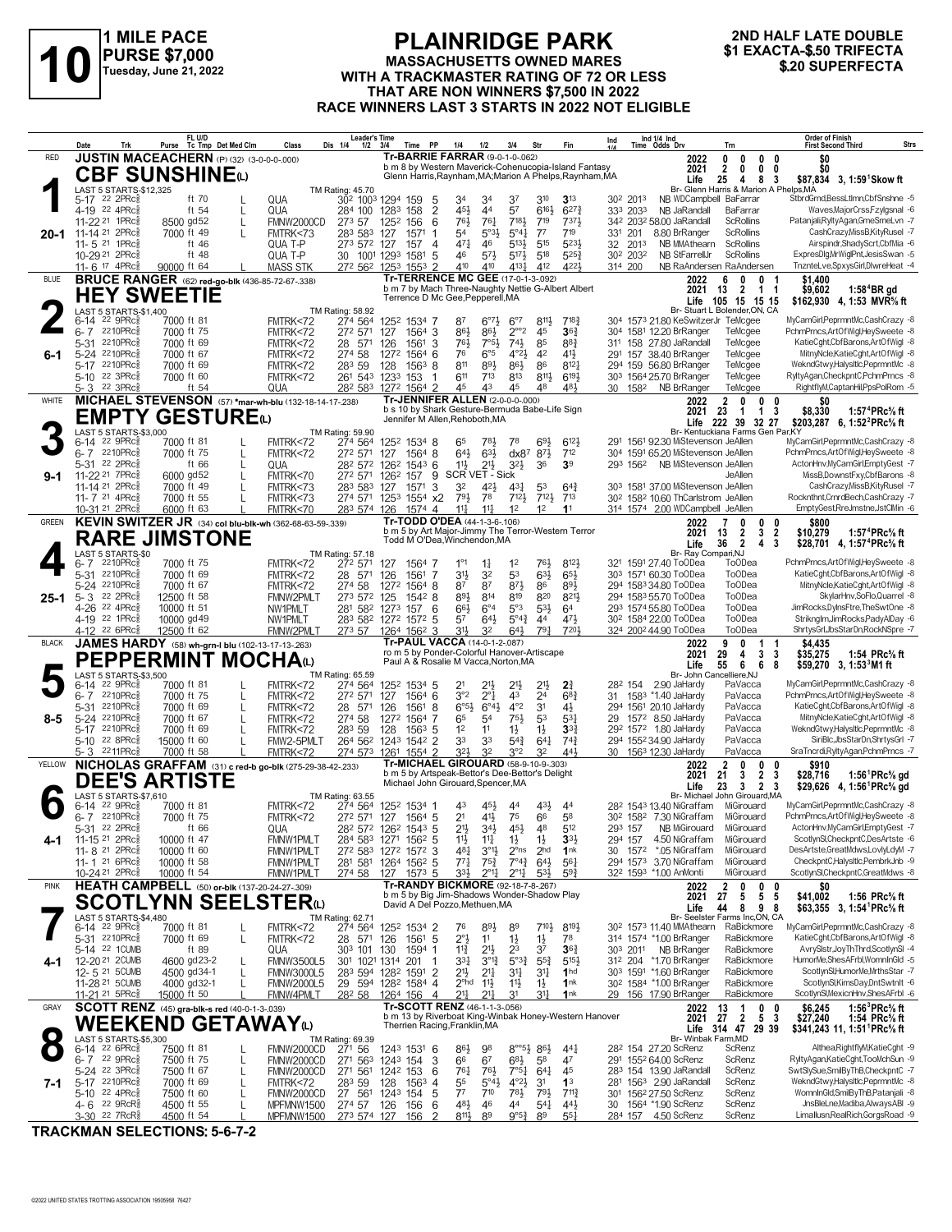# 10

**1 MILE PACE**
**PURSE $7,000**
**Tuesday, June 21, 2022**

## PLAINRIDGE PARK

**MASSACHUSETTS OWNED MARES WITH A TRACKMASTER RATING OF 72 OR LESS THAT ARE NON WINNERS $7,500 IN 2022 RACE WINNERS LAST 3 STARTS IN 2022 NOT ELIGIBLE**

**2ND HALF LATE DOUBLE**
**$1 EXACTA-$.50 TRIFECTA**
**$.20 SUPERFECTA**

---

### 1 — RED — 20-1

**JUSTIN MACEACHERN (P) (32) (3-0-0-0-.000)**

**CBF SUNSHINE(L)**

Tr-BARRIE FARRAR (9-0-1-0-.062)
b m 8 by Western Maverick-Cohenucopia-Island Fantasy
Glenn Harris,Raynham,MA;Marion A Phelps,Raynham,MA

| | Starts | Win | Place | Show | Earnings |
|---|---|---|---|---|---|
| 2022 | 0 | 0 | 0 | 0 | $0 |
| 2021 | 2 | 0 | 0 | 0 | $0 |
| Life | 25 | 4 | 8 | 3 | $87,834 3, 1:59¹Skow ft |

LAST 5 STARTS-$12,325 — TM Rating: 45.70 — Br- Glenn Harris & Marion A Phelps,MA

| Date | Trk | Purse | Cond | Class | 1/4 | 1/2 | 3/4 | Time | PP | 1/4 | 1/2 | 3/4 | Str | Fin | Ind 1/4 | Ind Time | Odds Drv | Trn | Order of Finish |
|---|---|---|---|---|---|---|---|---|---|---|---|---|---|---|---|---|---|---|---|
| 5-17 22 2PRc⅝ | | | ft 70 L | QUA | 30² | 100³ | 129⁴ | 159 | 5 | 3⁴ | 3⁴ | 3⁷ | 3¹⁰ | 3¹³ | 30² | 201³ | NB WDCampbell | BaFarrar | StbrdGrnd,BessLtlmn,CbfSnshne -5 |
| 4-19 22 4PRc⅝ | | | ft 54 L | QUA | 28⁴ | 100 | 128³ | 158 | 2 | 4⁵½ | 4⁴ | 5⁷ | 6¹⁶½ | 6²⁷¾ | 33³ | 203³ | NB JaRandall | BaFarrar | Waves,MajorCrss,Fzylgsnal -6 |
| 11-22 21 1PRc⅝ | 8500 | | gd52 | FMNW2000CD | 27³ | 57 | 125² | 156 | 6 | 7⁶½ | 7⁶½ | 7¹⁸½ | 7¹⁹ | 7³⁷½ | 34² | 203² 58.00 | JaRandall | ScRollins | Patanjali,RyltyAgan,GmeSmeLvn -7 |
| 11-14 21 2PRc⅝ | 7000 | | ft 49 L | FMTRK<73 | 28³ | 58³ | 127 | 157¹ | 1 | 5⁴ | 5°³½ | 5°⁴¼ | 7⁷ | 7¹⁹ | 33¹ | 201 8.80 | BrRanger | ScRollins | CashCrazy,MissBJ,KityRusel -7 |
| 11- 5 21 1PRc⅝ | | | ft 46 | QUA T-P | 27³ | 57² | 127 | 157 | 4 | 4⁷¼ | 4⁶ | 5¹³½ | 5¹⁵ | 5²³½ | 32 | 201³ | NB MMAthearn | ScRollins | Airspindr,ShadyScrt,CbfMia -6 |
| 10-29 21 2PRc⅝ | | | ft 48 | QUA T-P | 30 | 100¹ | 129³ | 158¹ | 5 | 4⁶ | 5⁷½ | 5¹⁷½ | 5¹⁸ | 5²⁵¾ | 30² | 203² | NB StFarrellJr | ScRollins | ExpresDlg,MrWiglPnt,JesisSwan -5 |
| 11- 6 17 4PRc⅝ | 90000 | | ft 64 | MASS STK | 27² | 56² | 125³ | 155³ | 2 | 4¹⁰ | 4¹⁰ | 4¹³¼ | 4¹² | 4²²½ | 31⁴ | 200 | NB RaAndersen | RaAndersen | TnznteLve,SpxysGirl,DlwreHeat -4 |

---

### 2 — BLUE — 6-1

**BRUCE RANGER (62) red-go-blk (436-85-72-67-.338)**

**HEY SWEETIE**

Tr-TERRENCE MC GEE (17-0-1-3-.092)
b m 7 by Mach Three-Naughty Nettie G-Albert Albert
Terrence D Mc Gee,Pepperell,MA

| | Starts | Win | Place | Show | Earnings |
|---|---|---|---|---|---|
| 2022 | 6 | 0 | 0 | 1 | $1,400 |
| 2021 | 13 | 2 | 1 | 1 | $9,602 1:58⁴BR gd |
| Life | 105 | 15 | 15 | 15 | $162,930 4, 1:53 MVR⅝ ft |

LAST 5 STARTS-$1,400 — TM Rating: 58.92 — Br- Stuart L Bolender,ON, CA

| Date | Trk | Purse | Cond | Class | 1/4 | 1/2 | 3/4 | Time | PP | 1/4 | 1/2 | 3/4 | Str | Fin | Ind 1/4 | Ind Time | Odds Drv | Trn | Order of Finish |
|---|---|---|---|---|---|---|---|---|---|---|---|---|---|---|---|---|---|---|---|
| 6-14 22 9PRc⅝ | 7000 | | ft 81 | FMTRK<72 | 27⁴ | 56⁴ | 125² | 153⁴ | 7 | 8⁷ | 6°⁷½ | 6°⁷ | 8¹¹½ | 7¹⁸¾ | 30⁴ | 157³ 21.80 | KeSwitzerJr | TeMcgee | MyCamGirl,PeprmntMc,CashCrazy -8 |
| 6- 7 22 10PRc⅝ | 7000 | | ft 75 | FMTRK<72 | 27² | 57¹ | 127 | 156⁴ | 3 | 8⁶½ | 8⁶½ | 2°°² | 4⁵ | 3⁶¾ | 30⁴ | 158¹ 12.20 | BrRanger | TeMcgee | PchmPrncs,ArtOfWigl,HeySweete -8 |
| 5-31 22 10PRc⅝ | 7000 | | ft 69 | FMTRK<72 | 28 | 57¹ | 126 | 156¹ | 3 | 7⁶½ | 7°⁵½ | 7⁴½ | 8⁵ | 8⁸¾ | 31¹ | 158 27.80 | JaRandall | TeMcgee | KatieCght,CbfBarons,ArtOfWigl -8 |
| 5-24 22 10PRc⅝ | 7000 | | ft 67 | FMTRK<72 | 27⁴ | 58 | 127² | 156⁴ | 6 | 7⁶ | 6°⁵ | 4°²½ | 4² | 4¹½ | 29¹ | 157 38.40 | BrRanger | TeMcgee | MitnyNcle,KatieCght,ArtOfWigl -8 |
| 5-17 22 10PRc⅝ | 7000 | | ft 69 | FMTRK<72 | 28³ | 59 | 128 | 156³ | 8 | 8¹¹ | 8⁹½ | 8⁶½ | 8⁶ | 8¹²½ | 29⁴ | 159 56.80 | BrRanger | TeMcgee | WekndGtwy,Halysltlc,PeprmntMc -8 |
| 5-10 22 3PRc⅝ | 7000 | | ft 60 | FMTRK<72 | 26¹ | 54³ | 123³ | 153 | 1 | 6¹¹ | 7¹³ | 8¹³ | 8¹¹½ | 6¹⁹½ | 30³ | 156⁴ 25.70 | BrRanger | TeMcgee | RyltyAgan,CheckpntC,PchmPrncs -8 |
| 5- 3 22 3PRc⅝ | | | ft 54 | QUA | 28² | 58³ | 127² | 156⁴ | 2 | 4⁵ | 4³ | 4⁵ | 4⁸ | 4⁸½ | 30 | 158² | NB BrRanger | TeMcgee | RightflyM,CaptanHil,PpsPolRom -5 |

---

### 3 — WHITE — 9-1

**MICHAEL STEVENSON (57) \*mar-wh-blu (132-18-14-17-.238)**

**EMPTY GESTURE(L)**

Tr-JENNIFER ALLEN (2-0-0-0-.000)
b s 10 by Shark Gesture-Bermuda Babe-Life Sign
Jennifer M Allen,Rehoboth,MA

| | Starts | Win | Place | Show | Earnings |
|---|---|---|---|---|---|
| 2022 | 2 | 0 | 0 | 0 | $0 |
| 2021 | 23 | 1 | 1 | 3 | $8,330 1:57⁴PRc⅝ ft |
| Life | 222 | 39 | 32 | 27 | $203,287 6, 1:52²PRc⅝ ft |

LAST 5 STARTS-$3,000 — TM Rating: 59.90 — Br- Kentuckiana Farms Gen Par,KY

| Date | Trk | Purse | Cond | Class | 1/4 | 1/2 | 3/4 | Time | PP | 1/4 | 1/2 | 3/4 | Str | Fin | Ind 1/4 | Ind Time | Odds Drv | Trn | Order of Finish |
|---|---|---|---|---|---|---|---|---|---|---|---|---|---|---|---|---|---|---|---|
| 6-14 22 9PRc⅝ | 7000 | | ft 81 L | FMTRK<72 | 27⁴ | 56⁴ | 125² | 153⁴ | 8 | 6⁵ | 7⁸½ | 7⁸ | 6⁹½ | 6¹²½ | 29¹ | 156¹ 92.30 | MiStevenson | JeAllen | MyCamGirl,PeprmntMc,CashCrazy -8 |
| 6- 7 22 10PRc⅝ | 7000 | | ft 75 L | FMTRK<72 | 27² | 57¹ | 127 | 156⁴ | 8 | 6⁴½ | 6³½ | dx8⁷ | 8⁷½ | 7¹² | 30⁴ | 159¹ 65.20 | MiStevenson | JeAllen | PchmPrncs,ArtOfWigl,HeySweete -8 |
| 5-31 22 2PRc⅝ | | | ft 66 L | QUA | 28² | 57² | 126² | 154³ | 6 | 1¹½ | 2¹½ | 3²½ | 3⁶ | 3⁹ | 29³ | 156² | NB MiStevenson | JeAllen | ActonHnv,MyCamGirl,EmptyGest -7 |
| 11-22 21 7PRc⅝ | 6000 | | gd52 L | FMTRK<70 | 27² | 57¹ | 126² | 157 | 9 | SCR VET - Sick | | | | | | | | JeAllen | MissB,DownstFxy,CbfBarons -8 |
| 11-14 21 2PRc⅝ | 7000 | | ft 49 L | FMTRK<73 | 28³ | 58³ | 127 | 157¹ | 3 | 3² | 4²½ | 4³¼ | 5³ | 6⁴¾ | 30³ | 158¹ 37.00 | MiStevenson | JeAllen | CashCrazy,MissBJ,KityRusel -7 |
| 11- 7 21 4PRc⅝ | 7000 | | ft 55 L | FMTRK<73 | 27⁴ | 57¹ | 125³ | 155⁴ | x2 | 7⁹½ | 7⁸ | 7¹²½ | 7¹²½ | 7¹³ | 30² | 158² 10.60 | ThCarlstrom | JeAllen | Rocknthnt,CmrdBech,CashCrazy -7 |
| 10-31 21 2PRc⅝ | 6000 | | ft 63 L | FMTRK<70 | 28³ | 57⁴ | 126 | 157⁴ | 4 | 1¹½ | 1¹½ | 1² | 1² | 1¹ | 31⁴ | 157⁴ 2.00 | WDCampbell | JeAllen | EmptyGest,RreJmstne,JstCMin -6 |

---

### 4 — GREEN — 25-1

**KEVIN SWITZER JR (34) col blu-blk-wh (362-68-63-59-.339)**

**RARE JIMSTONE**

Tr-TODD O'DEA (44-1-3-6-.106)
b m 5 by Art Major-Jimmy The Terror-Western Terror
Todd M O'Dea,Winchendon,MA

| | Starts | Win | Place | Show | Earnings |
|---|---|---|---|---|---|
| 2022 | 7 | 0 | 0 | 0 | $800 |
| 2021 | 13 | 2 | 3 | 2 | $10,279 1:57⁴PRc⅝ ft |
| Life | 36 | 2 | 4 | 3 | $28,701 4, 1:57⁴PRc⅝ ft |

LAST 5 STARTS-$0 — TM Rating: 57.18 — Br- Ray Compari,NJ

| Date | Trk | Purse | Cond | Class | 1/4 | 1/2 | 3/4 | Time | PP | 1/4 | 1/2 | 3/4 | Str | Fin | Ind 1/4 | Ind Time | Odds Drv | Trn | Order of Finish |
|---|---|---|---|---|---|---|---|---|---|---|---|---|---|---|---|---|---|---|---|
| 6- 7 22 10PRc⅝ | 7000 | | ft 75 | FMTRK<72 | 27² | 57¹ | 127 | 156⁴ | 7 | 1°¹ | 1½ | 1² | 7⁶½ | 8¹²½ | 32¹ | 159¹ 27.40 | ToODea | ToODea | PchmPrncs,ArtOfWigl,HeySweete -8 |
| 5-31 22 10PRc⅝ | 7000 | | ft 69 | FMTRK<72 | 28 | 57¹ | 126 | 156¹ | 7 | 3¹½ | 3² | 5³ | 6³½ | 6⁵½ | 30³ | 157¹ 60.30 | ToODea | ToODea | KatieCght,CbfBarons,ArtOfWigl -8 |
| 5-24 22 10PRc⅝ | 7000 | | ft 67 | FMTRK<72 | 27⁴ | 58 | 127² | 156⁴ | 8 | 8⁷ | 8⁷ | 8⁷½ | 8⁶ | 8⁹½ | 29⁴ | 158³ 34.80 | ToODea | ToODea | MitnyNcle,KatieCght,ArtOfWigl -8 |
| 5- 3 22 2PRc⅝ | 12500 | | ft 58 | FMNW2PMLT | 27³ | 57² | 125 | 154² | 8 | 8⁹½ | 8¹⁴ | 8¹⁹ | 8²⁰ | 8²¹½ | 29⁴ | 158³ 55.70 | ToODea | ToODea | SkylarHnv,SoFlo,Quarrel -8 |
| 4-26 22 4PRc⅝ | 10000 | | ft 51 | NW1PMLT | 28¹ | 58² | 127³ | 157 | 6 | 6⁶½ | 6°⁴ | 5°³ | 5³½ | 6⁴ | 29³ | 157⁴ 55.80 | ToODea | ToODea | JimRocks,DylnsFtre,TheSwtOne -8 |
| 4-19 22 1PRc⅝ | 10000 | | gd49 | NW1PMLT | 28³ | 58² | 127² | 157² | 5 | 5⁷ | 6⁴½ | 5°⁴¾ | 4⁴ | 4⁷½ | 30² | 158⁴ 22.00 | ToODea | ToODea | StrikngIm,JimRocks,PadyAlDay -6 |
| 4-12 22 6PRc⅝ | 12500 | | ft 62 | FMNW2PMLT | 27³ | 57 | 126⁴ | 156² | 3 | 3¹½ | 3² | 6⁴½ | 7⁹¼ | 7²⁰½ | 32⁴ | 200² 44.90 | ToODea | ToODea | ShrtysGrl,JbsStarDn,RockNSpre -7 |

---

### 5 — BLACK — 8-5

**JAMES HARDY (58) wh-grn-l blu (102-13-17-13-.263)**

**PEPPERMINT MOCHA(L)**

Tr-PAUL VACCA (14-0-1-2-.087)
ro m 5 by Ponder-Colorful Hanover-Artiscape
Paul A & Rosalie M Vacca,Norton,MA

| | Starts | Win | Place | Show | Earnings |
|---|---|---|---|---|---|
| 2022 | 9 | 0 | 1 | 1 | $4,435 |
| 2021 | 29 | 4 | 3 | 3 | $35,275 1:54 PRc⅝ ft |
| Life | 55 | 6 | 6 | 8 | $59,270 3, 1:53³M1 ft |

LAST 5 STARTS-$3,500 — TM Rating: 65.59 — Br- John Cancelliere,NJ

| Date | Trk | Purse | Cond | Class | 1/4 | 1/2 | 3/4 | Time | PP | 1/4 | 1/2 | 3/4 | Str | Fin | Ind 1/4 | Ind Time | Odds Drv | Trn | Order of Finish |
|---|---|---|---|---|---|---|---|---|---|---|---|---|---|---|---|---|---|---|---|
| 6-14 22 9PRc⅝ | 7000 | | ft 81 L | FMTRK<72 | 27⁴ | 56⁴ | 125² | 153⁴ | 5 | 2¹ | 2¹½ | 2¹½ | 2¹½ | 2¾ | 28² | 154 2.90 | JaHardy | PaVacca | MyCamGirl,PeprmntMc,CashCrazy -8 |
| 6- 7 22 10PRc⅝ | 7000 | | ft 75 L | FMTRK<72 | 27² | 57¹ | 127 | 156⁴ | 6 | 3°² | 2°¼ | 4³ | 2⁴ | 6⁸¾ | 31 | 158³ *1.40 | JaHardy | PaVacca | PchmPrncs,ArtOfWigl,HeySweete -8 |
| 5-31 22 10PRc⅝ | 7000 | | ft 69 L | FMTRK<72 | 28 | 57¹ | 126 | 156¹ | 8 | 6°⁵½ | 6°⁴½ | 4°² | 3¹ | 4½ | 29⁴ | 156¹ 20.10 | JaHardy | PaVacca | KatieCght,CbfBarons,ArtOfWigl -8 |
| 5-24 22 10PRc⅝ | 7000 | | ft 67 L | FMTRK<72 | 27⁴ | 58 | 127² | 156⁴ | 7 | 6⁵ | 5⁴ | 7⁵½ | 5³ | 5³¼ | 29 | 157² 8.50 | JaHardy | PaVacca | MitnyNcle,KatieCght,ArtOfWigl -8 |
| 5-17 22 10PRc⅝ | 7000 | | ft 69 L | FMTRK<72 | 28³ | 59 | 128 | 156³ | 5 | 1² | 1¹ | 1½ | 1½ | 3¾ | 29² | 157² 1.80 | JaHardy | PaVacca | WekndGtwy,Halysltlc,PeprmntMc -8 |
| 5-10 22 8PRc⅝ | 15000 | | ft 60 L | FMW2-5PMLT | 26⁴ | 56² | 124³ | 154² | 2 | 3³ | 3³ | 5⁴¾ | 6⁴¼ | 7⁴¾ | 29⁴ | 155² 34.90 | JaHardy | PaVacca | SiriBlc,JbsStarDn,ShrtysGrl -7 |
| 5- 3 22 11PRc⅝ | 7000 | | ft 58 L | FMTRK<72 | 27⁴ | 57³ | 126¹ | 155⁴ | 2 | 3²½ | 3² | 3°² | 3² | 4⁴½ | 30³ | 156³ 12.30 | JaHardy | PaVacca | SraTncrdi,RyltyAgan,PchmPrncs -7 |

---

### 6 — YELLOW — 4-1

**NICHOLAS GRAFFAM (31) c red-b go-blk (275-29-38-42-.233)**

**DEE'S ARTISTE**

Tr-MICHAEL GIROUARD (58-9-10-9-.303)
b m 5 by Artspeak-Bettor's Dee-Bettor's Delight
Michael John Girouard,Spencer,MA

| | Starts | Win | Place | Show | Earnings |
|---|---|---|---|---|---|
| 2022 | 2 | 0 | 0 | 0 | $910 |
| 2021 | 21 | 3 | 2 | 3 | $28,716 1:56¹PRc⅝ gd |
| Life | 23 | 3 | 2 | 3 | $29,626 4, 1:56¹PRc⅝ gd |

LAST 5 STARTS-$7,610 — TM Rating: 63.55 — Br- Michael John Girouard,MA

| Date | Trk | Purse | Cond | Class | 1/4 | 1/2 | 3/4 | Time | PP | 1/4 | 1/2 | 3/4 | Str | Fin | Ind 1/4 | Ind Time | Odds Drv | Trn | Order of Finish |
|---|---|---|---|---|---|---|---|---|---|---|---|---|---|---|---|---|---|---|---|
| 6-14 22 9PRc⅝ | 7000 | | ft 81 | FMTRK<72 | 27⁴ | 56⁴ | 125² | 153⁴ | 1 | 4³ | 4⁵½ | 4⁴ | 4³½ | 4⁴ | 28² | 154³ 13.40 | NiGraffam | MiGirouard | MyCamGirl,PeprmntMc,CashCrazy -8 |
| 6- 7 22 10PRc⅝ | 7000 | | ft 75 | FMTRK<72 | 27² | 57¹ | 127 | 156⁴ | 5 | 2¹ | 4¹½ | 7⁵ | 6⁶ | 5⁸ | 30² | 158² 7.30 | NiGraffam | MiGirouard | PchmPrncs,ArtOfWigl,HeySweete -8 |
| 5-31 22 2PRc⅝ | | | ft 66 | QUA | 28² | 57² | 126² | 154³ | 5 | 2¹½ | 3⁴½ | 4⁵½ | 4⁸ | 5¹² | 29³ | 157 | NB MiGirouard | MiGirouard | ActonHnv,MyCamGirl,EmptyGest -7 |
| 11-15 21 2PRc⅝ | 10000 | | ft 47 | FMNW1PMLT | 28⁴ | 58³ | 127¹ | 156² | 5 | 1¹½ | 1¹½ | 1½ | 1½ | 3³½ | 29⁴ | 157 4.50 | NiGraffam | MiGirouard | ScotlynSl,CheckpntC,DesArtste -6 |
| 11- 8 21 2PRc⅝ | 10000 | | ft 60 | FMNW1PMLT | 27² | 58³ | 127² | 157² | 3 | 4⁸½ | 3°²½ | 2°ns | 2hd | 1nk | 30 | 157² *.05 | NiGraffam | MiGirouard | DesArtste,GreatMdws,LovlyLdyM -7 |
| 11- 1 21 6PRc⅝ | 10000 | | ft 58 | FMNW1PMLT | 28¹ | 58¹ | 126⁴ | 156² | 5 | 7⁷½ | 7⁵¾ | 7°⁴¾ | 6⁴½ | 5⁶½ | 29⁴ | 157³ 3.70 | NiGraffam | MiGirouard | CheckpntC,Halysltlc,PembrkJnb -9 |
| 10-24 21 2PRc⅝ | 10000 | | ft 54 | FMNW1PMLT | 27⁴ | 58 | 127 | 157³ | 5 | 3³½ | 2°¹½ | 2°¹¼ | 5³½ | 5⁹¾ | 32² | 159³ *1.00 | AnMonti | MiGirouard | ScotlynSl,CheckpntC,GreatMdws -8 |

---

### 7 — PINK — 4-1

**HEATH CAMPBELL (50) or-blk (137-20-24-27-.309)**

**SCOTLYNN SEELSTER(L)**

Tr-RANDY BICKMORE (92-18-7-8-.267)
b m 5 by Big Jim-Shadows Wonder-Shadow Play
David A Del Pozzo,Methuen,MA

| | Starts | Win | Place | Show | Earnings |
|---|---|---|---|---|---|
| 2022 | 2 | 0 | 0 | 0 | $0 |
| 2021 | 27 | 5 | 5 | 5 | $41,002 1:56 PRc⅝ ft |
| Life | 44 | 8 | 9 | 8 | $63,355 3, 1:54¹PRc⅝ ft |

LAST 5 STARTS-$4,480 — TM Rating: 62.71 — Br- Seelster Farms Inc,ON, CA

| Date | Trk | Purse | Cond | Class | 1/4 | 1/2 | 3/4 | Time | PP | 1/4 | 1/2 | 3/4 | Str | Fin | Ind 1/4 | Ind Time | Odds Drv | Trn | Order of Finish |
|---|---|---|---|---|---|---|---|---|---|---|---|---|---|---|---|---|---|---|---|
| 6-14 22 9PRc⅝ | 7000 | | ft 81 L | FMTRK<72 | 27⁴ | 56⁴ | 125² | 153⁴ | 2 | 7⁶ | 8⁹½ | 8⁹ | 7¹⁰½ | 8¹⁹½ | 30² | 157³ 11.40 | MMAthearn | RaBickmore | MyCamGirl,PeprmntMc,CashCrazy -8 |
| 5-31 22 10PRc⅝ | 7000 | | ft 69 L | FMTRK<72 | 28 | 57¹ | 126 | 156¹ | 5 | 2°½ | 1¹ | 1½ | 1½ | 7⁸ | 31⁴ | 157⁴ *1.00 | HeCampbell | RaBickmore | KatieCght,CbfBarons,ArtOfWigl -8 |
| 5-14 22 1CUMB | | | ft 89 | QUA | 30³ | 101 | 130 | 159⁴ | 1 | 1¹¾ | 2¹½ | 2³ | 3⁷ | 3⁶¾ | 30³ | 201¹ | NB BrRanger | RaBickmore | AvrySlstr,JoyThThrd,ScotlynSl -4 |
| 12-20 21 2CUMB | 4600 | | gd23-2 L | FMNW3500L5 | 30¹ | 102¹ | 131⁴ | 201 | 1 | 3³½ | 3°²¾ | 5°³¾ | 5⁵¾ | 5¹⁵½ | 31² | 204 *1.70 | BrRanger | RaBickmore | HumorMe,ShesAFrbl,WomnInGld -5 |
| 12- 5 21 5CUMB | 4500 | | gd34-1 L | FMNW3000L5 | 28³ | 59⁴ | 128² | 159¹ | 2 | 2¹½ | 2¹½ | 3¹¾ | 3¹½ | 1hd | 30³ | 159¹ *1.60 | BrRanger | RaBickmore | ScotlynSl,HumorMe,MrthsStar -7 |
| 11-28 21 5CUMB | 4000 | | gd32-1 L | FMNW2000L5 | 29 | 59⁴ | 128² | 158⁴ | 4 | 2°hd | 1¹½ | 1¹½ | 1½ | 1nk | 30² | 158⁴ *1.00 | BrRanger | RaBickmore | ScotlynSl,KimsDay,DntSwtnlt -6 |
| 11-21 21 5PRc⅝ | 15000 | | ft 50 L | FMNW4PMLT | 28² | 58 | 126⁴ | 156 | 4 | 2¹½ | 2¹½ | 3¹ | 3¹½ | 1nk | 29 | 156 17.90 | BrRanger | RaBickmore | ScotlynSl,MexicnHnv,ShesAFrbl -6 |

---

### 8 — GRAY — 7-1

**SCOTT RENZ (45) gra-blk-s red (40-0-1-3-.039)**

**WEEKEND GETAWAY(L)**

Tr-SCOTT RENZ (46-1-1-3-.056)
b m 13 by Riverboat King-Winbak Honey-Western Hanover
Therrien Racing,Franklin,MA

| | Starts | Win | Place | Show | Earnings |
|---|---|---|---|---|---|
| 2022 | 13 | 1 | 0 | 0 | $6,245 1:56³PRc⅝ ft |
| 2021 | 27 | 2 | 5 | 3 | $27,240 1:54 PRc⅝ ft |
| Life | 314 | 47 | 29 | 39 | $341,243 11, 1:51¹PRc⅝ ft |

LAST 5 STARTS-$5,300 — TM Rating: 69.39 — Br- Winbak Farm,MD

| Date | Trk | Purse | Cond | Class | 1/4 | 1/2 | 3/4 | Time | PP | 1/4 | 1/2 | 3/4 | Str | Fin | Ind 1/4 | Ind Time | Odds Drv | Trn | Order of Finish |
|---|---|---|---|---|---|---|---|---|---|---|---|---|---|---|---|---|---|---|---|
| 6-14 22 6PRc⅝ | 7500 | | ft 81 L | FMNW2000CD | 27¹ | 56 | 124³ | 153¹ | 6 | 8⁶½ | 9⁸ | 8°°⁵½ | 8⁶½ | 4⁴¼ | 28² | 154 27.20 | ScRenz | ScRenz | Althea,RightflyM,KatieCght -9 |
| 6- 7 22 9PRc⅝ | 7500 | | ft 75 L | FMNW2000CD | 27¹ | 56³ | 124³ | 154 | 3 | 6⁶ | 6⁷ | 6⁸½ | 5⁸ | 4⁷ | 29¹ | 155² 64.00 | ScRenz | ScRenz | RyltyAgan,KatieCght,TooMchSun -9 |
| 5-24 22 3PRc⅝ | 7500 | | ft 67 L | FMNW2000CD | 27¹ | 56¹ | 124² | 153 | 6 | 7⁶½ | 7⁶½ | 7°⁵½ | 6⁴½ | 4⁵ | 28³ | 154 13.90 | JaRandall | ScRenz | SwtSlySue,SmilByThB,CheckpntC -7 |
| 5-17 22 10PRc⅝ | 7000 | | ft 69 L | FMTRK<72 | 28³ | 59 | 128 | 156³ | 4 | 5⁵ | 5°⁴½ | 4°²½ | 3¹ | 1³ | 28¹ | 156³ 2.90 | JaRandall | ScRenz | WekndGtwy,Halysltlc,PeprmntMc -8 |
| 5-10 22 4PRc⅝ | 7500 | | ft 60 L | FMNW2000CD | 27 | 56¹ | 124³ | 154 | 5 | 7⁷ | 7¹⁰ | 7⁸½ | 7⁹½ | 7¹¹¾ | 30¹ | 156² 27.50 | ScRenz | ScRenz | WomnInGld,SmilByThB,Patanjali -8 |
| 4- 6 22 9RcR⅝ | 4500 | | ft 55 L | MPFMNW1500 | 27⁴ | 57 | 126 | 156 | 6 | 4⁸½ | 4⁶ | 4⁴ | 5⁴½ | 4⁴½ | 30 | 156⁴ *1.90 | ScRenz | ScRenz | JnsBleLne,Madiba,AlwaysABl -9 |
| 3-30 22 7RcR⅝ | 4500 | | ft 54 L | MPFMNW1500 | 27³ | 57⁴ | 127 | 156 | 2 | 8¹¹½ | 8⁹ | 9°⁵¾ | 8⁹ | 5⁵½ | 28⁴ | 157 4.50 | ScRenz | ScRenz | Limallusn,RealRich,GorgsRoad -9 |

---

**TRACKMAN SELECTIONS: 5-6-7-2**